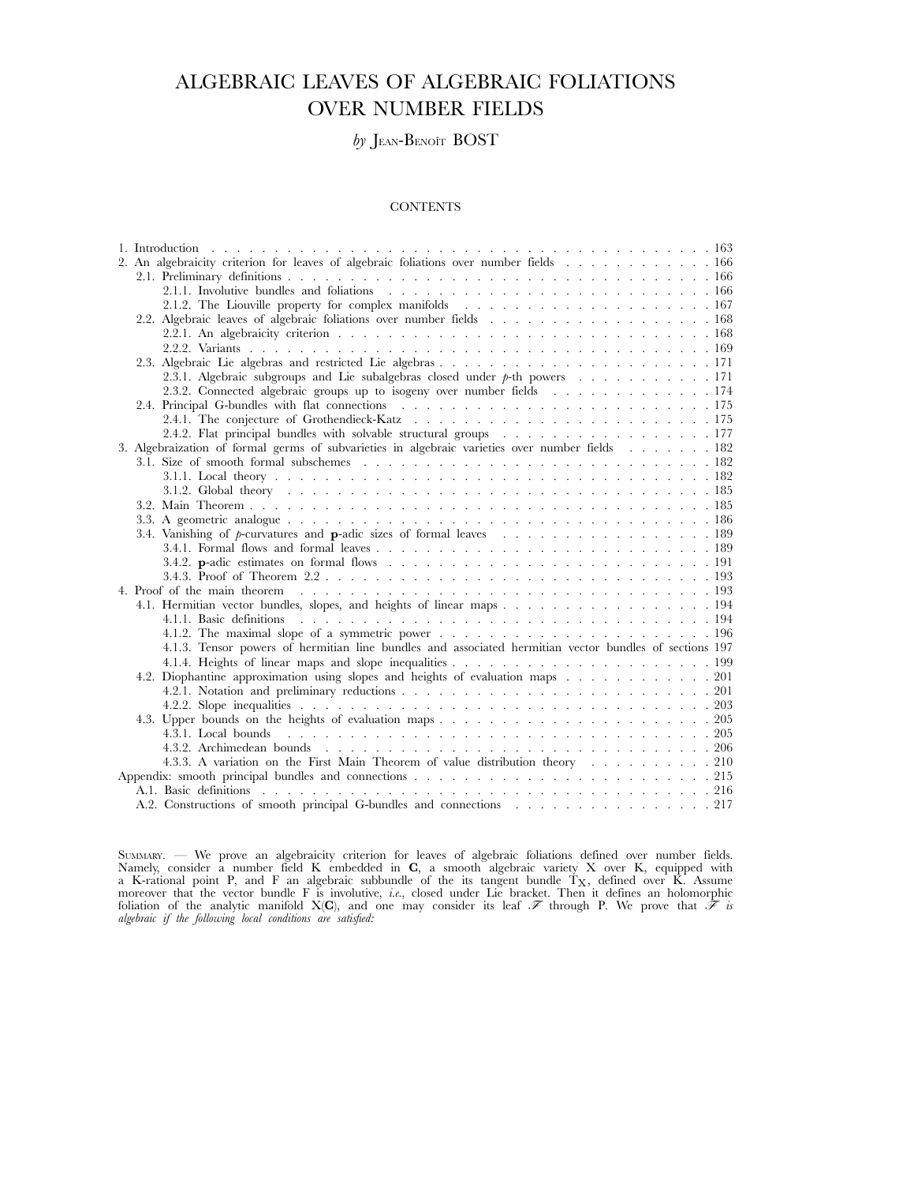# ALGEBRAIC LEAVES OF ALGEBRAIC FOLIATIONS OVER NUMBER FIELDS

*by* Jean-Benoît BOST

## CONTENTS

1. Introduction . . . 163
2. An algebraicity criterion for leaves of algebraic foliations over number fields . . . 166
   - 2.1. Preliminary definitions . . . 166
     - 2.1.1. Involutive bundles and foliations . . . 166
     - 2.1.2. The Liouville property for complex manifolds . . . 167
   - 2.2. Algebraic leaves of algebraic foliations over number fields . . . 168
     - 2.2.1. An algebraicity criterion . . . 168
     - 2.2.2. Variants . . . 169
   - 2.3. Algebraic Lie algebras and restricted Lie algebras . . . 171
     - 2.3.1. Algebraic subgroups and Lie subalgebras closed under $p$-th powers . . . 171
     - 2.3.2. Connected algebraic groups up to isogeny over number fields . . . 174
   - 2.4. Principal G-bundles with flat connections . . . 175
     - 2.4.1. The conjecture of Grothendieck-Katz . . . 175
     - 2.4.2. Flat principal bundles with solvable structural groups . . . 177
3. Algebraization of formal germs of subvarieties in algebraic varieties over number fields . . . 182
   - 3.1. Size of smooth formal subschemes . . . 182
     - 3.1.1. Local theory . . . 182
     - 3.1.2. Global theory . . . 185
   - 3.2. Main Theorem . . . 185
   - 3.3. A geometric analogue . . . 186
   - 3.4. Vanishing of $p$-curvatures and $\mathbf{p}$-adic sizes of formal leaves . . . 189
     - 3.4.1. Formal flows and formal leaves . . . 189
     - 3.4.2. $\mathbf{p}$-adic estimates on formal flows . . . 191
     - 3.4.3. Proof of Theorem 2.2 . . . 193
4. Proof of the main theorem . . . 193
   - 4.1. Hermitian vector bundles, slopes, and heights of linear maps . . . 194
     - 4.1.1. Basic definitions . . . 194
     - 4.1.2. The maximal slope of a symmetric power . . . 196
     - 4.1.3. Tensor powers of hermitian line bundles and associated hermitian vector bundles of sections 197
     - 4.1.4. Heights of linear maps and slope inequalities . . . 199
   - 4.2. Diophantine approximation using slopes and heights of evaluation maps . . . 201
     - 4.2.1. Notation and preliminary reductions . . . 201
     - 4.2.2. Slope inequalities . . . 203
   - 4.3. Upper bounds on the heights of evaluation maps . . . 205
     - 4.3.1. Local bounds . . . 205
     - 4.3.2. Archimedean bounds . . . 206
     - 4.3.3. A variation on the First Main Theorem of value distribution theory . . . 210

Appendix: smooth principal bundles and connections . . . 215
   - A.1. Basic definitions . . . 216
   - A.2. Constructions of smooth principal G-bundles and connections . . . 217

Summary. — We prove an algebraicity criterion for leaves of algebraic foliations defined over number fields. Namely, consider a number field K embedded in $\mathbf{C}$, a smooth algebraic variety X over K, equipped with a K-rational point P, and F an algebraic subbundle of the its tangent bundle $T_X$, defined over K. Assume moreover that the vector bundle F is involutive, *i.e.*, closed under Lie bracket. Then it defines an holomorphic foliation of the analytic manifold X($\mathbf{C}$), and one may consider its leaf $\mathscr{F}$ through P. We prove that $\mathscr{F}$ *is algebraic if the following local conditions are satisfied:*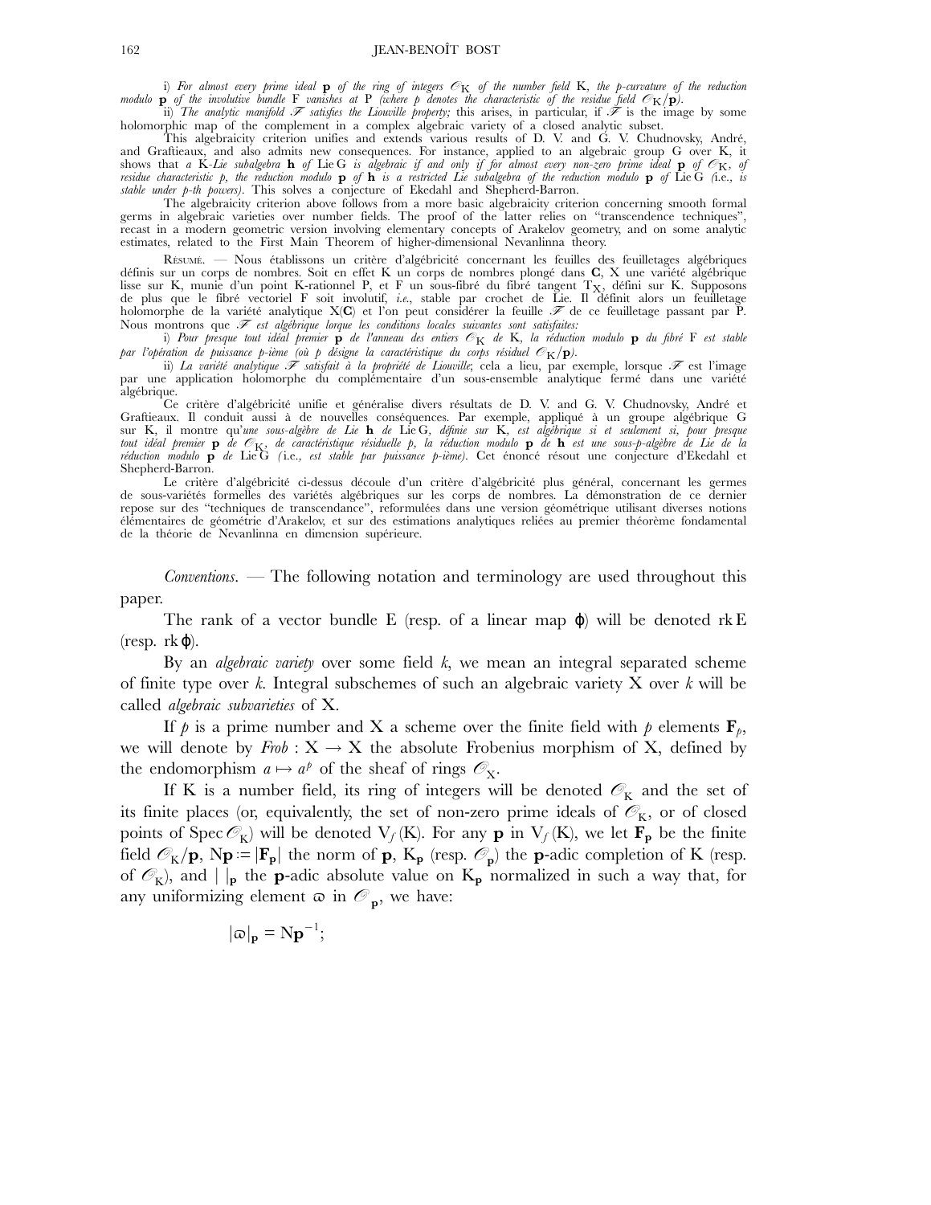i) *For almost every prime ideal* $\mathbf{p}$ *of the ring of integers* $\mathcal{O}_K$ *of the number field* K, *the p-curvature of the reduction modulo* $\mathbf{p}$ *of the involutive bundle* F *vanishes at* P *(where p denotes the characteristic of the residue field* $\mathcal{O}_K/\mathbf{p}$*).*

ii) *The analytic manifold* $\mathcal{F}$ *satisfies the Liouville property;* this arises, in particular, if $\mathcal{F}$ is the image by some holomorphic map of the complement in a complex algebraic variety of a closed analytic subset.

This algebraicity criterion unifies and extends various results of D. V. and G. V. Chudnovsky, André, and Graftieaux, and also admits new consequences. For instance, applied to an algebraic group G over K, it shows that *a* K*-Lie subalgebra* $\mathbf{h}$ *of* Lie G *is algebraic if and only if for almost every non-zero prime ideal* $\mathbf{p}$ *of* $\mathcal{O}_K$*, of residue characteristic p, the reduction modulo* $\mathbf{p}$ *of* $\mathbf{h}$ *is a restricted Lie subalgebra of the reduction modulo* $\mathbf{p}$ *of* Lie G *(*i.e.*, is stable under p-th powers).* This solves a conjecture of Ekedahl and Shepherd-Barron.

The algebraicity criterion above follows from a more basic algebraicity criterion concerning smooth formal germs in algebraic varieties over number fields. The proof of the latter relies on "transcendence techniques", recast in a modern geometric version involving elementary concepts of Arakelov geometry, and on some analytic estimates, related to the First Main Theorem of higher-dimensional Nevanlinna theory.

Résumé. — Nous établissons un critère d'algébricité concernant les feuilles des feuilletages algébriques définis sur un corps de nombres. Soit en effet K un corps de nombres plongé dans **C**, X une variété algébrique lisse sur K, munie d'un point K-rationnel P, et F un sous-fibré du fibré tangent $T_X$, défini sur K. Supposons de plus que le fibré vectoriel F soit involutif, *i.e.*, stable par crochet de Lie. Il définit alors un feuilletage holomorphe de la variété analytique X(**C**) et l'on peut considérer la feuille $\mathcal{F}$ de ce feuilletage passant par P. Nous montrons que $\mathcal{F}$ *est algébrique lorque les conditions locales suivantes sont satisfaites:*

i) *Pour presque tout idéal premier* $\mathbf{p}$ *de l'anneau des entiers* $\mathcal{O}_K$ *de* K*, la réduction modulo* $\mathbf{p}$ *du fibré* F *est stable par l'opération de puissance p-ième (où p désigne la caractéristique du corps résiduel* $\mathcal{O}_K/\mathbf{p}$*).*

ii) *La variété analytique* $\mathcal{F}$ *satisfait à la propriété de Liouville*; cela a lieu, par exemple, lorsque $\mathcal{F}$ est l'image par une application holomorphe du complémentaire d'un sous-ensemble analytique fermé dans une variété algébrique.

Ce critère d'algébricité unifie et généralise divers résultats de D. V. and G. V. Chudnovsky, André et Graftieaux. Il conduit aussi à de nouvelles conséquences. Par exemple, appliqué à un groupe algébrique G sur K, il montre qu'*une sous-algèbre de Lie* $\mathbf{h}$ *de* Lie G*, définie sur* K*, est algébrique si et seulement si, pour presque tout idéal premier* $\mathbf{p}$ *de* $\mathcal{O}_K$*, de caractéristique résiduelle p, la réduction modulo* $\mathbf{p}$ *de* $\mathbf{h}$ *est une sous-p-algèbre de Lie de la réduction modulo* $\mathbf{p}$ *de* Lie G *(*i.e.*, est stable par puissance p-ième).* Cet énoncé résout une conjecture d'Ekedahl et Shepherd-Barron.

Le critère d'algébricité ci-dessus découle d'un critère d'algébricité plus général, concernant les germes de sous-variétés formelles des variétés algébriques sur les corps de nombres. La démonstration de ce dernier repose sur des "techniques de transcendance", reformulées dans une version géométrique utilisant diverses notions élémentaires de géométrie d'Arakelov, et sur des estimations analytiques reliées au premier théorème fondamental de la théorie de Nevanlinna en dimension supérieure.

*Conventions.* — The following notation and terminology are used throughout this paper.

The rank of a vector bundle E (resp. of a linear map $\varphi$) will be denoted rk E (resp. rk $\varphi$).

By an *algebraic variety* over some field *k*, we mean an integral separated scheme of finite type over *k*. Integral subschemes of such an algebraic variety X over *k* will be called *algebraic subvarieties* of X.

If *p* is a prime number and X a scheme over the finite field with *p* elements $\mathbf{F}_p$, we will denote by $Frob : X \to X$ the absolute Frobenius morphism of X, defined by the endomorphism $a \mapsto a^p$ of the sheaf of rings $\mathcal{O}_X$.

If K is a number field, its ring of integers will be denoted $\mathcal{O}_K$ and the set of its finite places (or, equivalently, the set of non-zero prime ideals of $\mathcal{O}_K$, or of closed points of Spec $\mathcal{O}_K$) will be denoted $V_f(K)$. For any $\mathbf{p}$ in $V_f(K)$, we let $\mathbf{F}_\mathbf{p}$ be the finite field $\mathcal{O}_K/\mathbf{p}$, $N\mathbf{p} := |\mathbf{F}_\mathbf{p}|$ the norm of $\mathbf{p}$, $K_\mathbf{p}$ (resp. $\mathcal{O}_\mathbf{p}$) the $\mathbf{p}$-adic completion of K (resp. of $\mathcal{O}_K$), and $|\ |_\mathbf{p}$ the $\mathbf{p}$-adic absolute value on $K_\mathbf{p}$ normalized in such a way that, for any uniformizing element $\varpi$ in $\mathcal{O}_\mathbf{p}$, we have:

$$|\varpi|_\mathbf{p} = N\mathbf{p}^{-1};$$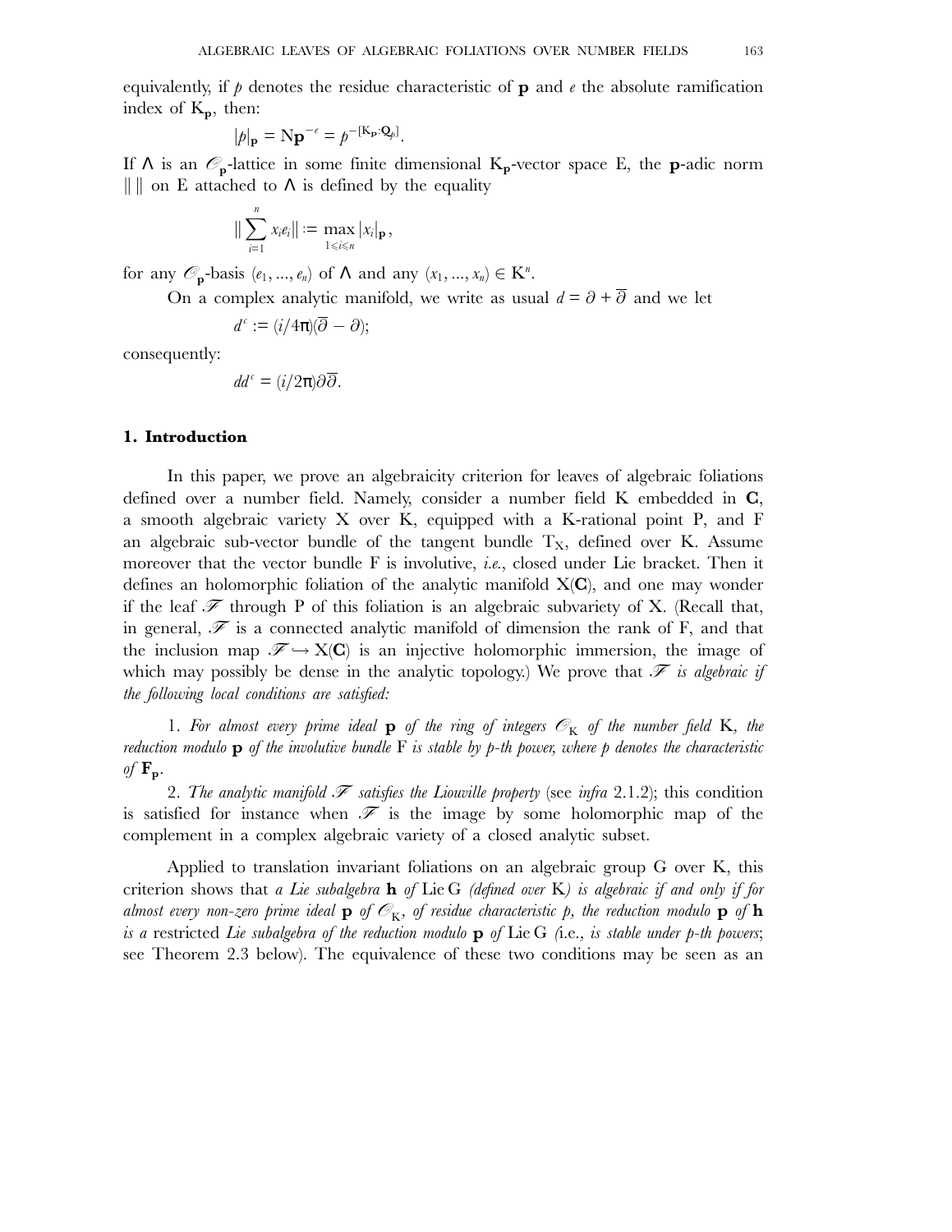equivalently, if $p$ denotes the residue characteristic of $\mathbf{p}$ and $e$ the absolute ramification index of $K_{\mathbf{p}}$, then:

$$|p|_{\mathbf{p}} = N\mathbf{p}^{-e} = p^{-[K_{\mathbf{p}}:\mathbf{Q}_p]}.$$

If $\Lambda$ is an $\mathcal{O}_{\mathbf{p}}$-lattice in some finite dimensional $K_{\mathbf{p}}$-vector space E, the $\mathbf{p}$-adic norm $\| \ \|$ on E attached to $\Lambda$ is defined by the equality

$$\|\sum_{i=1}^{n} x_i e_i\| := \max_{1\leqslant i\leqslant n} |x_i|_{\mathbf{p}},$$

for any $\mathcal{O}_{\mathbf{p}}$-basis $(e_1, ..., e_n)$ of $\Lambda$ and any $(x_1, ..., x_n) \in K^n$.

On a complex analytic manifold, we write as usual $d = \partial + \overline{\partial}$ and we let

$$d^c := (i/4\pi)(\overline{\partial} - \partial);$$

consequently:

$$dd^c = (i/2\pi)\partial\overline{\partial}.$$

## 1. Introduction

In this paper, we prove an algebraicity criterion for leaves of algebraic foliations defined over a number field. Namely, consider a number field K embedded in $\mathbf{C}$, a smooth algebraic variety X over K, equipped with a K-rational point P, and F an algebraic sub-vector bundle of the tangent bundle $T_X$, defined over K. Assume moreover that the vector bundle F is involutive, *i.e.*, closed under Lie bracket. Then it defines an holomorphic foliation of the analytic manifold $X(\mathbf{C})$, and one may wonder if the leaf $\mathcal{F}$ through P of this foliation is an algebraic subvariety of X. (Recall that, in general, $\mathcal{F}$ is a connected analytic manifold of dimension the rank of F, and that the inclusion map $\mathcal{F} \hookrightarrow X(\mathbf{C})$ is an injective holomorphic immersion, the image of which may possibly be dense in the analytic topology.) We prove that *$\mathcal{F}$ is algebraic if the following local conditions are satisfied:*

1. *For almost every prime ideal $\mathbf{p}$ of the ring of integers $\mathcal{O}_K$ of the number field* K*, the reduction modulo $\mathbf{p}$ of the involutive bundle* F *is stable by p-th power, where p denotes the characteristic of $\mathbf{F}_{\mathbf{p}}$.*

2. *The analytic manifold $\mathcal{F}$ satisfies the Liouville property* (see *infra* 2.1.2); this condition is satisfied for instance when $\mathcal{F}$ is the image by some holomorphic map of the complement in a complex algebraic variety of a closed analytic subset.

Applied to translation invariant foliations on an algebraic group G over K, this criterion shows that *a Lie subalgebra* $\mathbf{h}$ *of* Lie G *(defined over* K*) is algebraic if and only if for almost every non-zero prime ideal* $\mathbf{p}$ *of* $\mathcal{O}_K$*, of residue characteristic p, the reduction modulo* $\mathbf{p}$ *of* $\mathbf{h}$ *is a* restricted *Lie subalgebra of the reduction modulo* $\mathbf{p}$ *of* Lie G *(*i.e.*, is stable under p-th powers*; see Theorem 2.3 below). The equivalence of these two conditions may be seen as an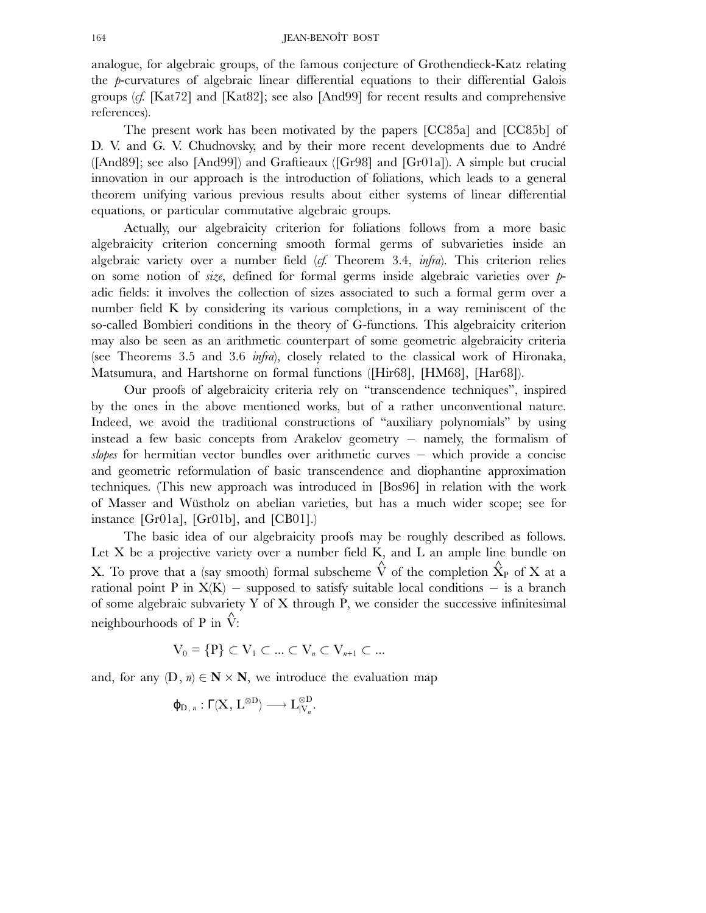analogue, for algebraic groups, of the famous conjecture of Grothendieck-Katz relating the $p$-curvatures of algebraic linear differential equations to their differential Galois groups (*cf.* [Kat72] and [Kat82]; see also [And99] for recent results and comprehensive references).

The present work has been motivated by the papers [CC85a] and [CC85b] of D. V. and G. V. Chudnovsky, and by their more recent developments due to André ([And89]; see also [And99]) and Graftieaux ([Gr98] and [Gr01a]). A simple but crucial innovation in our approach is the introduction of foliations, which leads to a general theorem unifying various previous results about either systems of linear differential equations, or particular commutative algebraic groups.

Actually, our algebraicity criterion for foliations follows from a more basic algebraicity criterion concerning smooth formal germs of subvarieties inside an algebraic variety over a number field (*cf.* Theorem 3.4, *infra*). This criterion relies on some notion of *size*, defined for formal germs inside algebraic varieties over $p$-adic fields: it involves the collection of sizes associated to such a formal germ over a number field K by considering its various completions, in a way reminiscent of the so-called Bombieri conditions in the theory of G-functions. This algebraicity criterion may also be seen as an arithmetic counterpart of some geometric algebraicity criteria (see Theorems 3.5 and 3.6 *infra*), closely related to the classical work of Hironaka, Matsumura, and Hartshorne on formal functions ([Hir68], [HM68], [Har68]).

Our proofs of algebraicity criteria rely on "transcendence techniques", inspired by the ones in the above mentioned works, but of a rather unconventional nature. Indeed, we avoid the traditional constructions of "auxiliary polynomials" by using instead a few basic concepts from Arakelov geometry − namely, the formalism of *slopes* for hermitian vector bundles over arithmetic curves − which provide a concise and geometric reformulation of basic transcendence and diophantine approximation techniques. (This new approach was introduced in [Bos96] in relation with the work of Masser and Wüstholz on abelian varieties, but has a much wider scope; see for instance [Gr01a], [Gr01b], and [CB01].)

The basic idea of our algebraicity proofs may be roughly described as follows. Let X be a projective variety over a number field K, and L an ample line bundle on X. To prove that a (say smooth) formal subscheme $\hat{V}$ of the completion $\hat{X}_P$ of X at a rational point P in X(K) − supposed to satisfy suitable local conditions − is a branch of some algebraic subvariety Y of X through P, we consider the successive infinitesimal neighbourhoods of P in $\hat{V}$:

$$V_0 = \{P\} \subset V_1 \subset \ldots \subset V_n \subset V_{n+1} \subset \ldots$$

and, for any $(D, n) \in \mathbf{N} \times \mathbf{N}$, we introduce the evaluation map

$$\varphi_{D,n} : \Gamma(X, L^{\otimes D}) \longrightarrow L^{\otimes D}_{|V_n}.$$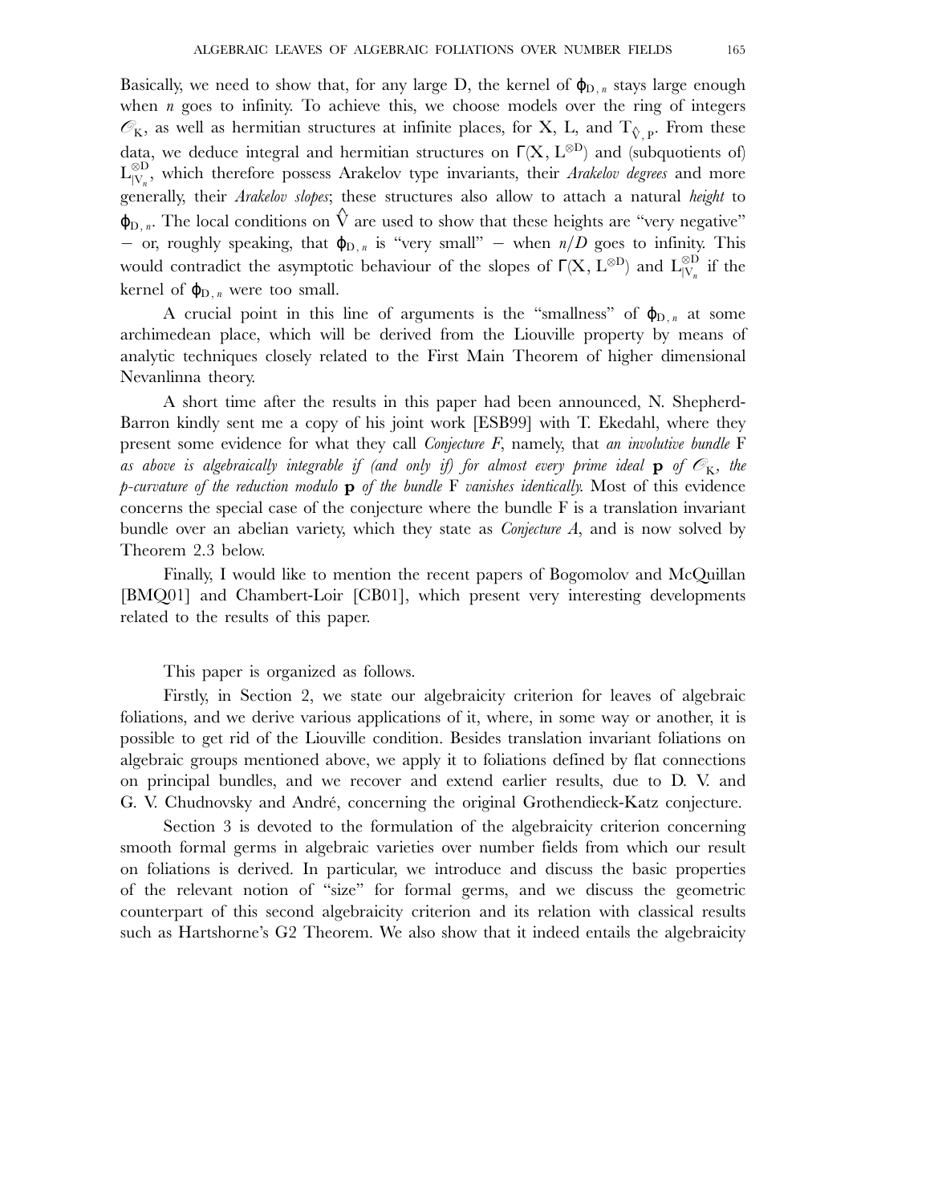Basically, we need to show that, for any large D, the kernel of $\varphi_{D,n}$ stays large enough when $n$ goes to infinity. To achieve this, we choose models over the ring of integers $\mathcal{O}_K$, as well as hermitian structures at infinite places, for X, L, and $T_{\hat{V},P}$. From these data, we deduce integral and hermitian structures on $\Gamma(X, L^{\otimes D})$ and (subquotients of) $L^{\otimes D}_{|V_n}$, which therefore possess Arakelov type invariants, their *Arakelov degrees* and more generally, their *Arakelov slopes*; these structures also allow to attach a natural *height* to $\varphi_{D,n}$. The local conditions on $\hat{V}$ are used to show that these heights are "very negative" – or, roughly speaking, that $\varphi_{D,n}$ is "very small" – when $n/D$ goes to infinity. This would contradict the asymptotic behaviour of the slopes of $\Gamma(X, L^{\otimes D})$ and $L^{\otimes D}_{|V_n}$ if the kernel of $\varphi_{D,n}$ were too small.

A crucial point in this line of arguments is the "smallness" of $\varphi_{D,n}$ at some archimedean place, which will be derived from the Liouville property by means of analytic techniques closely related to the First Main Theorem of higher dimensional Nevanlinna theory.

A short time after the results in this paper had been announced, N. Shepherd-Barron kindly sent me a copy of his joint work [ESB99] with T. Ekedahl, where they present some evidence for what they call *Conjecture F*, namely, that *an involutive bundle* F *as above is algebraically integrable if (and only if) for almost every prime ideal* $\mathbf{p}$ *of* $\mathcal{O}_K$, *the p-curvature of the reduction modulo* $\mathbf{p}$ *of the bundle* F *vanishes identically.* Most of this evidence concerns the special case of the conjecture where the bundle F is a translation invariant bundle over an abelian variety, which they state as *Conjecture A*, and is now solved by Theorem 2.3 below.

Finally, I would like to mention the recent papers of Bogomolov and McQuillan [BMQ01] and Chambert-Loir [CB01], which present very interesting developments related to the results of this paper.

This paper is organized as follows.

Firstly, in Section 2, we state our algebraicity criterion for leaves of algebraic foliations, and we derive various applications of it, where, in some way or another, it is possible to get rid of the Liouville condition. Besides translation invariant foliations on algebraic groups mentioned above, we apply it to foliations defined by flat connections on principal bundles, and we recover and extend earlier results, due to D. V. and G. V. Chudnovsky and André, concerning the original Grothendieck-Katz conjecture.

Section 3 is devoted to the formulation of the algebraicity criterion concerning smooth formal germs in algebraic varieties over number fields from which our result on foliations is derived. In particular, we introduce and discuss the basic properties of the relevant notion of "size" for formal germs, and we discuss the geometric counterpart of this second algebraicity criterion and its relation with classical results such as Hartshorne's G2 Theorem. We also show that it indeed entails the algebraicity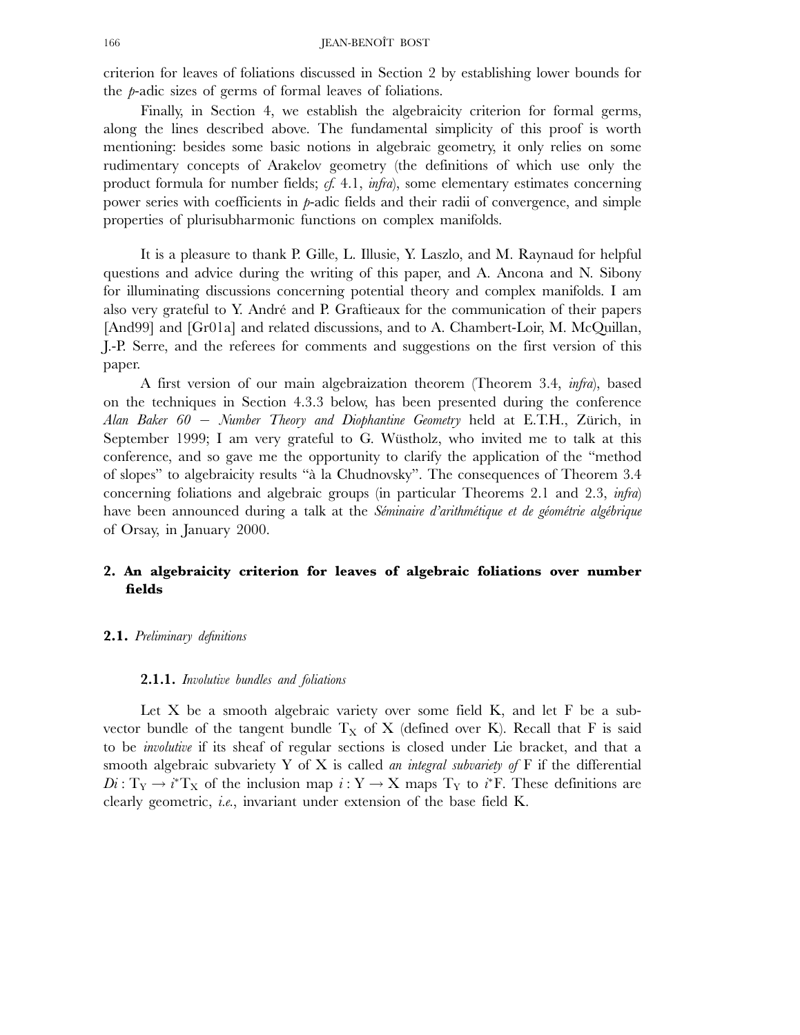criterion for leaves of foliations discussed in Section 2 by establishing lower bounds for the $p$-adic sizes of germs of formal leaves of foliations.

Finally, in Section 4, we establish the algebraicity criterion for formal germs, along the lines described above. The fundamental simplicity of this proof is worth mentioning: besides some basic notions in algebraic geometry, it only relies on some rudimentary concepts of Arakelov geometry (the definitions of which use only the product formula for number fields; *cf.* 4.1, *infra*), some elementary estimates concerning power series with coefficients in $p$-adic fields and their radii of convergence, and simple properties of plurisubharmonic functions on complex manifolds.

It is a pleasure to thank P. Gille, L. Illusie, Y. Laszlo, and M. Raynaud for helpful questions and advice during the writing of this paper, and A. Ancona and N. Sibony for illuminating discussions concerning potential theory and complex manifolds. I am also very grateful to Y. André and P. Graftieaux for the communication of their papers [And99] and [Gr01a] and related discussions, and to A. Chambert-Loir, M. McQuillan, J.-P. Serre, and the referees for comments and suggestions on the first version of this paper.

A first version of our main algebraization theorem (Theorem 3.4, *infra*), based on the techniques in Section 4.3.3 below, has been presented during the conference *Alan Baker 60 – Number Theory and Diophantine Geometry* held at E.T.H., Zürich, in September 1999; I am very grateful to G. Wüstholz, who invited me to talk at this conference, and so gave me the opportunity to clarify the application of the "method of slopes" to algebraicity results "à la Chudnovsky". The consequences of Theorem 3.4 concerning foliations and algebraic groups (in particular Theorems 2.1 and 2.3, *infra*) have been announced during a talk at the *Séminaire d'arithmétique et de géométrie algébrique* of Orsay, in January 2000.

## 2. An algebraicity criterion for leaves of algebraic foliations over number fields

### 2.1. *Preliminary definitions*

#### 2.1.1. *Involutive bundles and foliations*

Let $X$ be a smooth algebraic variety over some field $K$, and let $F$ be a subvector bundle of the tangent bundle $T_X$ of $X$ (defined over $K$). Recall that $F$ is said to be *involutive* if its sheaf of regular sections is closed under Lie bracket, and that a smooth algebraic subvariety $Y$ of $X$ is called *an integral subvariety of* $F$ if the differential $Di : T_Y \to i^*T_X$ of the inclusion map $i : Y \to X$ maps $T_Y$ to $i^*F$. These definitions are clearly geometric, *i.e.*, invariant under extension of the base field $K$.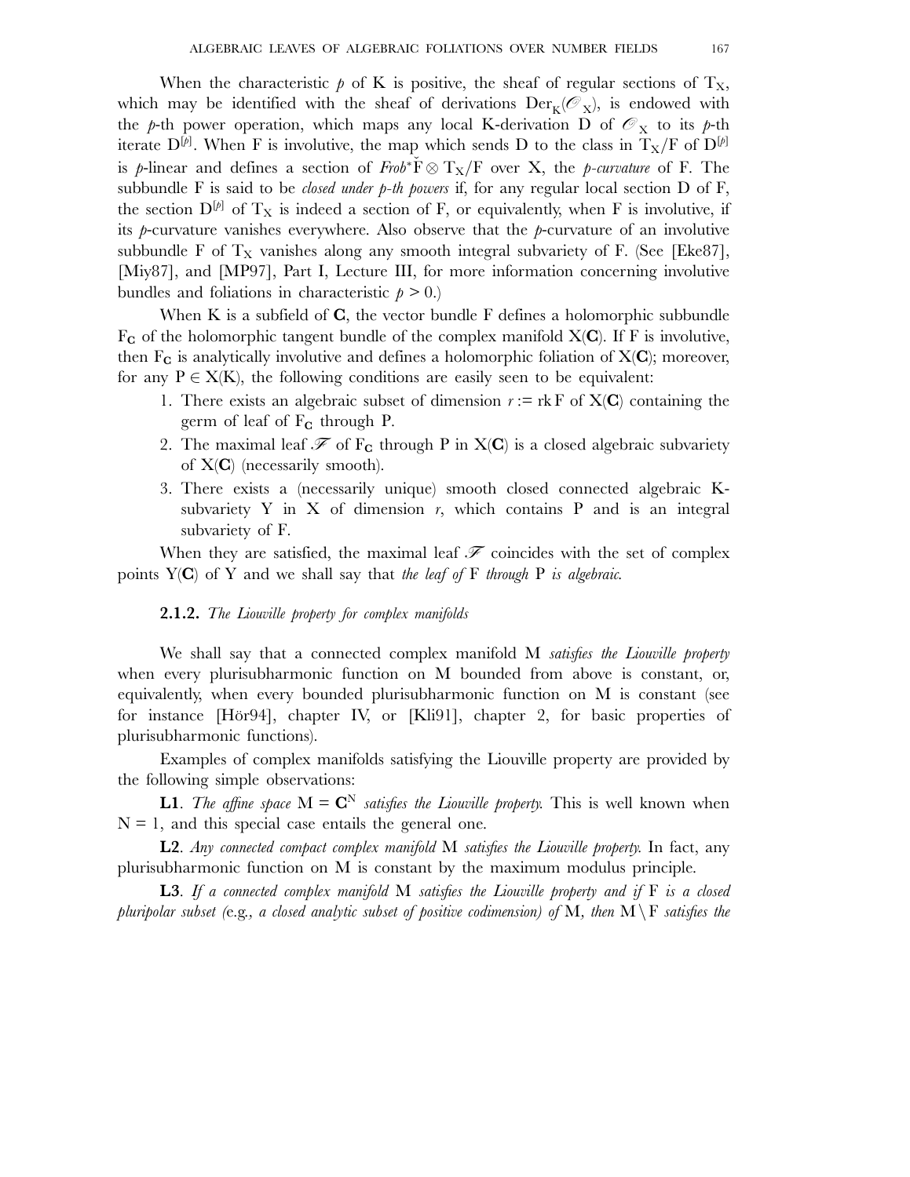When the characteristic $p$ of K is positive, the sheaf of regular sections of $T_X$, which may be identified with the sheaf of derivations $\mathrm{Der}_K(\mathscr{O}_X)$, is endowed with the $p$-th power operation, which maps any local K-derivation D of $\mathscr{O}_X$ to its $p$-th iterate $D^{[p]}$. When F is involutive, the map which sends D to the class in $T_X/F$ of $D^{[p]}$ is $p$-linear and defines a section of $Frob^*\check{F} \otimes T_X/F$ over X, the *p-curvature* of F. The subbundle F is said to be *closed under p-th powers* if, for any regular local section D of F, the section $D^{[p]}$ of $T_X$ is indeed a section of F, or equivalently, when F is involutive, if its $p$-curvature vanishes everywhere. Also observe that the $p$-curvature of an involutive subbundle F of $T_X$ vanishes along any smooth integral subvariety of F. (See [Eke87], [Miy87], and [MP97], Part I, Lecture III, for more information concerning involutive bundles and foliations in characteristic $p > 0$.)

When K is a subfield of $\mathbf{C}$, the vector bundle F defines a holomorphic subbundle $F_{\mathbf{C}}$ of the holomorphic tangent bundle of the complex manifold $X(\mathbf{C})$. If F is involutive, then $F_{\mathbf{C}}$ is analytically involutive and defines a holomorphic foliation of $X(\mathbf{C})$; moreover, for any $P \in X(K)$, the following conditions are easily seen to be equivalent:

1. There exists an algebraic subset of dimension $r := \mathrm{rk}\, F$ of $X(\mathbf{C})$ containing the germ of leaf of $F_{\mathbf{C}}$ through P.
2. The maximal leaf $\mathscr{F}$ of $F_{\mathbf{C}}$ through P in $X(\mathbf{C})$ is a closed algebraic subvariety of $X(\mathbf{C})$ (necessarily smooth).
3. There exists a (necessarily unique) smooth closed connected algebraic K-subvariety Y in X of dimension $r$, which contains P and is an integral subvariety of F.

When they are satisfied, the maximal leaf $\mathscr{F}$ coincides with the set of complex points $Y(\mathbf{C})$ of Y and we shall say that *the leaf of* F *through* P *is algebraic*.

### 2.1.2. *The Liouville property for complex manifolds*

We shall say that a connected complex manifold M *satisfies the Liouville property* when every plurisubharmonic function on M bounded from above is constant, or, equivalently, when every bounded plurisubharmonic function on M is constant (see for instance [Hör94], chapter IV, or [Kli91], chapter 2, for basic properties of plurisubharmonic functions).

Examples of complex manifolds satisfying the Liouville property are provided by the following simple observations:

**L1**. *The affine space* $M = \mathbf{C}^N$ *satisfies the Liouville property.* This is well known when $N = 1$, and this special case entails the general one.

**L2**. *Any connected compact complex manifold* M *satisfies the Liouville property.* In fact, any plurisubharmonic function on M is constant by the maximum modulus principle.

**L3**. *If a connected complex manifold* M *satisfies the Liouville property and if* F *is a closed pluripolar subset (*e.g.*, a closed analytic subset of positive codimension) of* M, *then* $M \setminus F$ *satisfies the*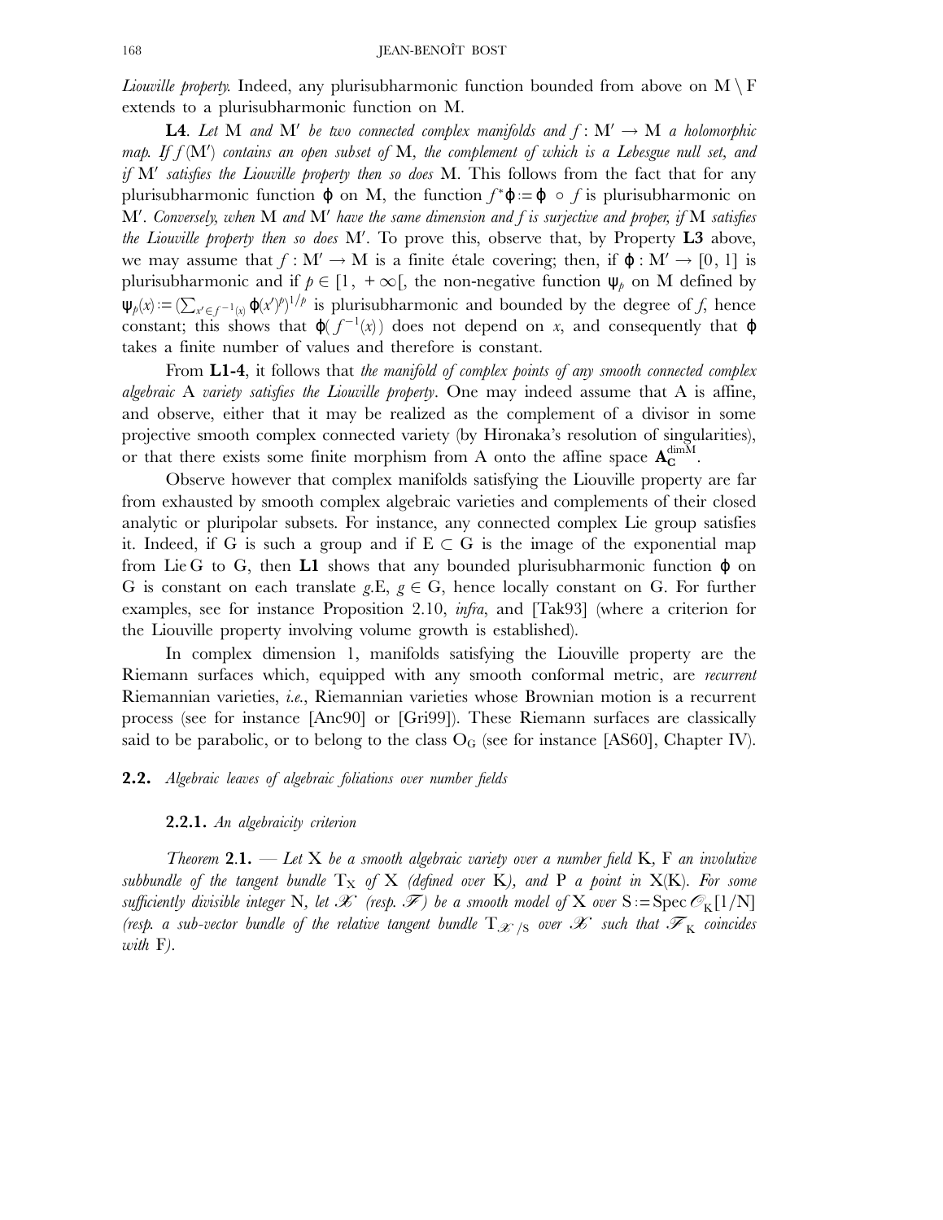*Liouville property*. Indeed, any plurisubharmonic function bounded from above on $M \setminus F$ extends to a plurisubharmonic function on M.

**L4**. *Let* M *and* M′ *be two connected complex manifolds and* $f : M' \to M$ *a holomorphic map. If* $f(M')$ *contains an open subset of* M, *the complement of which is a Lebesgue null set, and if* M′ *satisfies the Liouville property then so does* M. This follows from the fact that for any plurisubharmonic function $\varphi$ on M, the function $f^*\varphi := \varphi \circ f$ is plurisubharmonic on M′. *Conversely, when* M *and* M′ *have the same dimension and* $f$ *is surjective and proper, if* M *satisfies the Liouville property then so does* M′. To prove this, observe that, by Property **L3** above, we may assume that $f : M' \to M$ is a finite étale covering; then, if $\varphi : M' \to [0, 1]$ is plurisubharmonic and if $p \in [1, +\infty[$, the non-negative function $\psi_p$ on M defined by $\psi_p(x) := (\sum_{x' \in f^{-1}(x)} \varphi(x')^p)^{1/p}$ is plurisubharmonic and bounded by the degree of $f$, hence constant; this shows that $\varphi(f^{-1}(x))$ does not depend on $x$, and consequently that $\varphi$ takes a finite number of values and therefore is constant.

From **L1-4**, it follows that *the manifold of complex points of any smooth connected complex algebraic* A *variety satisfies the Liouville property*. One may indeed assume that A is affine, and observe, either that it may be realized as the complement of a divisor in some projective smooth complex connected variety (by Hironaka's resolution of singularities), or that there exists some finite morphism from A onto the affine space $\mathbf{A}_{\mathbf{C}}^{\dim M}$.

Observe however that complex manifolds satisfying the Liouville property are far from exhausted by smooth complex algebraic varieties and complements of their closed analytic or pluripolar subsets. For instance, any connected complex Lie group satisfies it. Indeed, if G is such a group and if $E \subset G$ is the image of the exponential map from Lie G to G, then **L1** shows that any bounded plurisubharmonic function $\varphi$ on G is constant on each translate $g.E$, $g \in G$, hence locally constant on G. For further examples, see for instance Proposition 2.10, *infra*, and [Tak93] (where a criterion for the Liouville property involving volume growth is established).

In complex dimension 1, manifolds satisfying the Liouville property are the Riemann surfaces which, equipped with any smooth conformal metric, are *recurrent* Riemannian varieties, *i.e.*, Riemannian varieties whose Brownian motion is a recurrent process (see for instance [Anc90] or [Gri99]). These Riemann surfaces are classically said to be parabolic, or to belong to the class $O_G$ (see for instance [AS60], Chapter IV).

## 2.2. *Algebraic leaves of algebraic foliations over number fields*

### 2.2.1. *An algebraicity criterion*

*Theorem* **2.1.** — *Let* X *be a smooth algebraic variety over a number field* K, F *an involutive subbundle of the tangent bundle* $T_X$ *of* X *(defined over* K*), and* P *a point in* X(K). *For some sufficiently divisible integer* N, *let* $\mathscr{X}$ *(resp.* $\mathscr{F}$*) be a smooth model of* X *over* $S := \operatorname{Spec} \mathscr{O}_K[1/N]$ *(resp. a sub-vector bundle of the relative tangent bundle* $T_{\mathscr{X}/S}$ *over* $\mathscr{X}$ *such that* $\mathscr{F}_K$ *coincides with* F*).*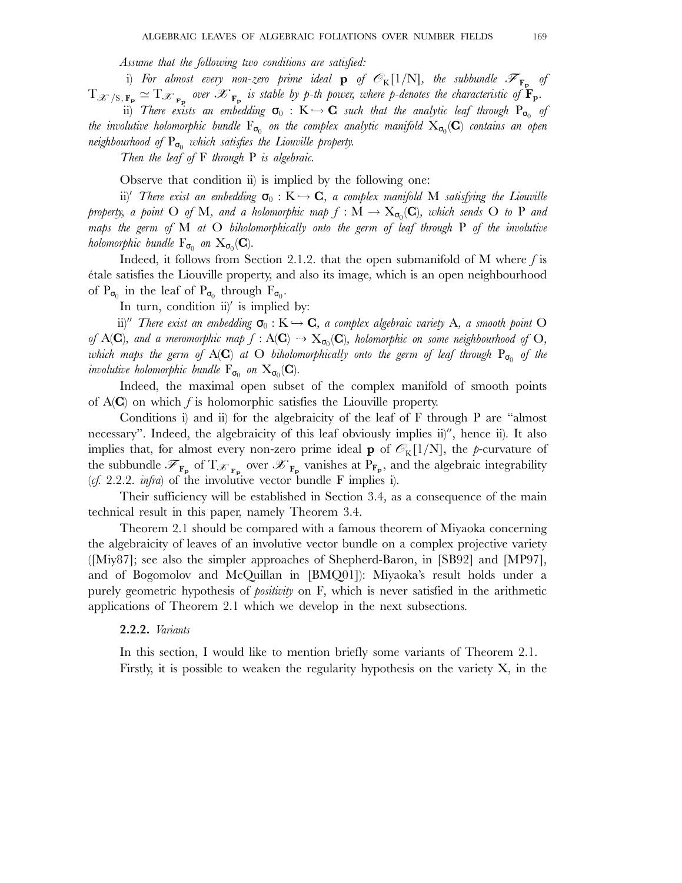*Assume that the following two conditions are satisfied:*

i) *For almost every non-zero prime ideal* $\mathbf{p}$ *of* $\mathcal{O}_K[1/N]$, *the subbundle* $\mathcal{F}_{\mathbf{F_p}}$ *of* $T_{\mathcal{X}/S,\mathbf{F_p}} \simeq T_{\mathcal{X}_{\mathbf{F_p}}}$ *over* $\mathcal{X}_{\mathbf{F_p}}$ *is stable by p-th power, where p-denotes the characteristic of* $\mathbf{F_p}$.

ii) *There exists an embedding* $\sigma_0 : K \hookrightarrow \mathbf{C}$ *such that the analytic leaf through* $P_{\sigma_0}$ *of the involutive holomorphic bundle* $F_{\sigma_0}$ *on the complex analytic manifold* $X_{\sigma_0}(\mathbf{C})$ *contains an open neighbourhood of* $P_{\sigma_0}$ *which satisfies the Liouville property.*

*Then the leaf of* F *through* P *is algebraic.*

Observe that condition ii) is implied by the following one:

ii)′ *There exist an embedding* $\sigma_0 : K \hookrightarrow \mathbf{C}$, *a complex manifold* M *satisfying the Liouville property, a point* O *of* M, *and a holomorphic map* $f : M \to X_{\sigma_0}(\mathbf{C})$, *which sends* O *to* P *and maps the germ of* M *at* O *biholomorphically onto the germ of leaf through* P *of the involutive holomorphic bundle* $F_{\sigma_0}$ *on* $X_{\sigma_0}(\mathbf{C})$.

Indeed, it follows from Section 2.1.2. that the open submanifold of M where $f$ is étale satisfies the Liouville property, and also its image, which is an open neighbourhood of $P_{\sigma_0}$ in the leaf of $P_{\sigma_0}$ through $F_{\sigma_0}$.

In turn, condition ii)′ is implied by:

ii)″ *There exist an embedding* $\sigma_0 : K \hookrightarrow \mathbf{C}$, *a complex algebraic variety* A, *a smooth point* O *of* $A(\mathbf{C})$, *and a meromorphic map* $f : A(\mathbf{C}) \dashrightarrow X_{\sigma_0}(\mathbf{C})$, *holomorphic on some neighbourhood of* O, *which maps the germ of* $A(\mathbf{C})$ *at* O *biholomorphically onto the germ of leaf through* $P_{\sigma_0}$ *of the involutive holomorphic bundle* $F_{\sigma_0}$ *on* $X_{\sigma_0}(\mathbf{C})$.

Indeed, the maximal open subset of the complex manifold of smooth points of $A(\mathbf{C})$ on which $f$ is holomorphic satisfies the Liouville property.

Conditions i) and ii) for the algebraicity of the leaf of F through P are "almost necessary". Indeed, the algebraicity of this leaf obviously implies ii)″, hence ii). It also implies that, for almost every non-zero prime ideal $\mathbf{p}$ of $\mathcal{O}_K[1/N]$, the $p$-curvature of the subbundle $\mathcal{F}_{\mathbf{F_p}}$ of $T_{\mathcal{X}_{\mathbf{F_p}}}$ over $\mathcal{X}_{\mathbf{F_p}}$ vanishes at $P_{\mathbf{F_p}}$, and the algebraic integrability (*cf.* 2.2.2. *infra*) of the involutive vector bundle F implies i).

Their sufficiency will be established in Section 3.4, as a consequence of the main technical result in this paper, namely Theorem 3.4.

Theorem 2.1 should be compared with a famous theorem of Miyaoka concerning the algebraicity of leaves of an involutive vector bundle on a complex projective variety ([Miy87]; see also the simpler approaches of Shepherd-Baron, in [SB92] and [MP97], and of Bogomolov and McQuillan in [BMQ01]): Miyaoka's result holds under a purely geometric hypothesis of *positivity* on F, which is never satisfied in the arithmetic applications of Theorem 2.1 which we develop in the next subsections.

#### 2.2.2. *Variants*

In this section, I would like to mention briefly some variants of Theorem 2.1.

Firstly, it is possible to weaken the regularity hypothesis on the variety X, in the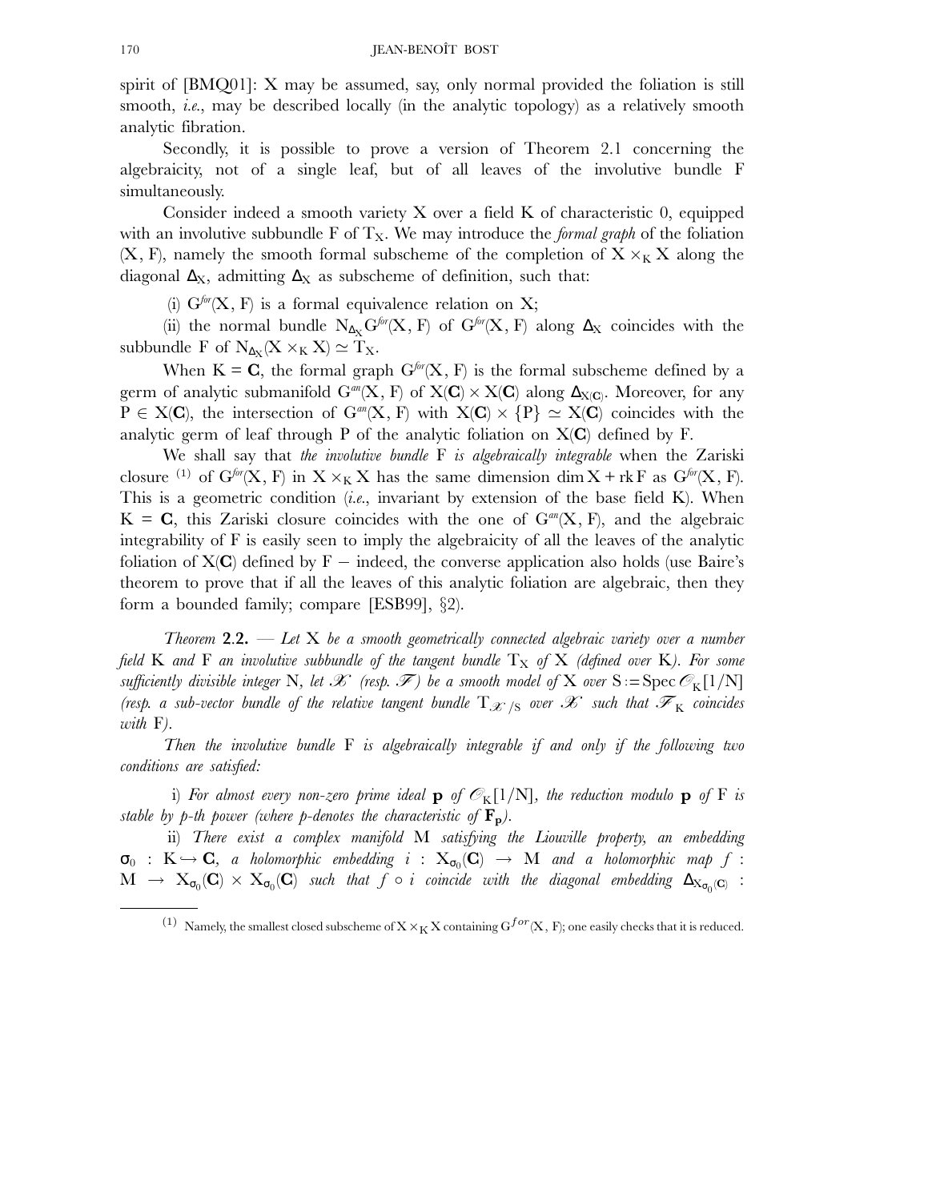spirit of [BMQ01]: X may be assumed, say, only normal provided the foliation is still smooth, *i.e.*, may be described locally (in the analytic topology) as a relatively smooth analytic fibration.

Secondly, it is possible to prove a version of Theorem 2.1 concerning the algebraicity, not of a single leaf, but of all leaves of the involutive bundle F simultaneously.

Consider indeed a smooth variety X over a field K of characteristic 0, equipped with an involutive subbundle F of $T_X$. We may introduce the *formal graph* of the foliation (X, F), namely the smooth formal subscheme of the completion of $X \times_K X$ along the diagonal $\Delta_X$, admitting $\Delta_X$ as subscheme of definition, such that:

(i) $G^{for}(X, F)$ is a formal equivalence relation on X;

(ii) the normal bundle $N_{\Delta_X} G^{for}(X, F)$ of $G^{for}(X, F)$ along $\Delta_X$ coincides with the subbundle F of $N_{\Delta_X}(X \times_K X) \simeq T_X$.

When $K = \mathbf{C}$, the formal graph $G^{for}(X, F)$ is the formal subscheme defined by a germ of analytic submanifold $G^{an}(X, F)$ of $X(\mathbf{C}) \times X(\mathbf{C})$ along $\Delta_{X(\mathbf{C})}$. Moreover, for any $P \in X(\mathbf{C})$, the intersection of $G^{an}(X, F)$ with $X(\mathbf{C}) \times \{P\} \simeq X(\mathbf{C})$ coincides with the analytic germ of leaf through P of the analytic foliation on $X(\mathbf{C})$ defined by F.

We shall say that *the involutive bundle* F *is algebraically integrable* when the Zariski closure [(1)] of $G^{for}(X, F)$ in $X \times_K X$ has the same dimension $\dim X + \operatorname{rk} F$ as $G^{for}(X, F)$. This is a geometric condition (*i.e.*, invariant by extension of the base field K). When $K = \mathbf{C}$, this Zariski closure coincides with the one of $G^{an}(X, F)$, and the algebraic integrability of F is easily seen to imply the algebraicity of all the leaves of the analytic foliation of $X(\mathbf{C})$ defined by F − indeed, the converse application also holds (use Baire's theorem to prove that if all the leaves of this analytic foliation are algebraic, then they form a bounded family; compare [ESB99], §2).

*Theorem* **2.2.** — *Let* X *be a smooth geometrically connected algebraic variety over a number field* K *and* F *an involutive subbundle of the tangent bundle* $T_X$ *of* X *(defined over* K*). For some sufficiently divisible integer* N*, let* $\mathscr{X}$ *(resp.* $\mathscr{F}$*) be a smooth model of* X *over* $S := \operatorname{Spec} \mathscr{O}_K[1/N]$ *(resp. a sub-vector bundle of the relative tangent bundle* $T_{\mathscr{X}/S}$ *over* $\mathscr{X}$ *such that* $\mathscr{F}_K$ *coincides with* F*).*

*Then the involutive bundle* F *is algebraically integrable if and only if the following two conditions are satisfied:*

i) *For almost every non-zero prime ideal* $\mathbf{p}$ *of* $\mathscr{O}_K[1/N]$*, the reduction modulo* $\mathbf{p}$ *of* F *is stable by p-th power (where p-denotes the characteristic of* $\mathbf{F_p}$*).*

ii) *There exist a complex manifold* M *satisfying the Liouville property, an embedding* $\sigma_0 : K \hookrightarrow \mathbf{C}$*, a holomorphic embedding* $i : X_{\sigma_0}(\mathbf{C}) \to M$ *and a holomorphic map* $f : M \to X_{\sigma_0}(\mathbf{C}) \times X_{\sigma_0}(\mathbf{C})$ *such that* $f \circ i$ *coincide with the diagonal embedding* $\Delta_{X_{\sigma_0}(\mathbf{C})}$ :

---

(1) Namely, the smallest closed subscheme of $X \times_K X$ containing $G^{for}(X, F)$; one easily checks that it is reduced.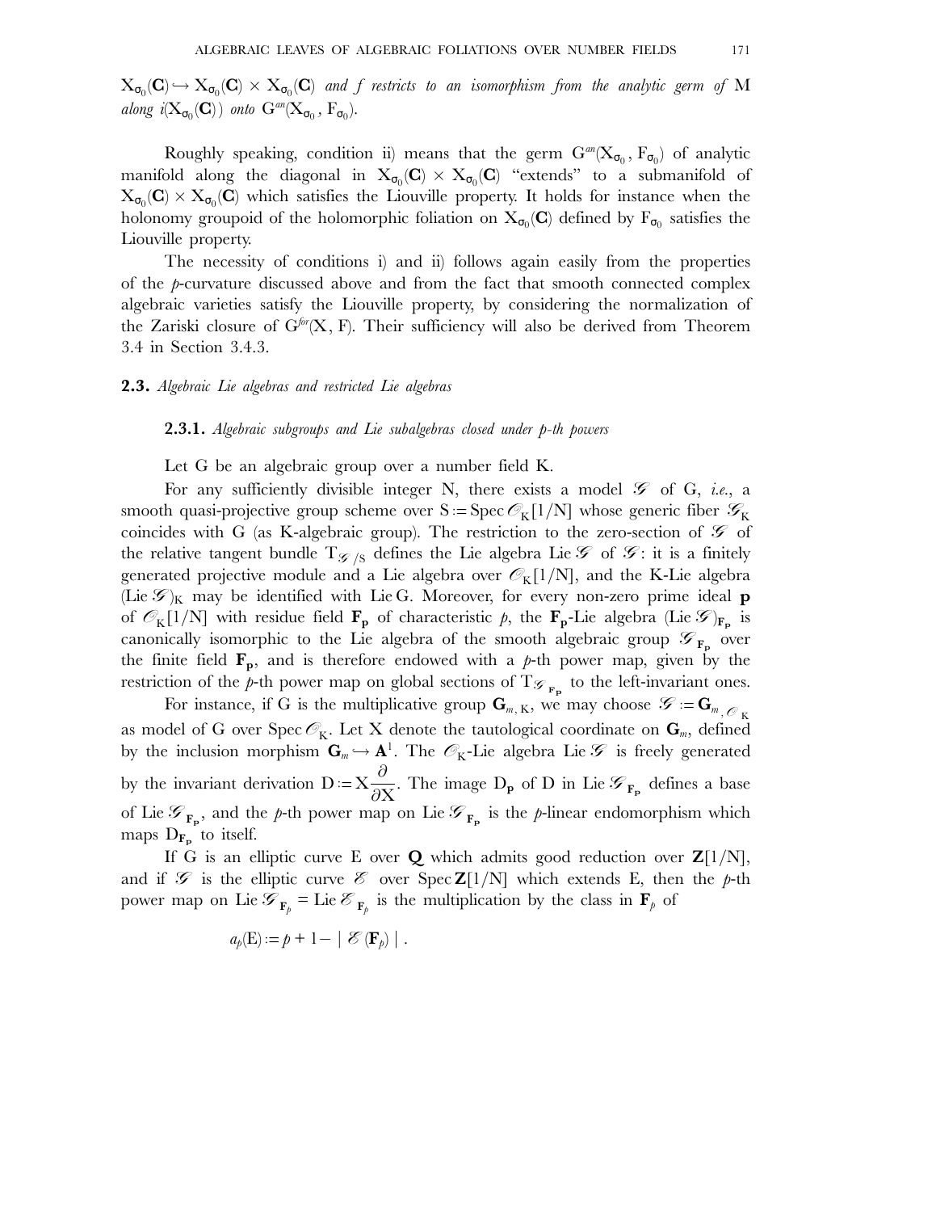$X_{\sigma_0}(\mathbf{C}) \hookrightarrow X_{\sigma_0}(\mathbf{C}) \times X_{\sigma_0}(\mathbf{C})$ *and f restricts to an isomorphism from the analytic germ of* M *along* $i(X_{\sigma_0}(\mathbf{C}))$ *onto* $G^{an}(X_{\sigma_0}, F_{\sigma_0})$.

Roughly speaking, condition ii) means that the germ $G^{an}(X_{\sigma_0}, F_{\sigma_0})$ of analytic manifold along the diagonal in $X_{\sigma_0}(\mathbf{C}) \times X_{\sigma_0}(\mathbf{C})$ "extends" to a submanifold of $X_{\sigma_0}(\mathbf{C}) \times X_{\sigma_0}(\mathbf{C})$ which satisfies the Liouville property. It holds for instance when the holonomy groupoid of the holomorphic foliation on $X_{\sigma_0}(\mathbf{C})$ defined by $F_{\sigma_0}$ satisfies the Liouville property.

The necessity of conditions i) and ii) follows again easily from the properties of the $p$-curvature discussed above and from the fact that smooth connected complex algebraic varieties satisfy the Liouville property, by considering the normalization of the Zariski closure of $G^{for}(X, F)$. Their sufficiency will also be derived from Theorem 3.4 in Section 3.4.3.

## 2.3. *Algebraic Lie algebras and restricted Lie algebras*

### 2.3.1. *Algebraic subgroups and Lie subalgebras closed under p-th powers*

Let G be an algebraic group over a number field K.

For any sufficiently divisible integer N, there exists a model $\mathscr{G}$ of G, *i.e.*, a smooth quasi-projective group scheme over $S := \operatorname{Spec} \mathscr{O}_K[1/N]$ whose generic fiber $\mathscr{G}_K$ coincides with G (as K-algebraic group). The restriction to the zero-section of $\mathscr{G}$ of the relative tangent bundle $T_{\mathscr{G}/S}$ defines the Lie algebra $\operatorname{Lie}\mathscr{G}$ of $\mathscr{G}$: it is a finitely generated projective module and a Lie algebra over $\mathscr{O}_K[1/N]$, and the K-Lie algebra $(\operatorname{Lie}\mathscr{G})_K$ may be identified with $\operatorname{Lie} G$. Moreover, for every non-zero prime ideal $\mathbf{p}$ of $\mathscr{O}_K[1/N]$ with residue field $\mathbf{F}_\mathbf{p}$ of characteristic $p$, the $\mathbf{F}_\mathbf{p}$-Lie algebra $(\operatorname{Lie}\mathscr{G})_{\mathbf{F}_\mathbf{p}}$ is canonically isomorphic to the Lie algebra of the smooth algebraic group $\mathscr{G}_{\mathbf{F}_\mathbf{p}}$ over the finite field $\mathbf{F}_\mathbf{p}$, and is therefore endowed with a $p$-th power map, given by the restriction of the $p$-th power map on global sections of $T_{\mathscr{G}_{\mathbf{F}_\mathbf{p}}}$ to the left-invariant ones.

For instance, if G is the multiplicative group $\mathbf{G}_{m,K}$, we may choose $\mathscr{G} := \mathbf{G}_{m,\mathscr{O}_K}$ as model of G over $\operatorname{Spec}\mathscr{O}_K$. Let X denote the tautological coordinate on $\mathbf{G}_m$, defined by the inclusion morphism $\mathbf{G}_m \hookrightarrow \mathbf{A}^1$. The $\mathscr{O}_K$-Lie algebra $\operatorname{Lie}\mathscr{G}$ is freely generated by the invariant derivation $D := X\dfrac{\partial}{\partial X}$. The image $D_\mathbf{p}$ of D in $\operatorname{Lie}\mathscr{G}_{\mathbf{F}_\mathbf{p}}$ defines a base of $\operatorname{Lie}\mathscr{G}_{\mathbf{F}_\mathbf{p}}$, and the $p$-th power map on $\operatorname{Lie}\mathscr{G}_{\mathbf{F}_\mathbf{p}}$ is the $p$-linear endomorphism which maps $D_{\mathbf{F}_\mathbf{p}}$ to itself.

If G is an elliptic curve E over $\mathbf{Q}$ which admits good reduction over $\mathbf{Z}[1/N]$, and if $\mathscr{G}$ is the elliptic curve $\mathscr{E}$ over $\operatorname{Spec}\mathbf{Z}[1/N]$ which extends E, then the $p$-th power map on $\operatorname{Lie}\mathscr{G}_{\mathbf{F}_p} = \operatorname{Lie}\mathscr{E}_{\mathbf{F}_p}$ is the multiplication by the class in $\mathbf{F}_p$ of

$$a_p(E) := p + 1 - |\mathscr{E}(\mathbf{F}_p)|.$$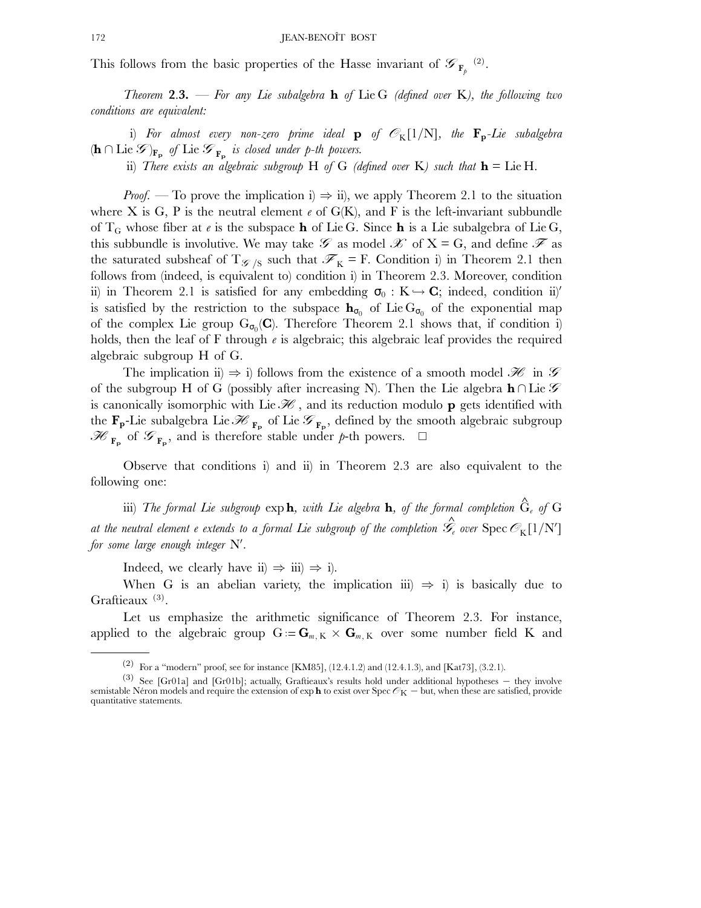This follows from the basic properties of the Hasse invariant of $\mathscr{G}_{\mathbf{F}_p}$ [2].

*Theorem* **2.3.** — *For any Lie subalgebra* $\mathbf{h}$ *of* $\operatorname{Lie} G$ *(defined over* $K$*), the following two conditions are equivalent:*

i) *For almost every non-zero prime ideal* $\mathbf{p}$ *of* $\mathscr{O}_K[1/N]$*, the* $\mathbf{F_p}$*-Lie subalgebra* $(\mathbf{h} \cap \operatorname{Lie} \mathscr{G})_{\mathbf{F_p}}$ *of* $\operatorname{Lie} \mathscr{G}_{\mathbf{F_p}}$ *is closed under* $p$*-th powers.*

ii) *There exists an algebraic subgroup* $H$ *of* $G$ *(defined over* $K$*) such that* $\mathbf{h} = \operatorname{Lie} H$.

*Proof.* — To prove the implication i) $\Rightarrow$ ii), we apply Theorem 2.1 to the situation where $X$ is $G$, $P$ is the neutral element $e$ of $G(K)$, and $F$ is the left-invariant subbundle of $T_G$ whose fiber at $e$ is the subspace $\mathbf{h}$ of $\operatorname{Lie} G$. Since $\mathbf{h}$ is a Lie subalgebra of $\operatorname{Lie} G$, this subbundle is involutive. We may take $\mathscr{G}$ as model $\mathscr{X}$ of $X = G$, and define $\mathscr{F}$ as the saturated subsheaf of $T_{\mathscr{G}/S}$ such that $\mathscr{F}_K = F$. Condition i) in Theorem 2.1 then follows from (indeed, is equivalent to) condition i) in Theorem 2.3. Moreover, condition ii) in Theorem 2.1 is satisfied for any embedding $\sigma_0 : K \hookrightarrow \mathbf{C}$; indeed, condition ii)$'$ is satisfied by the restriction to the subspace $\mathbf{h}_{\sigma_0}$ of $\operatorname{Lie} G_{\sigma_0}$ of the exponential map of the complex Lie group $G_{\sigma_0}(\mathbf{C})$. Therefore Theorem 2.1 shows that, if condition i) holds, then the leaf of $F$ through $e$ is algebraic; this algebraic leaf provides the required algebraic subgroup $H$ of $G$.

The implication ii) $\Rightarrow$ i) follows from the existence of a smooth model $\mathscr{H}$ in $\mathscr{G}$ of the subgroup $H$ of $G$ (possibly after increasing $N$). Then the Lie algebra $\mathbf{h} \cap \operatorname{Lie} \mathscr{G}$ is canonically isomorphic with $\operatorname{Lie} \mathscr{H}$, and its reduction modulo $\mathbf{p}$ gets identified with the $\mathbf{F_p}$-Lie subalgebra $\operatorname{Lie} \mathscr{H}_{\mathbf{F_p}}$ of $\operatorname{Lie} \mathscr{G}_{\mathbf{F_p}}$, defined by the smooth algebraic subgroup $\mathscr{H}_{\mathbf{F_p}}$ of $\mathscr{G}_{\mathbf{F_p}}$, and is therefore stable under $p$-th powers. $\square$

Observe that conditions i) and ii) in Theorem 2.3 are also equivalent to the following one:

iii) *The formal Lie subgroup* $\exp \mathbf{h}$*, with Lie algebra* $\mathbf{h}$*, of the formal completion* $\hat{G}_e$ *of* $G$ *at the neutral element* $e$ *extends to a formal Lie subgroup of the completion* $\hat{\mathscr{G}}_e$ *over* $\operatorname{Spec} \mathscr{O}_K[1/N']$ *for some large enough integer* $N'$.

Indeed, we clearly have ii) $\Rightarrow$ iii) $\Rightarrow$ i).

When $G$ is an abelian variety, the implication iii) $\Rightarrow$ i) is basically due to Graftieaux [3].

Let us emphasize the arithmetic significance of Theorem 2.3. For instance, applied to the algebraic group $G := \mathbf{G}_{m,K} \times \mathbf{G}_{m,K}$ over some number field $K$ and

---

[2] For a "modern" proof, see for instance [KM85], (12.4.1.2) and (12.4.1.3), and [Kat73], (3.2.1).

[3] See [Gr01a] and [Gr01b]; actually, Graftieaux's results hold under additional hypotheses — they involve semistable Néron models and require the extension of $\exp \mathbf{h}$ to exist over $\operatorname{Spec} \mathscr{O}_K$ — but, when these are satisfied, provide quantitative statements.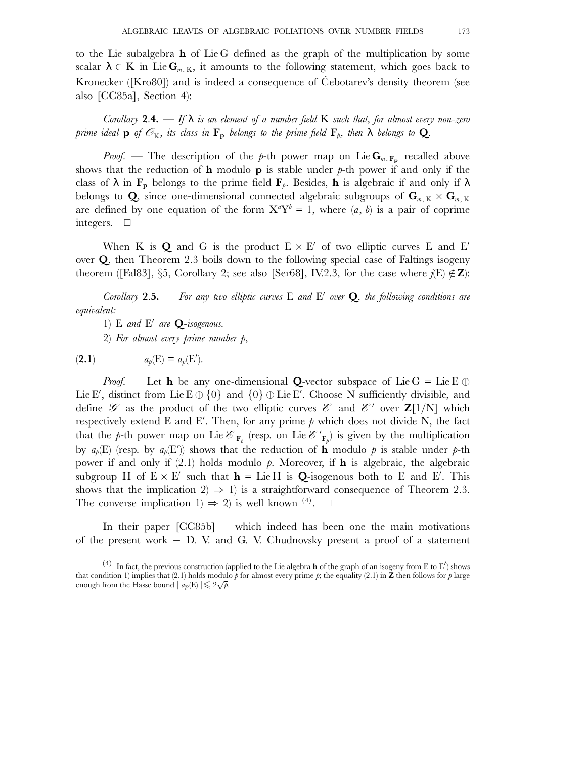to the Lie subalgebra $\mathbf{h}$ of $\operatorname{Lie} G$ defined as the graph of the multiplication by some scalar $\lambda \in K$ in $\operatorname{Lie} \mathbf{G}_{m,K}$, it amounts to the following statement, which goes back to Kronecker ([Kro80]) and is indeed a consequence of Čebotarev's density theorem (see also [CC85a], Section 4):

*Corollary* **2.4.** — *If $\lambda$ is an element of a number field* K *such that, for almost every non-zero prime ideal $\mathbf{p}$ of $\mathcal{O}_K$, its class in $\mathbf{F}_\mathbf{p}$ belongs to the prime field $\mathbf{F}_p$, then $\lambda$ belongs to $\mathbf{Q}$.*

*Proof.* — The description of the $p$-th power map on $\operatorname{Lie} \mathbf{G}_{m,\mathbf{F}_\mathbf{p}}$ recalled above shows that the reduction of $\mathbf{h}$ modulo $\mathbf{p}$ is stable under $p$-th power if and only if the class of $\lambda$ in $\mathbf{F}_\mathbf{p}$ belongs to the prime field $\mathbf{F}_p$. Besides, $\mathbf{h}$ is algebraic if and only if $\lambda$ belongs to $\mathbf{Q}$, since one-dimensional connected algebraic subgroups of $\mathbf{G}_{m,K} \times \mathbf{G}_{m,K}$ are defined by one equation of the form $X^a Y^b = 1$, where $(a, b)$ is a pair of coprime integers. □

When K is $\mathbf{Q}$ and G is the product $E \times E'$ of two elliptic curves E and E' over $\mathbf{Q}$, then Theorem 2.3 boils down to the following special case of Faltings isogeny theorem ([Fal83], §5, Corollary 2; see also [Ser68], IV.2.3, for the case where $j(E) \notin \mathbf{Z}$):

*Corollary* **2.5.** — *For any two elliptic curves* E *and* E' *over* $\mathbf{Q}$*, the following conditions are equivalent:*

1) E *and* E' *are* $\mathbf{Q}$*-isogenous.*

2) *For almost every prime number* $p$*,*

$$a_p(E) = a_p(E'). \tag{2.1}$$

*Proof.* — Let $\mathbf{h}$ be any one-dimensional $\mathbf{Q}$-vector subspace of $\operatorname{Lie} G = \operatorname{Lie} E \oplus \operatorname{Lie} E'$, distinct from $\operatorname{Lie} E \oplus \{0\}$ and $\{0\} \oplus \operatorname{Lie} E'$. Choose N sufficiently divisible, and define $\mathcal{G}$ as the product of the two elliptic curves $\mathcal{E}$ and $\mathcal{E}'$ over $\mathbf{Z}[1/N]$ which respectively extend E and E'. Then, for any prime $p$ which does not divide N, the fact that the $p$-th power map on $\operatorname{Lie} \mathcal{E}_{\mathbf{F}_p}$ (resp. on $\operatorname{Lie} \mathcal{E}'_{\mathbf{F}_p}$) is given by the multiplication by $a_p(E)$ (resp. by $a_p(E')$) shows that the reduction of $\mathbf{h}$ modulo $p$ is stable under $p$-th power if and only if (2.1) holds modulo $p$. Moreover, if $\mathbf{h}$ is algebraic, the algebraic subgroup H of $E \times E'$ such that $\mathbf{h} = \operatorname{Lie} H$ is $\mathbf{Q}$-isogenous both to E and E'. This shows that the implication 2) ⇒ 1) is a straightforward consequence of Theorem 2.3. The converse implication 1) ⇒ 2) is well known [4]. □

In their paper [CC85b] − which indeed has been one the main motivations of the present work − D. V. and G. V. Chudnovsky present a proof of a statement

---

[4] In fact, the previous construction (applied to the Lie algebra $\mathbf{h}$ of the graph of an isogeny from E to E') shows that condition 1) implies that (2.1) holds modulo $p$ for almost every prime $p$; the equality (2.1) in $\mathbf{Z}$ then follows for $p$ large enough from the Hasse bound $|a_p(E)| \leqslant 2\sqrt{p}$.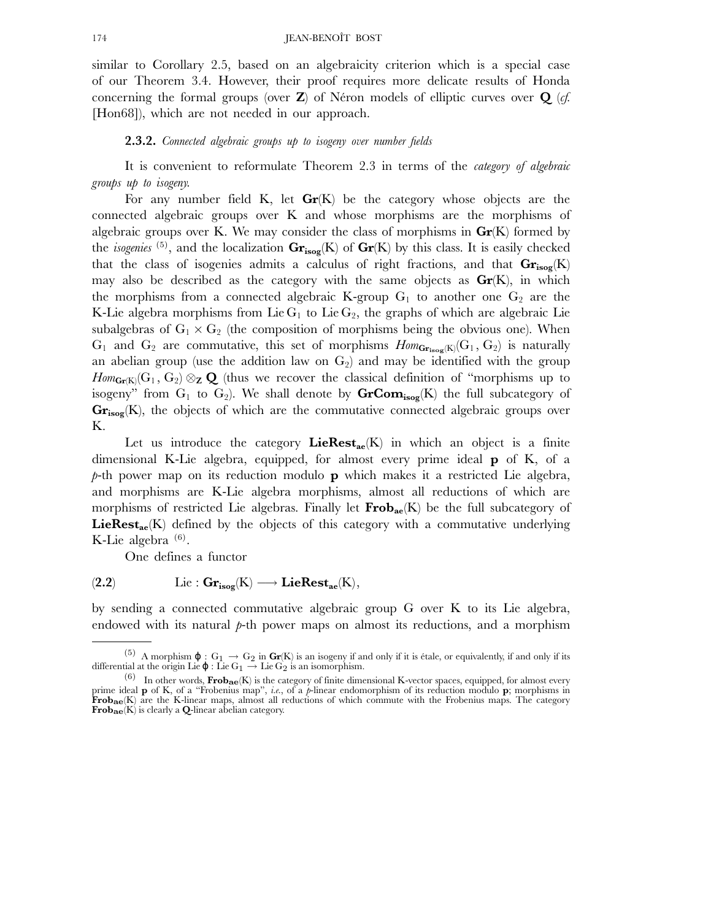similar to Corollary 2.5, based on an algebraicity criterion which is a special case of our Theorem 3.4. However, their proof requires more delicate results of Honda concerning the formal groups (over $\mathbf{Z}$) of Néron models of elliptic curves over $\mathbf{Q}$ (*cf.* [Hon68]), which are not needed in our approach.

#### **2.3.2.** *Connected algebraic groups up to isogeny over number fields*

It is convenient to reformulate Theorem 2.3 in terms of the *category of algebraic groups up to isogeny*.

For any number field K, let $\mathbf{Gr}(\mathrm{K})$ be the category whose objects are the connected algebraic groups over K and whose morphisms are the morphisms of algebraic groups over K. We may consider the class of morphisms in $\mathbf{Gr}(\mathrm{K})$ formed by the *isogenies* [5], and the localization $\mathbf{Gr_{isog}}(\mathrm{K})$ of $\mathbf{Gr}(\mathrm{K})$ by this class. It is easily checked that the class of isogenies admits a calculus of right fractions, and that $\mathbf{Gr_{isog}}(\mathrm{K})$ may also be described as the category with the same objects as $\mathbf{Gr}(\mathrm{K})$, in which the morphisms from a connected algebraic K-group $\mathrm{G}_1$ to another one $\mathrm{G}_2$ are the K-Lie algebra morphisms from $\mathrm{Lie}\,\mathrm{G}_1$ to $\mathrm{Lie}\,\mathrm{G}_2$, the graphs of which are algebraic Lie subalgebras of $\mathrm{G}_1 \times \mathrm{G}_2$ (the composition of morphisms being the obvious one). When $\mathrm{G}_1$ and $\mathrm{G}_2$ are commutative, this set of morphisms $Hom_{\mathbf{Gr_{isog}}(\mathrm{K})}(\mathrm{G}_1, \mathrm{G}_2)$ is naturally an abelian group (use the addition law on $\mathrm{G}_2$) and may be identified with the group $Hom_{\mathbf{Gr}(\mathrm{K})}(\mathrm{G}_1, \mathrm{G}_2) \otimes_{\mathbf{Z}} \mathbf{Q}$ (thus we recover the classical definition of "morphisms up to isogeny" from $\mathrm{G}_1$ to $\mathrm{G}_2$). We shall denote by $\mathbf{GrCom_{isog}}(\mathrm{K})$ the full subcategory of $\mathbf{Gr_{isog}}(\mathrm{K})$, the objects of which are the commutative connected algebraic groups over K.

Let us introduce the category $\mathbf{LieRest_{ae}}(\mathrm{K})$ in which an object is a finite dimensional K-Lie algebra, equipped, for almost every prime ideal $\mathbf{p}$ of K, of a $p$-th power map on its reduction modulo $\mathbf{p}$ which makes it a restricted Lie algebra, and morphisms are K-Lie algebra morphisms, almost all reductions of which are morphisms of restricted Lie algebras. Finally let $\mathbf{Frob_{ae}}(\mathrm{K})$ be the full subcategory of $\mathbf{LieRest_{ae}}(\mathrm{K})$ defined by the objects of this category with a commutative underlying K-Lie algebra [6].

One defines a functor

$$\text{(2.2)} \qquad \mathrm{Lie} : \mathbf{Gr_{isog}}(\mathrm{K}) \longrightarrow \mathbf{LieRest_{ae}}(\mathrm{K}),$$

by sending a connected commutative algebraic group G over K to its Lie algebra, endowed with its natural $p$-th power maps on almost its reductions, and a morphism

---

[5] A morphism $\varphi : \mathrm{G}_1 \to \mathrm{G}_2$ in $\mathbf{Gr}(\mathrm{K})$ is an isogeny if and only if it is étale, or equivalently, if and only if its differential at the origin $\mathrm{Lie}\,\varphi : \mathrm{Lie}\,\mathrm{G}_1 \to \mathrm{Lie}\,\mathrm{G}_2$ is an isomorphism.

[6] In other words, $\mathbf{Frob_{ae}}(\mathrm{K})$ is the category of finite dimensional K-vector spaces, equipped, for almost every prime ideal $\mathbf{p}$ of K, of a "Frobenius map", *i.e.*, of a $p$-linear endomorphism of its reduction modulo $\mathbf{p}$; morphisms in $\mathbf{Frob_{ae}}(\mathrm{K})$ are the K-linear maps, almost all reductions of which commute with the Frobenius maps. The category $\mathbf{Frob_{ae}}(\mathrm{K})$ is clearly a $\mathbf{Q}$-linear abelian category.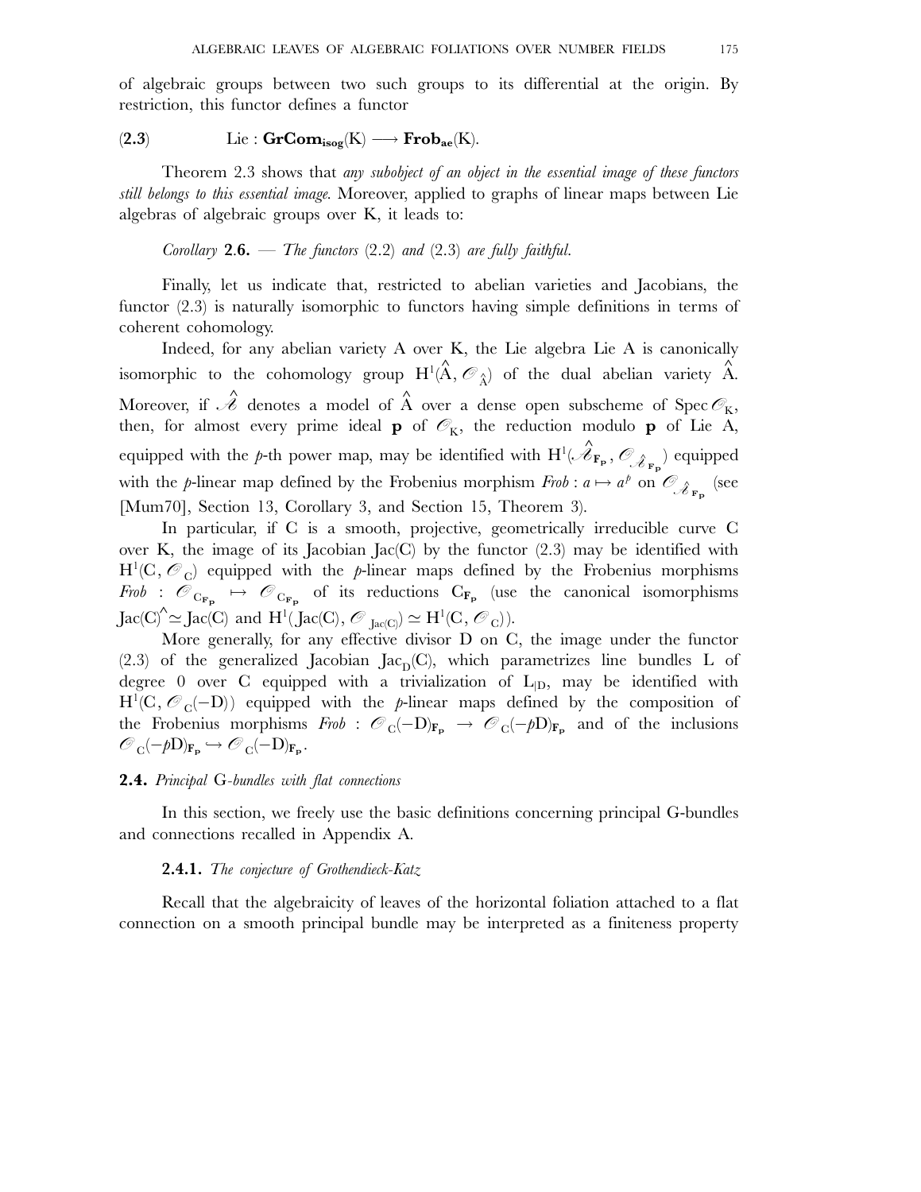of algebraic groups between two such groups to its differential at the origin. By restriction, this functor defines a functor

$$\text{Lie} : \mathbf{GrCom_{isog}}(K) \longrightarrow \mathbf{Frob_{ae}}(K). \tag{2.3}$$

Theorem 2.3 shows that *any subobject of an object in the essential image of these functors still belongs to this essential image.* Moreover, applied to graphs of linear maps between Lie algebras of algebraic groups over K, it leads to:

*Corollary* **2.6.** — *The functors* (2.2) *and* (2.3) *are fully faithful.*

Finally, let us indicate that, restricted to abelian varieties and Jacobians, the functor (2.3) is naturally isomorphic to functors having simple definitions in terms of coherent cohomology.

Indeed, for any abelian variety A over K, the Lie algebra Lie A is canonically isomorphic to the cohomology group $H^1(\hat{A}, \mathscr{O}_{\hat{A}})$ of the dual abelian variety $\hat{A}$. Moreover, if $\hat{\mathscr{A}}$ denotes a model of $\hat{A}$ over a dense open subscheme of $\operatorname{Spec} \mathscr{O}_K$, then, for almost every prime ideal $\mathbf{p}$ of $\mathscr{O}_K$, the reduction modulo $\mathbf{p}$ of Lie A, equipped with the $p$-th power map, may be identified with $H^1(\hat{\mathscr{A}}_{\mathbf{F_p}}, \mathscr{O}_{\hat{\mathscr{A}}_{\mathbf{F_p}}})$ equipped with the $p$-linear map defined by the Frobenius morphism $Frob : a \mapsto a^p$ on $\mathscr{O}_{\hat{\mathscr{A}}_{\mathbf{F_p}}}$ (see [Mum70], Section 13, Corollary 3, and Section 15, Theorem 3).

In particular, if C is a smooth, projective, geometrically irreducible curve C over K, the image of its Jacobian Jac(C) by the functor (2.3) may be identified with $H^1(C, \mathscr{O}_C)$ equipped with the $p$-linear maps defined by the Frobenius morphisms $Frob : \mathscr{O}_{C_{\mathbf{F_p}}} \mapsto \mathscr{O}_{C_{\mathbf{F_p}}}$ of its reductions $C_{\mathbf{F_p}}$ (use the canonical isomorphisms $\operatorname{Jac}(C)^{\wedge} \simeq \operatorname{Jac}(C)$ and $H^1(\operatorname{Jac}(C), \mathscr{O}_{\operatorname{Jac}(C)}) \simeq H^1(C, \mathscr{O}_C)$).

More generally, for any effective divisor D on C, the image under the functor (2.3) of the generalized Jacobian $\operatorname{Jac}_D(C)$, which parametrizes line bundles L of degree 0 over C equipped with a trivialization of $L_{|D}$, may be identified with $H^1(C, \mathscr{O}_C(-D))$ equipped with the $p$-linear maps defined by the composition of the Frobenius morphisms $Frob : \mathscr{O}_C(-D)_{\mathbf{F_p}} \to \mathscr{O}_C(-pD)_{\mathbf{F_p}}$ and of the inclusions $\mathscr{O}_C(-pD)_{\mathbf{F_p}} \hookrightarrow \mathscr{O}_C(-D)_{\mathbf{F_p}}$.

### **2.4.** *Principal* G*-bundles with flat connections*

In this section, we freely use the basic definitions concerning principal G-bundles and connections recalled in Appendix A.

#### **2.4.1.** *The conjecture of Grothendieck-Katz*

Recall that the algebraicity of leaves of the horizontal foliation attached to a flat connection on a smooth principal bundle may be interpreted as a finiteness property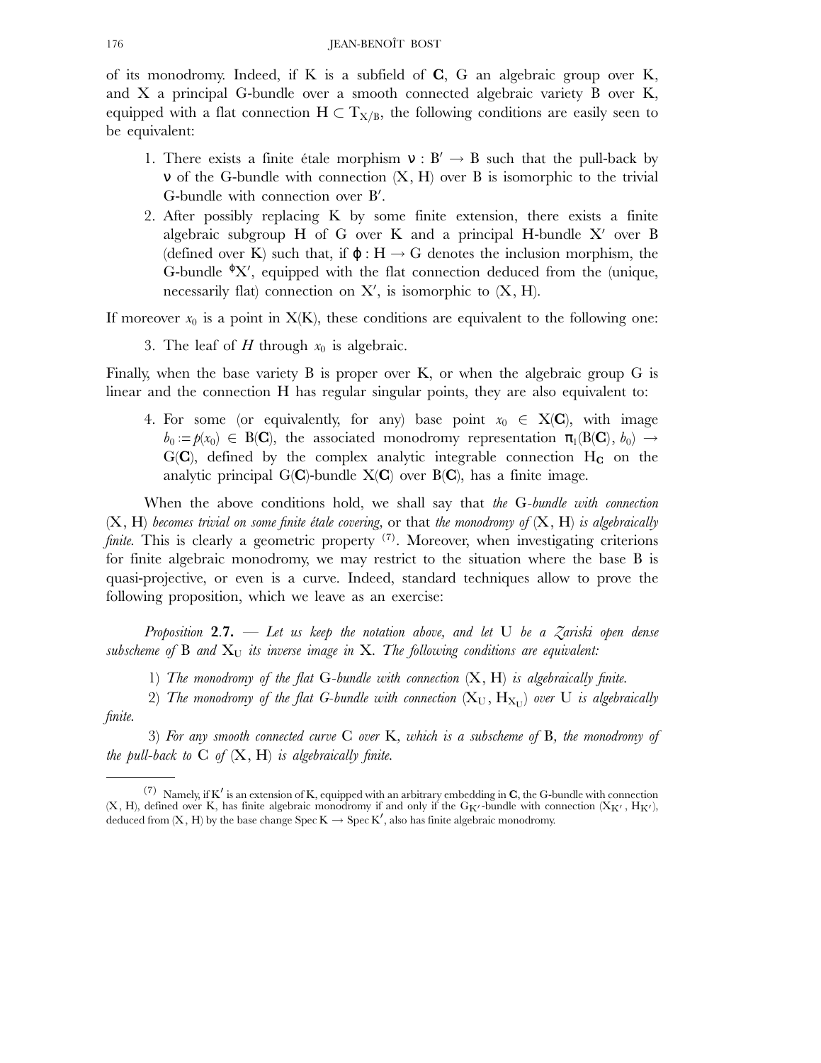of its monodromy. Indeed, if K is a subfield of $\mathbf{C}$, G an algebraic group over K, and X a principal G-bundle over a smooth connected algebraic variety B over K, equipped with a flat connection $H \subset T_{X/B}$, the following conditions are easily seen to be equivalent:

1. There exists a finite étale morphism $\nu : B' \to B$ such that the pull-back by $\nu$ of the G-bundle with connection $(X, H)$ over B is isomorphic to the trivial G-bundle with connection over B'.
2. After possibly replacing K by some finite extension, there exists a finite algebraic subgroup H of G over K and a principal H-bundle X' over B (defined over K) such that, if $\varphi : H \to G$ denotes the inclusion morphism, the G-bundle ${}^{\varphi}X'$, equipped with the flat connection deduced from the (unique, necessarily flat) connection on X', is isomorphic to $(X, H)$.

If moreover $x_0$ is a point in $X(K)$, these conditions are equivalent to the following one:

3. The leaf of $H$ through $x_0$ is algebraic.

Finally, when the base variety B is proper over K, or when the algebraic group G is linear and the connection H has regular singular points, they are also equivalent to:

4. For some (or equivalently, for any) base point $x_0 \in X(\mathbf{C})$, with image $b_0 := p(x_0) \in B(\mathbf{C})$, the associated monodromy representation $\pi_1(B(\mathbf{C}), b_0) \to G(\mathbf{C})$, defined by the complex analytic integrable connection $H_{\mathbf{C}}$ on the analytic principal $G(\mathbf{C})$-bundle $X(\mathbf{C})$ over $B(\mathbf{C})$, has a finite image.

When the above conditions hold, we shall say that *the* G*-bundle with connection* $(X, H)$ *becomes trivial on some finite étale covering*, or that *the monodromy of* $(X, H)$ *is algebraically finite*. This is clearly a geometric property [(7)]. Moreover, when investigating criterions for finite algebraic monodromy, we may restrict to the situation where the base B is quasi-projective, or even is a curve. Indeed, standard techniques allow to prove the following proposition, which we leave as an exercise:

*Proposition* **2.7.** — *Let us keep the notation above, and let* U *be a Zariski open dense subscheme of* B *and* $X_U$ *its inverse image in* X*. The following conditions are equivalent:*

1) *The monodromy of the flat* G*-bundle with connection* $(X, H)$ *is algebraically finite.*

2) *The monodromy of the flat G-bundle with connection* $(X_U, H_{X_U})$ *over* U *is algebraically finite.*

3) *For any smooth connected curve* C *over* K*, which is a subscheme of* B*, the monodromy of the pull-back to* C *of* $(X, H)$ *is algebraically finite.*

---

[(7)] Namely, if K' is an extension of K, equipped with an arbitrary embedding in $\mathbf{C}$, the G-bundle with connection $(X, H)$, defined over K, has finite algebraic monodromy if and only if the $G_{K'}$-bundle with connection $(X_{K'}, H_{K'})$, deduced from $(X, H)$ by the base change $\operatorname{Spec} K \to \operatorname{Spec} K'$, also has finite algebraic monodromy.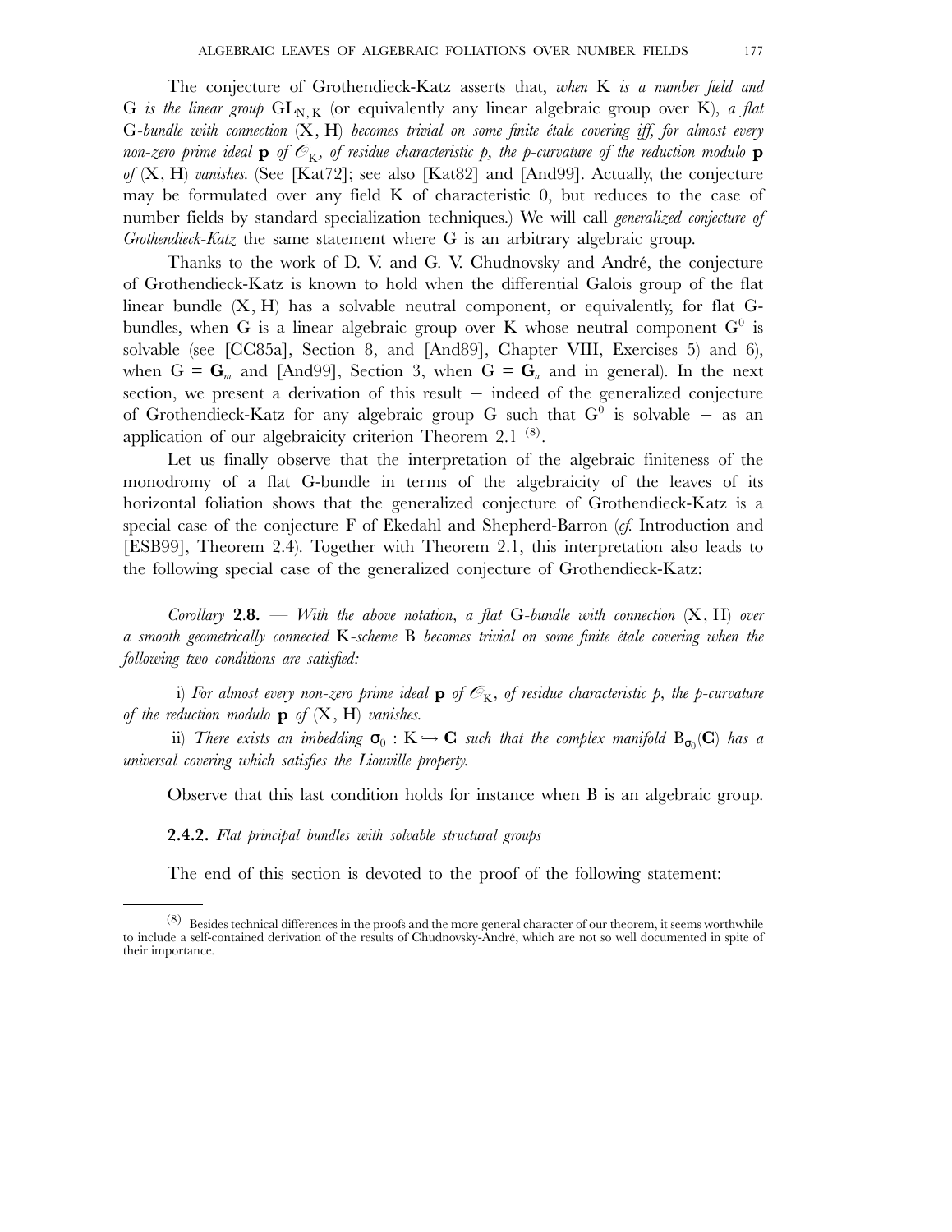The conjecture of Grothendieck-Katz asserts that, *when* $K$ *is a number field and* $G$ *is the linear group* $GL_{N,K}$ (or equivalently any linear algebraic group over $K$), *a flat* $G$*-bundle with connection* $(X, H)$ *becomes trivial on some finite étale covering iff, for almost every non-zero prime ideal* $\mathbf{p}$ *of* $\mathcal{O}_K$*, of residue characteristic* $p$*, the* $p$*-curvature of the reduction modulo* $\mathbf{p}$ *of* $(X, H)$ *vanishes.* (See [Kat72]; see also [Kat82] and [And99]. Actually, the conjecture may be formulated over any field $K$ of characteristic 0, but reduces to the case of number fields by standard specialization techniques.) We will call *generalized conjecture of Grothendieck-Katz* the same statement where $G$ is an arbitrary algebraic group.

Thanks to the work of D. V. and G. V. Chudnovsky and André, the conjecture of Grothendieck-Katz is known to hold when the differential Galois group of the flat linear bundle $(X, H)$ has a solvable neutral component, or equivalently, for flat $G$-bundles, when $G$ is a linear algebraic group over $K$ whose neutral component $G^0$ is solvable (see [CC85a], Section 8, and [And89], Chapter VIII, Exercises 5) and 6), when $G = \mathbf{G}_m$ and [And99], Section 3, when $G = \mathbf{G}_a$ and in general). In the next section, we present a derivation of this result – indeed of the generalized conjecture of Grothendieck-Katz for any algebraic group $G$ such that $G^0$ is solvable – as an application of our algebraicity criterion Theorem 2.1 [8].

Let us finally observe that the interpretation of the algebraic finiteness of the monodromy of a flat $G$-bundle in terms of the algebraicity of the leaves of its horizontal foliation shows that the generalized conjecture of Grothendieck-Katz is a special case of the conjecture F of Ekedahl and Shepherd-Barron (*cf.* Introduction and [ESB99], Theorem 2.4). Together with Theorem 2.1, this interpretation also leads to the following special case of the generalized conjecture of Grothendieck-Katz:

*Corollary* **2.8.** — *With the above notation, a flat* $G$*-bundle with connection* $(X, H)$ *over a smooth geometrically connected* $K$*-scheme* $B$ *becomes trivial on some finite étale covering when the following two conditions are satisfied:*

i) *For almost every non-zero prime ideal* $\mathbf{p}$ *of* $\mathcal{O}_K$*, of residue characteristic* $p$*, the* $p$*-curvature of the reduction modulo* $\mathbf{p}$ *of* $(X, H)$ *vanishes.*

ii) *There exists an imbedding* $\sigma_0 : K \hookrightarrow \mathbf{C}$ *such that the complex manifold* $B_{\sigma_0}(\mathbf{C})$ *has a universal covering which satisfies the Liouville property.*

Observe that this last condition holds for instance when $B$ is an algebraic group.

**2.4.2.** *Flat principal bundles with solvable structural groups*

The end of this section is devoted to the proof of the following statement:

[8] Besides technical differences in the proofs and the more general character of our theorem, it seems worthwhile to include a self-contained derivation of the results of Chudnovsky-André, which are not so well documented in spite of their importance.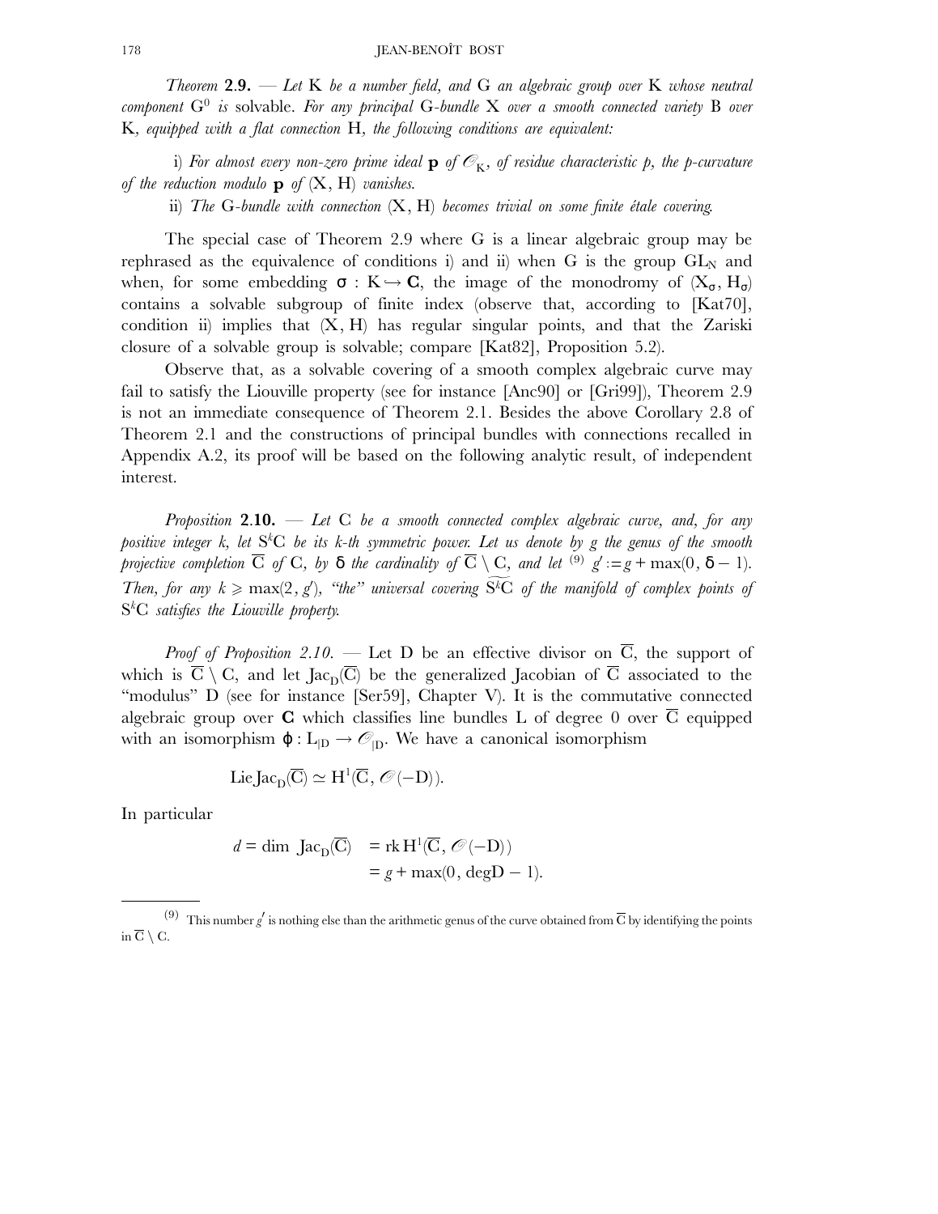*Theorem* **2.9.** — *Let* K *be a number field, and* G *an algebraic group over* K *whose neutral component* $G^0$ *is* solvable. *For any principal* G*-bundle* X *over a smooth connected variety* B *over* K*, equipped with a flat connection* H*, the following conditions are equivalent:*

i) *For almost every non-zero prime ideal* $\mathfrak{p}$ *of* $\mathcal{O}_K$*, of residue characteristic p, the p-curvature of the reduction modulo* $\mathfrak{p}$ *of* (X, H) *vanishes.*

ii) *The* G*-bundle with connection* (X, H) *becomes trivial on some finite étale covering.*

The special case of Theorem 2.9 where G is a linear algebraic group may be rephrased as the equivalence of conditions i) and ii) when G is the group $\mathrm{GL}_N$ and when, for some embedding $\sigma : K \hookrightarrow \mathbf{C}$, the image of the monodromy of $(X_\sigma, H_\sigma)$ contains a solvable subgroup of finite index (observe that, according to [Kat70], condition ii) implies that (X, H) has regular singular points, and that the Zariski closure of a solvable group is solvable; compare [Kat82], Proposition 5.2).

Observe that, as a solvable covering of a smooth complex algebraic curve may fail to satisfy the Liouville property (see for instance [Anc90] or [Gri99]), Theorem 2.9 is not an immediate consequence of Theorem 2.1. Besides the above Corollary 2.8 of Theorem 2.1 and the constructions of principal bundles with connections recalled in Appendix A.2, its proof will be based on the following analytic result, of independent interest.

*Proposition* **2.10.** — *Let* C *be a smooth connected complex algebraic curve, and, for any positive integer k, let* $S^kC$ *be its k-th symmetric power. Let us denote by g the genus of the smooth projective completion* $\overline{C}$ *of* C*, by* $\delta$ *the cardinality of* $\overline{C} \setminus C$*, and let* [9] $g' := g + \max(0, \delta - 1)$*. Then, for any* $k \geqslant \max(2, g')$*, "the" universal covering* $\widetilde{S^kC}$ *of the manifold of complex points of* $S^kC$ *satisfies the Liouville property.*

*Proof of Proposition 2.10.* — Let D be an effective divisor on $\overline{C}$, the support of which is $\overline{C} \setminus C$, and let $\mathrm{Jac}_D(\overline{C})$ be the generalized Jacobian of $\overline{C}$ associated to the "modulus" D (see for instance [Ser59], Chapter V). It is the commutative connected algebraic group over $\mathbf{C}$ which classifies line bundles L of degree 0 over $\overline{C}$ equipped with an isomorphism $\varphi : L_{|D} \to \mathcal{O}_{|D}$. We have a canonical isomorphism

$$\mathrm{Lie}\,\mathrm{Jac}_D(\overline{C}) \simeq H^1(\overline{C}, \mathcal{O}(-D)).$$

In particular

$$\begin{aligned} d = \dim\, \mathrm{Jac}_D(\overline{C}) &= \mathrm{rk}\, H^1(\overline{C}, \mathcal{O}(-D)) \\ &= g + \max(0, \deg D - 1). \end{aligned}$$

[9] This number $g'$ is nothing else than the arithmetic genus of the curve obtained from $\overline{C}$ by identifying the points in $\overline{C} \setminus C$.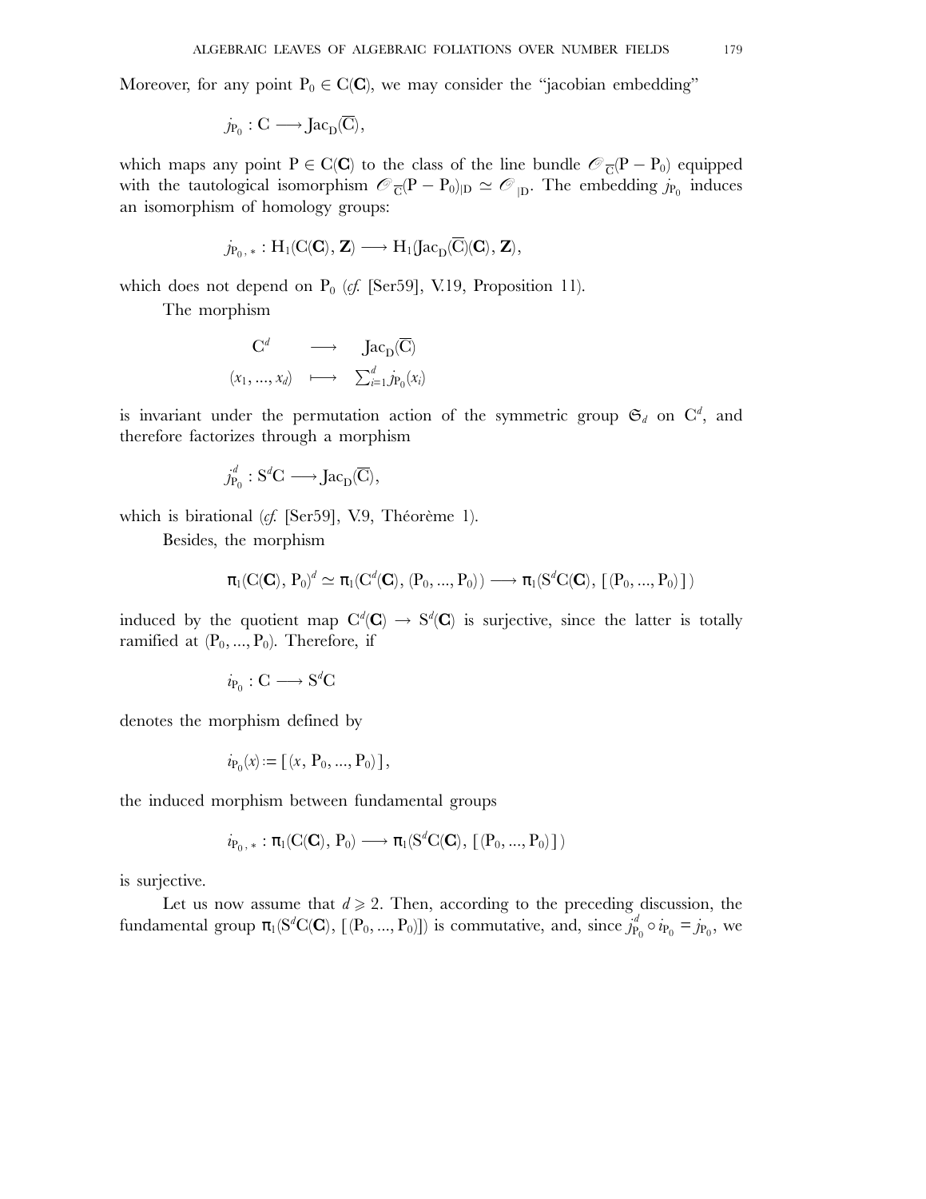Moreover, for any point $P_0 \in C(\mathbf{C})$, we may consider the "jacobian embedding"

$$j_{P_0} : C \longrightarrow \mathrm{Jac}_D(\overline{C}),$$

which maps any point $P \in C(\mathbf{C})$ to the class of the line bundle $\mathcal{O}_{\overline{C}}(P - P_0)$ equipped with the tautological isomorphism $\mathcal{O}_{\overline{C}}(P - P_0)_{|D} \simeq \mathcal{O}_{|D}$. The embedding $j_{P_0}$ induces an isomorphism of homology groups:

$$j_{P_0,*} : H_1(C(\mathbf{C}), \mathbf{Z}) \longrightarrow H_1(\mathrm{Jac}_D(\overline{C})(\mathbf{C}), \mathbf{Z}),$$

which does not depend on $P_0$ (*cf.* [Ser59], V.19, Proposition 11).

The morphism

$$\begin{array}{ccc} C^d & \longrightarrow & \mathrm{Jac}_D(\overline{C}) \\ (x_1, \ldots, x_d) & \longmapsto & \sum_{i=1}^d j_{P_0}(x_i) \end{array}$$

is invariant under the permutation action of the symmetric group $\mathfrak{S}_d$ on $C^d$, and therefore factorizes through a morphism

$$j^d_{P_0} : S^d C \longrightarrow \mathrm{Jac}_D(\overline{C}),$$

which is birational (*cf.* [Ser59], V.9, Théorème 1).

Besides, the morphism

$$\pi_1(C(\mathbf{C}), P_0)^d \simeq \pi_1(C^d(\mathbf{C}), (P_0, \ldots, P_0)) \longrightarrow \pi_1(S^d C(\mathbf{C}), [(P_0, \ldots, P_0)])$$

induced by the quotient map $C^d(\mathbf{C}) \to S^d(\mathbf{C})$ is surjective, since the latter is totally ramified at $(P_0, \ldots, P_0)$. Therefore, if

$$i_{P_0} : C \longrightarrow S^d C$$

denotes the morphism defined by

$$i_{P_0}(x) := [(x, P_0, \ldots, P_0)],$$

the induced morphism between fundamental groups

$$i_{P_0,*} : \pi_1(C(\mathbf{C}), P_0) \longrightarrow \pi_1(S^d C(\mathbf{C}), [(P_0, \ldots, P_0)])$$

is surjective.

Let us now assume that $d \geqslant 2$. Then, according to the preceding discussion, the fundamental group $\pi_1(S^d C(\mathbf{C}), [(P_0, \ldots, P_0)])$ is commutative, and, since $j^d_{P_0} \circ i_{P_0} = j_{P_0}$, we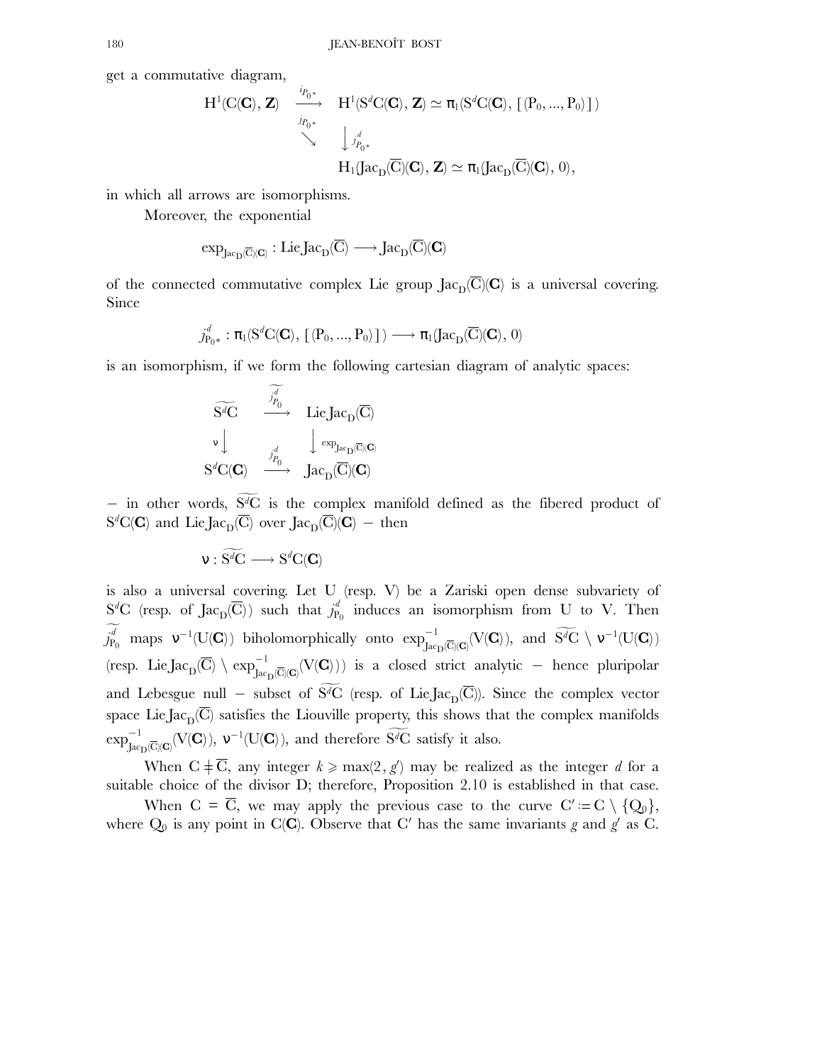get a commutative diagram,

$$\begin{array}{ccc}
\mathrm{H}^1(\mathrm{C}(\mathbf{C}), \mathbf{Z}) & \xrightarrow{i_{P_0*}} & \mathrm{H}^1(\mathrm{S}^d\mathrm{C}(\mathbf{C}), \mathbf{Z}) \simeq \pi_1(\mathrm{S}^d\mathrm{C}(\mathbf{C}), [(\mathrm{P}_0, ..., \mathrm{P}_0)]) \\
& \searrow^{j_{P_0*}} & \downarrow j^d_{P_0*} \\
& & \mathrm{H}_1(\mathrm{Jac}_\mathrm{D}(\overline{\mathrm{C}})(\mathbf{C}), \mathbf{Z}) \simeq \pi_1(\mathrm{Jac}_\mathrm{D}(\overline{\mathrm{C}})(\mathbf{C}), 0),
\end{array}$$

in which all arrows are isomorphisms.

Moreover, the exponential

$$\exp_{\mathrm{Jac}_\mathrm{D}(\overline{\mathrm{C}})(\mathbf{C})} : \mathrm{Lie}\,\mathrm{Jac}_\mathrm{D}(\overline{\mathrm{C}}) \longrightarrow \mathrm{Jac}_\mathrm{D}(\overline{\mathrm{C}})(\mathbf{C})$$

of the connected commutative complex Lie group $\mathrm{Jac}_\mathrm{D}(\overline{\mathrm{C}})(\mathbf{C})$ is a universal covering. Since

$$j^d_{\mathrm{P}_0*} : \pi_1(\mathrm{S}^d\mathrm{C}(\mathbf{C}), [(\mathrm{P}_0, ..., \mathrm{P}_0)]) \longrightarrow \pi_1(\mathrm{Jac}_\mathrm{D}(\overline{\mathrm{C}})(\mathbf{C}), 0)$$

is an isomorphism, if we form the following cartesian diagram of analytic spaces:

$$\begin{array}{ccc}
\widetilde{\mathrm{S}^d\mathrm{C}} & \xrightarrow{\widetilde{j^d_{P_0}}} & \mathrm{Lie}\,\mathrm{Jac}_\mathrm{D}(\overline{\mathrm{C}}) \\
\nu \downarrow & & \downarrow \exp_{\mathrm{Jac}_\mathrm{D}(\overline{\mathrm{C}})(\mathbf{C})} \\
\mathrm{S}^d\mathrm{C}(\mathbf{C}) & \xrightarrow{j^d_{P_0}} & \mathrm{Jac}_\mathrm{D}(\overline{\mathrm{C}})(\mathbf{C})
\end{array}$$

− in other words, $\widetilde{\mathrm{S}^d\mathrm{C}}$ is the complex manifold defined as the fibered product of $\mathrm{S}^d\mathrm{C}(\mathbf{C})$ and $\mathrm{Lie}\,\mathrm{Jac}_\mathrm{D}(\overline{\mathrm{C}})$ over $\mathrm{Jac}_\mathrm{D}(\overline{\mathrm{C}})(\mathbf{C})$ − then

$$\nu : \widetilde{\mathrm{S}^d\mathrm{C}} \longrightarrow \mathrm{S}^d\mathrm{C}(\mathbf{C})$$

is also a universal covering. Let U (resp. V) be a Zariski open dense subvariety of $\mathrm{S}^d\mathrm{C}$ (resp. of $\mathrm{Jac}_\mathrm{D}(\overline{\mathrm{C}})$) such that $j^d_{\mathrm{P}_0}$ induces an isomorphism from U to V. Then $\widetilde{j^d_{\mathrm{P}_0}}$ maps $\nu^{-1}(\mathrm{U}(\mathbf{C}))$ biholomorphically onto $\exp^{-1}_{\mathrm{Jac}_\mathrm{D}(\overline{\mathrm{C}})(\mathbf{C})}(\mathrm{V}(\mathbf{C}))$, and $\widetilde{\mathrm{S}^d\mathrm{C}} \setminus \nu^{-1}(\mathrm{U}(\mathbf{C}))$ (resp. $\mathrm{Lie}\,\mathrm{Jac}_\mathrm{D}(\overline{\mathrm{C}}) \setminus \exp^{-1}_{\mathrm{Jac}_\mathrm{D}(\overline{\mathrm{C}})(\mathbf{C})}(\mathrm{V}(\mathbf{C}))$) is a closed strict analytic − hence pluripolar and Lebesgue null − subset of $\widetilde{\mathrm{S}^d\mathrm{C}}$ (resp. of $\mathrm{Lie}\,\mathrm{Jac}_\mathrm{D}(\overline{\mathrm{C}})$). Since the complex vector space $\mathrm{Lie}\,\mathrm{Jac}_\mathrm{D}(\overline{\mathrm{C}})$ satisfies the Liouville property, this shows that the complex manifolds $\exp^{-1}_{\mathrm{Jac}_\mathrm{D}(\overline{\mathrm{C}})(\mathbf{C})}(\mathrm{V}(\mathbf{C}))$, $\nu^{-1}(\mathrm{U}(\mathbf{C}))$, and therefore $\widetilde{\mathrm{S}^d\mathrm{C}}$ satisfy it also.

When $\mathrm{C} \neq \overline{\mathrm{C}}$, any integer $k \geqslant \max(2, g')$ may be realized as the integer $d$ for a suitable choice of the divisor D; therefore, Proposition 2.10 is established in that case.

When $\mathrm{C} = \overline{\mathrm{C}}$, we may apply the previous case to the curve $\mathrm{C}' := \mathrm{C} \setminus \{\mathrm{Q}_0\}$, where $\mathrm{Q}_0$ is any point in $\mathrm{C}(\mathbf{C})$. Observe that $\mathrm{C}'$ has the same invariants $g$ and $g'$ as C.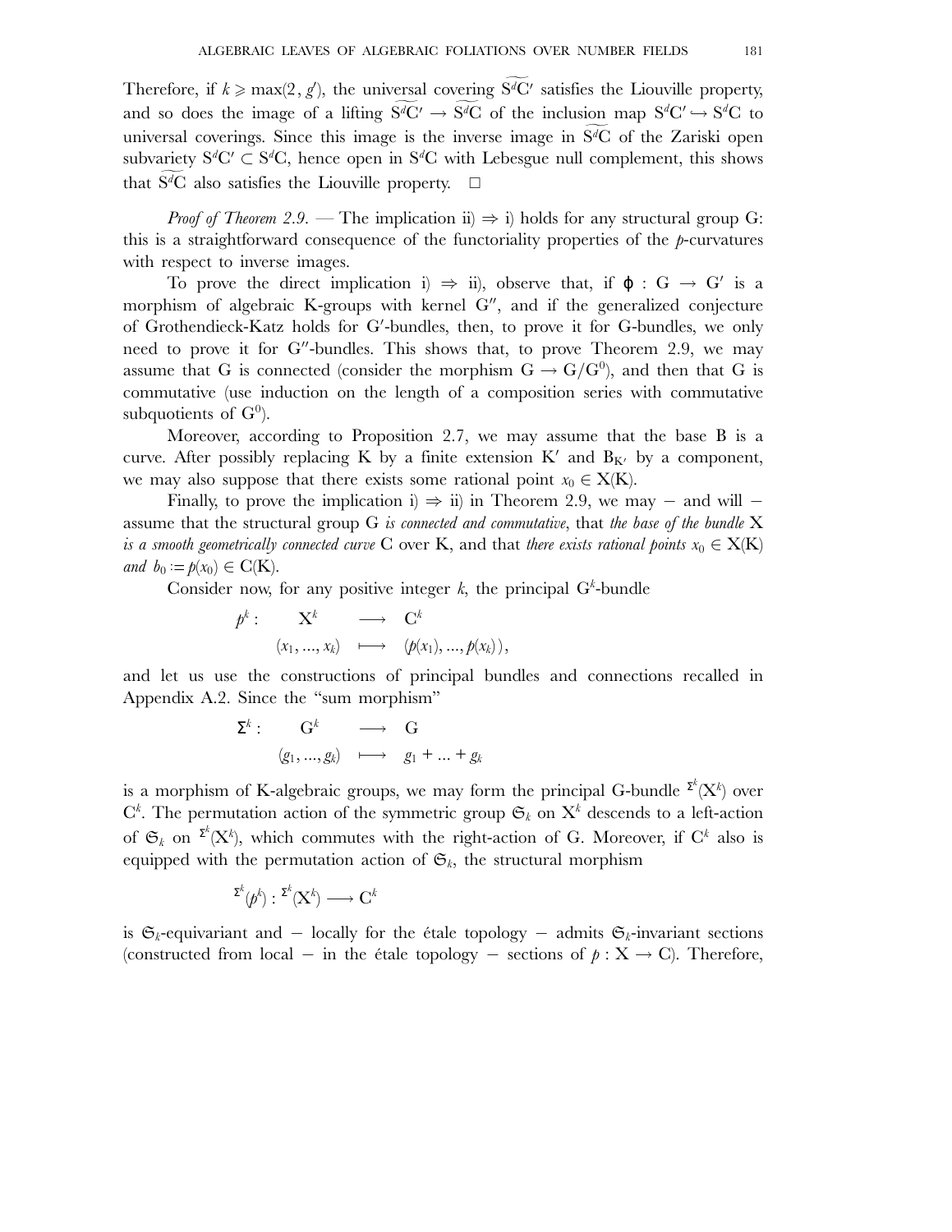Therefore, if $k \geqslant \max(2, g')$, the universal covering $\widetilde{S^d C'}$ satisfies the Liouville property, and so does the image of a lifting $\widetilde{S^d C'} \to \widetilde{S^d C}$ of the inclusion map $S^d C' \hookrightarrow S^d C$ to universal coverings. Since this image is the inverse image in $\widetilde{S^d C}$ of the Zariski open subvariety $S^d C' \subset S^d C$, hence open in $S^d C$ with Lebesgue null complement, this shows that $\widetilde{S^d C}$ also satisfies the Liouville property. $\square$

*Proof of Theorem 2.9.* — The implication ii) $\Rightarrow$ i) holds for any structural group G: this is a straightforward consequence of the functoriality properties of the $p$-curvatures with respect to inverse images.

To prove the direct implication i) $\Rightarrow$ ii), observe that, if $\varphi : G \to G'$ is a morphism of algebraic K-groups with kernel $G''$, and if the generalized conjecture of Grothendieck-Katz holds for $G'$-bundles, then, to prove it for G-bundles, we only need to prove it for $G''$-bundles. This shows that, to prove Theorem 2.9, we may assume that G is connected (consider the morphism $G \to G/G^0$), and then that G is commutative (use induction on the length of a composition series with commutative subquotients of $G^0$).

Moreover, according to Proposition 2.7, we may assume that the base B is a curve. After possibly replacing K by a finite extension $K'$ and $B_{K'}$ by a component, we may also suppose that there exists some rational point $x_0 \in X(K)$.

Finally, to prove the implication i) $\Rightarrow$ ii) in Theorem 2.9, we may — and will — assume that the structural group G *is connected and commutative*, that *the base of the bundle* X *is a smooth geometrically connected curve* C over K, and that *there exists rational points* $x_0 \in X(K)$ *and* $b_0 := p(x_0) \in C(K)$.

Consider now, for any positive integer $k$, the principal $G^k$-bundle

$$
\begin{array}{rccc}
p^k : & X^k & \longrightarrow & C^k \\
& (x_1, \ldots, x_k) & \longmapsto & (p(x_1), \ldots, p(x_k)),
\end{array}
$$

and let us use the constructions of principal bundles and connections recalled in Appendix A.2. Since the "sum morphism"

$$
\begin{array}{rccc}
\Sigma^k : & G^k & \longrightarrow & G \\
& (g_1, \ldots, g_k) & \longmapsto & g_1 + \ldots + g_k
\end{array}
$$

is a morphism of K-algebraic groups, we may form the principal G-bundle ${}^{\Sigma^k}(X^k)$ over $C^k$. The permutation action of the symmetric group $\mathfrak{S}_k$ on $X^k$ descends to a left-action of $\mathfrak{S}_k$ on ${}^{\Sigma^k}(X^k)$, which commutes with the right-action of G. Moreover, if $C^k$ also is equipped with the permutation action of $\mathfrak{S}_k$, the structural morphism

$$
{}^{\Sigma^k}(p^k) : {}^{\Sigma^k}(X^k) \longrightarrow C^k
$$

is $\mathfrak{S}_k$-equivariant and — locally for the étale topology — admits $\mathfrak{S}_k$-invariant sections (constructed from local — in the étale topology — sections of $p : X \to C$). Therefore,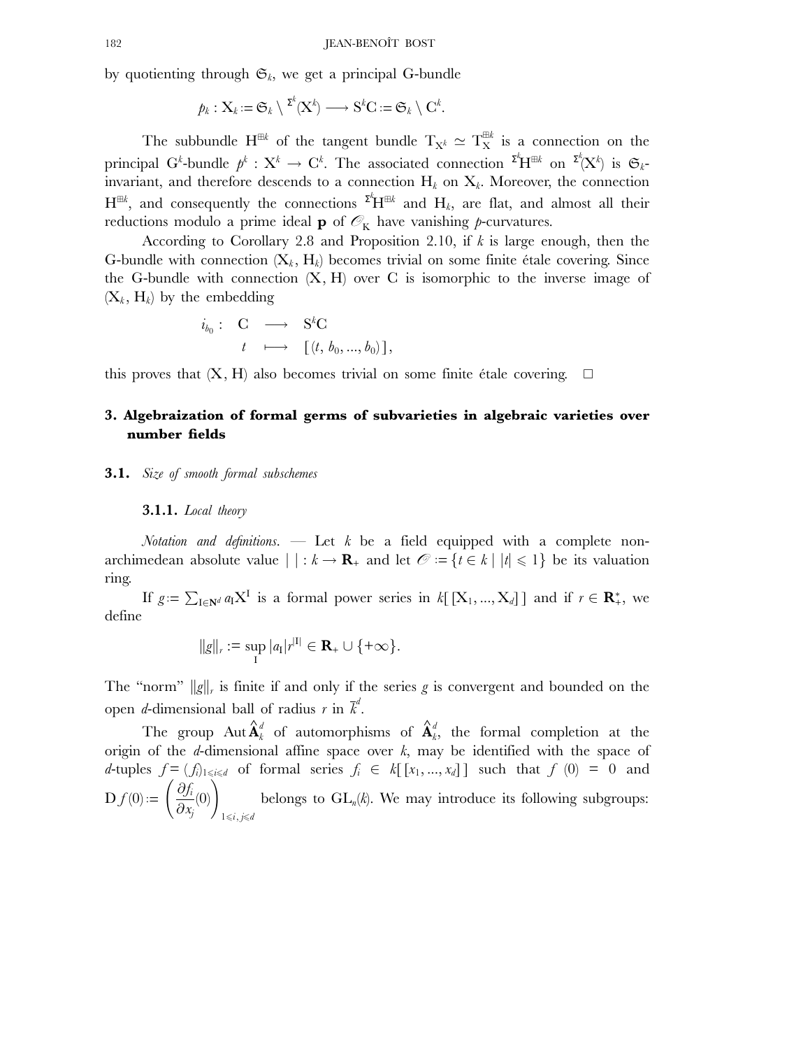by quotienting through $\mathfrak{S}_k$, we get a principal G-bundle

$$p_k : \mathrm{X}_k := \mathfrak{S}_k \setminus {}^{\Sigma^k}(\mathrm{X}^k) \longrightarrow \mathrm{S}^k\mathrm{C} := \mathfrak{S}_k \setminus \mathrm{C}^k.$$

The subbundle $\mathrm{H}^{\boxplus k}$ of the tangent bundle $\mathrm{T}_{\mathrm{X}^k} \simeq \mathrm{T}_\mathrm{X}^{\boxplus k}$ is a connection on the principal $\mathrm{G}^k$-bundle $p^k : \mathrm{X}^k \to \mathrm{C}^k$. The associated connection ${}^{\Sigma^k}\mathrm{H}^{\boxplus k}$ on ${}^{\Sigma^k}(\mathrm{X}^k)$ is $\mathfrak{S}_k$-invariant, and therefore descends to a connection $\mathrm{H}_k$ on $\mathrm{X}_k$. Moreover, the connection $\mathrm{H}^{\boxplus k}$, and consequently the connections ${}^{\Sigma^k}\mathrm{H}^{\boxplus k}$ and $\mathrm{H}_k$, are flat, and almost all their reductions modulo a prime ideal $\mathbf{p}$ of $\mathscr{O}_\mathrm{K}$ have vanishing $p$-curvatures.

According to Corollary 2.8 and Proposition 2.10, if $k$ is large enough, then the G-bundle with connection $(\mathrm{X}_k, \mathrm{H}_k)$ becomes trivial on some finite étale covering. Since the G-bundle with connection $(\mathrm{X}, \mathrm{H})$ over C is isomorphic to the inverse image of $(\mathrm{X}_k, \mathrm{H}_k)$ by the embedding

$$\begin{array}{rccc} i_{b_0} : & \mathrm{C} & \longrightarrow & \mathrm{S}^k\mathrm{C} \\ & t & \longmapsto & [(t, b_0, ..., b_0)], \end{array}$$

this proves that $(\mathrm{X}, \mathrm{H})$ also becomes trivial on some finite étale covering. $\square$

## 3. Algebraization of formal germs of subvarieties in algebraic varieties over number fields

### 3.1. *Size of smooth formal subschemes*

#### 3.1.1. *Local theory*

*Notation and definitions.* — Let $k$ be a field equipped with a complete non-archimedean absolute value $|\ | : k \to \mathbf{R}_+$ and let $\mathscr{O} := \{t \in k \mid |t| \leqslant 1\}$ be its valuation ring.

If $g := \sum_{\mathrm{I} \in \mathbf{N}^d} a_\mathrm{I} \mathrm{X}^\mathrm{I}$ is a formal power series in $k[[\mathrm{X}_1, ..., \mathrm{X}_d]]$ and if $r \in \mathbf{R}_+^*$, we define

$$\|g\|_r := \sup_\mathrm{I} |a_\mathrm{I}| r^{|\mathrm{I}|} \in \mathbf{R}_+ \cup \{+\infty\}.$$

The "norm" $\|g\|_r$ is finite if and only if the series $g$ is convergent and bounded on the open $d$-dimensional ball of radius $r$ in $\overline{k}^d$.

The group $\mathrm{Aut}\,\hat{\mathbf{A}}_k^d$ of automorphisms of $\hat{\mathbf{A}}_k^d$, the formal completion at the origin of the $d$-dimensional affine space over $k$, may be identified with the space of $d$-tuples $f = (f_i)_{1 \leqslant i \leqslant d}$ of formal series $f_i \in k[[x_1, ..., x_d]]$ such that $f(0) = 0$ and $\mathrm{D}f(0) := \left(\dfrac{\partial f_i}{\partial x_j}(0)\right)_{1 \leqslant i, j \leqslant d}$ belongs to $\mathrm{GL}_n(k)$. We may introduce its following subgroups: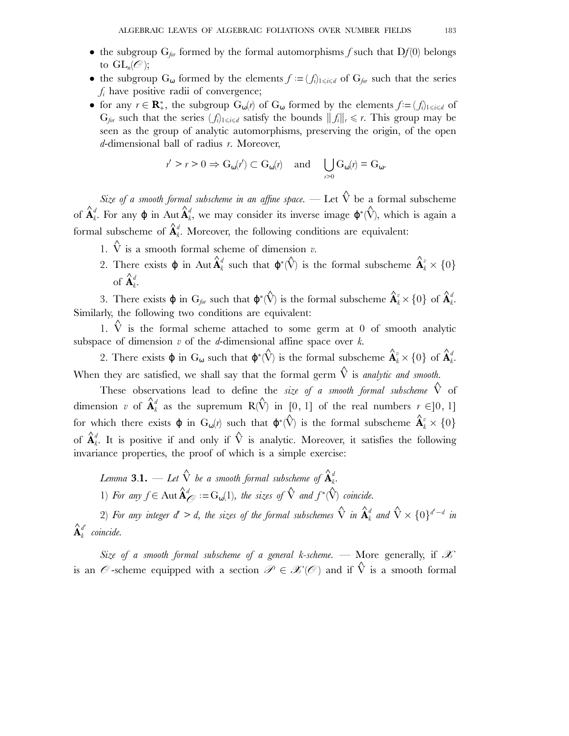- the subgroup $G_{for}$ formed by the formal automorphisms $f$ such that $Df(0)$ belongs to $GL_n(\mathcal{O})$;
- the subgroup $G_\omega$ formed by the elements $f := (f_i)_{1 \leqslant i \leqslant d}$ of $G_{for}$ such that the series $f_i$ have positive radii of convergence;
- for any $r \in \mathbf{R}_+^*$, the subgroup $G_\omega(r)$ of $G_\omega$ formed by the elements $f := (f_i)_{1 \leqslant i \leqslant d}$ of $G_{for}$ such that the series $(f_i)_{1 \leqslant i \leqslant d}$ satisfy the bounds $\| f_i \|_r \leqslant r$. This group may be seen as the group of analytic automorphisms, preserving the origin, of the open $d$-dimensional ball of radius $r$. Moreover,

$$r' > r > 0 \Rightarrow G_\omega(r') \subset G_\omega(r) \quad \text{and} \quad \bigcup_{r>0} G_\omega(r) = G_\omega.$$

*Size of a smooth formal subscheme in an affine space.* — Let $\hat{V}$ be a formal subscheme of $\hat{\mathbf{A}}_k^d$. For any $\varphi$ in $\operatorname{Aut} \hat{\mathbf{A}}_k^d$, we may consider its inverse image $\varphi^*(\hat{V})$, which is again a formal subscheme of $\hat{\mathbf{A}}_k^d$. Moreover, the following conditions are equivalent:

1. $\hat{V}$ is a smooth formal scheme of dimension $v$.
2. There exists $\varphi$ in $\operatorname{Aut} \hat{\mathbf{A}}_k^d$ such that $\varphi^*(\hat{V})$ is the formal subscheme $\hat{\mathbf{A}}_k^v \times \{0\}$ of $\hat{\mathbf{A}}_k^d$.
3. There exists $\varphi$ in $G_{for}$ such that $\varphi^*(\hat{V})$ is the formal subscheme $\hat{\mathbf{A}}_k^v \times \{0\}$ of $\hat{\mathbf{A}}_k^d$.

Similarly, the following two conditions are equivalent:

1. $\hat{V}$ is the formal scheme attached to some germ at 0 of smooth analytic subspace of dimension $v$ of the $d$-dimensional affine space over $k$.
2. There exists $\varphi$ in $G_\omega$ such that $\varphi^*(\hat{V})$ is the formal subscheme $\hat{\mathbf{A}}_k^v \times \{0\}$ of $\hat{\mathbf{A}}_k^d$.

When they are satisfied, we shall say that the formal germ $\hat{V}$ is *analytic and smooth*.

These observations lead to define the *size of a smooth formal subscheme* $\hat{V}$ of dimension $v$ of $\hat{\mathbf{A}}_k^d$ as the supremum $R(\hat{V})$ in $[0, 1]$ of the real numbers $r \in ]0, 1]$ for which there exists $\varphi$ in $G_\omega(r)$ such that $\varphi^*(\hat{V})$ is the formal subscheme $\hat{\mathbf{A}}_k^v \times \{0\}$ of $\hat{\mathbf{A}}_k^d$. It is positive if and only if $\hat{V}$ is analytic. Moreover, it satisfies the following invariance properties, the proof of which is a simple exercise:

*Lemma* **3.1.** — *Let $\hat{V}$ be a smooth formal subscheme of $\hat{\mathbf{A}}_k^d$.*

1) *For any $f \in \operatorname{Aut} \hat{\mathbf{A}}_{\mathcal{O}}^d := G_\omega(1)$, the sizes of $\hat{V}$ and $f^*(\hat{V})$ coincide.*

2) *For any integer $d' > d$, the sizes of the formal subschemes $\hat{V}$ in $\hat{\mathbf{A}}_k^d$ and $\hat{V} \times \{0\}^{d'-d}$ in $\hat{\mathbf{A}}_k^{d'}$ coincide.*

*Size of a smooth formal subscheme of a general k-scheme.* — More generally, if $\mathcal{X}$ is an $\mathcal{O}$-scheme equipped with a section $\mathcal{P} \in \mathcal{X}(\mathcal{O})$ and if $\hat{V}$ is a smooth formal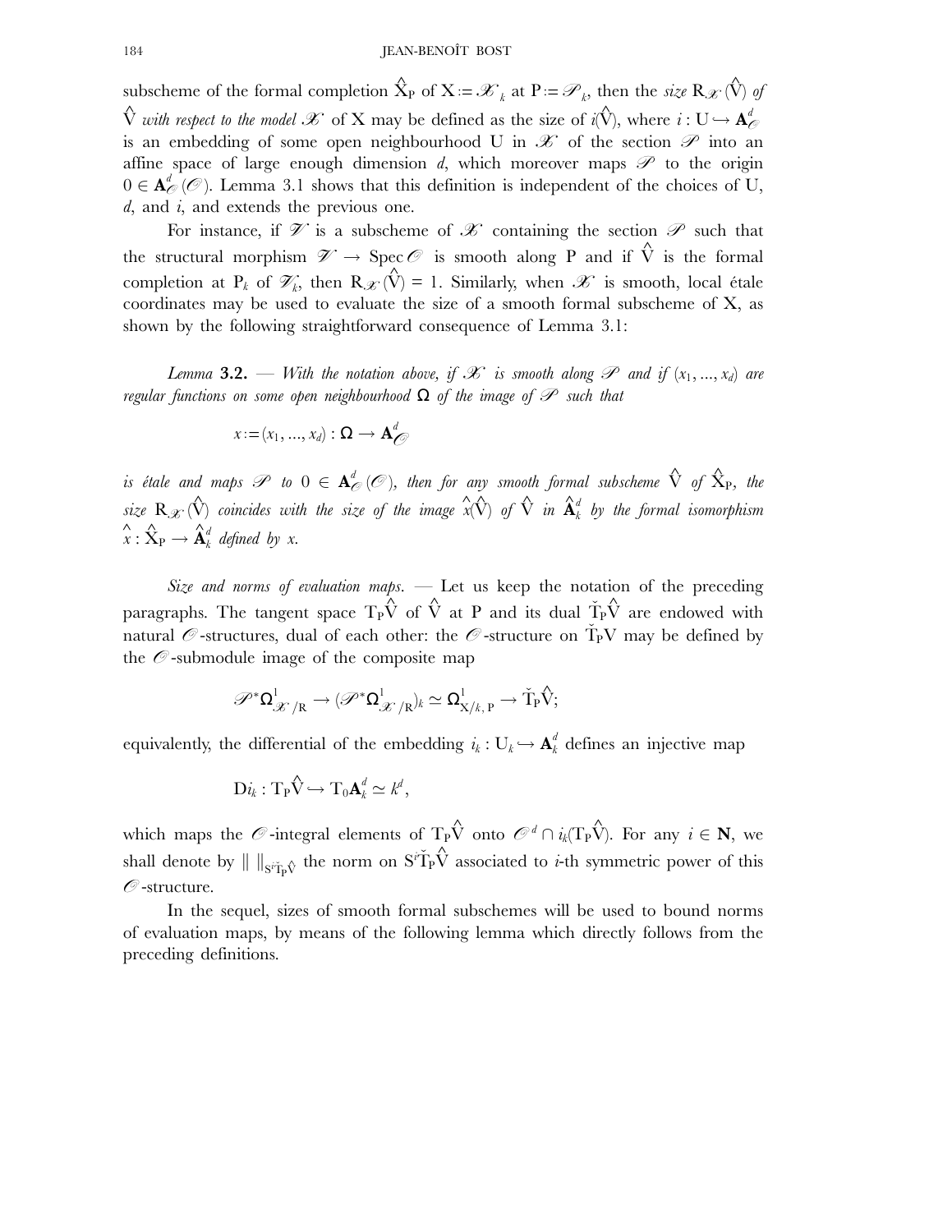subscheme of the formal completion $\hat{\mathrm{X}}_{\mathrm{P}}$ of $\mathrm{X} := \mathscr{X}_k$ at $\mathrm{P} := \mathscr{P}_k$, then the *size* $\mathrm{R}_{\mathscr{X}}(\hat{\mathrm{V}})$ *of* $\hat{\mathrm{V}}$ *with respect to the model* $\mathscr{X}$ of X may be defined as the size of $i(\hat{\mathrm{V}})$, where $i : \mathrm{U} \hookrightarrow \mathbf{A}^d_{\mathscr{O}}$ is an embedding of some open neighbourhood U in $\mathscr{X}$ of the section $\mathscr{P}$ into an affine space of large enough dimension $d$, which moreover maps $\mathscr{P}$ to the origin $0 \in \mathbf{A}^d_{\mathscr{O}}(\mathscr{O})$. Lemma 3.1 shows that this definition is independent of the choices of U, $d$, and $i$, and extends the previous one.

For instance, if $\mathscr{V}$ is a subscheme of $\mathscr{X}$ containing the section $\mathscr{P}$ such that the structural morphism $\mathscr{V} \to \operatorname{Spec} \mathscr{O}$ is smooth along P and if $\hat{\mathrm{V}}$ is the formal completion at $\mathrm{P}_k$ of $\mathscr{V}_k$, then $\mathrm{R}_{\mathscr{X}}(\hat{\mathrm{V}}) = 1$. Similarly, when $\mathscr{X}$ is smooth, local étale coordinates may be used to evaluate the size of a smooth formal subscheme of X, as shown by the following straightforward consequence of Lemma 3.1:

*Lemma* **3.2.** — *With the notation above, if* $\mathscr{X}$ *is smooth along* $\mathscr{P}$ *and if* $(x_1, \ldots, x_d)$ *are regular functions on some open neighbourhood* $\Omega$ *of the image of* $\mathscr{P}$ *such that*

$$x := (x_1, \ldots, x_d) : \Omega \to \mathbf{A}^d_{\mathscr{O}}$$

*is étale and maps* $\mathscr{P}$ *to* $0 \in \mathbf{A}^d_{\mathscr{O}}(\mathscr{O})$, *then for any smooth formal subscheme* $\hat{\mathrm{V}}$ *of* $\hat{\mathrm{X}}_{\mathrm{P}}$, *the size* $\mathrm{R}_{\mathscr{X}}(\hat{\mathrm{V}})$ *coincides with the size of the image* $\hat{x}(\hat{\mathrm{V}})$ *of* $\hat{\mathrm{V}}$ *in* $\hat{\mathbf{A}}^d_k$ *by the formal isomorphism* $\hat{x} : \hat{\mathrm{X}}_{\mathrm{P}} \to \hat{\mathbf{A}}^d_k$ *defined by* $x$.

*Size and norms of evaluation maps.* — Let us keep the notation of the preceding paragraphs. The tangent space $\mathrm{T}_{\mathrm{P}}\hat{\mathrm{V}}$ of $\hat{\mathrm{V}}$ at P and its dual $\check{\mathrm{T}}_{\mathrm{P}}\hat{\mathrm{V}}$ are endowed with natural $\mathscr{O}$-structures, dual of each other: the $\mathscr{O}$-structure on $\check{\mathrm{T}}_{\mathrm{P}}\mathrm{V}$ may be defined by the $\mathscr{O}$-submodule image of the composite map

$$\mathscr{P}^*\Omega^1_{\mathscr{X}/\mathrm{R}} \to (\mathscr{P}^*\Omega^1_{\mathscr{X}/\mathrm{R}})_k \simeq \Omega^1_{\mathrm{X}/k,\,\mathrm{P}} \to \check{\mathrm{T}}_{\mathrm{P}}\hat{\mathrm{V}};$$

equivalently, the differential of the embedding $i_k : \mathrm{U}_k \hookrightarrow \mathbf{A}^d_k$ defines an injective map

$$\mathrm{D}i_k : \mathrm{T}_{\mathrm{P}}\hat{\mathrm{V}} \hookrightarrow \mathrm{T}_0\mathbf{A}^d_k \simeq k^d,$$

which maps the $\mathscr{O}$-integral elements of $\mathrm{T}_{\mathrm{P}}\hat{\mathrm{V}}$ onto $\mathscr{O}^d \cap i_k(\mathrm{T}_{\mathrm{P}}\hat{\mathrm{V}})$. For any $i \in \mathbf{N}$, we shall denote by $\| \; \|_{\mathrm{S}^i\check{\mathrm{T}}_{\mathrm{P}}\hat{\mathrm{V}}}$ the norm on $\mathrm{S}^i\check{\mathrm{T}}_{\mathrm{P}}\hat{\mathrm{V}}$ associated to $i$-th symmetric power of this $\mathscr{O}$-structure.

In the sequel, sizes of smooth formal subschemes will be used to bound norms of evaluation maps, by means of the following lemma which directly follows from the preceding definitions.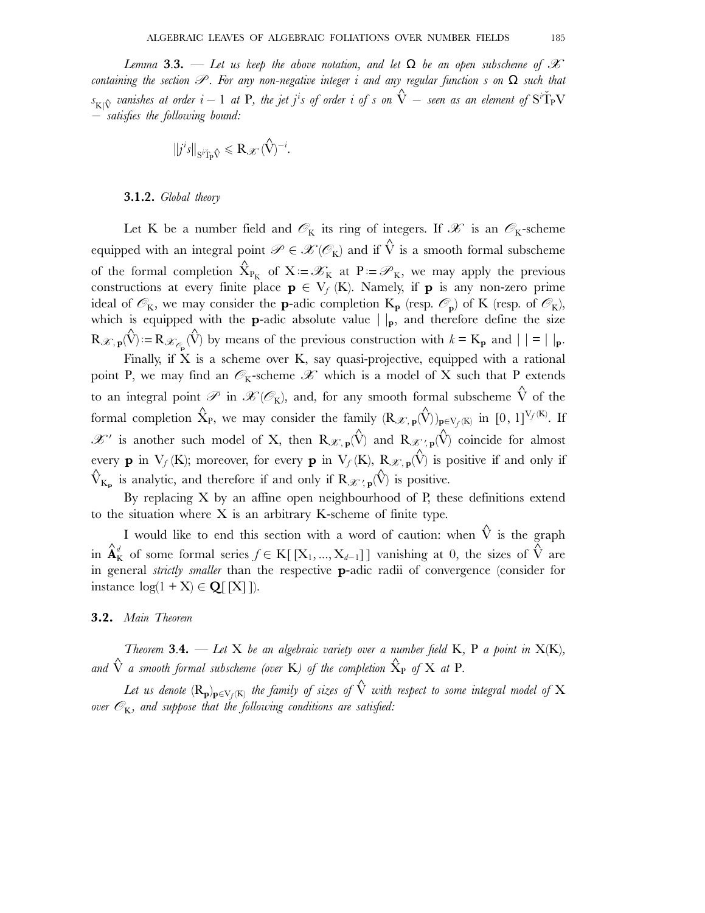*Lemma* **3.3.** — *Let us keep the above notation, and let* $\Omega$ *be an open subscheme of* $\mathscr{X}$ *containing the section* $\mathscr{P}$. *For any non-negative integer* $i$ *and any regular function* $s$ *on* $\Omega$ *such that* $s_{\mathrm{K}|\hat{\mathrm{V}}}$ *vanishes at order* $i-1$ *at* P, *the jet* $j^i s$ *of order* $i$ *of* $s$ *on* $\hat{\mathrm{V}}$ — *seen as an element of* $\mathrm{S}^i\check{\mathrm{T}}_{\mathrm{P}}\mathrm{V}$ — *satisfies the following bound:*

$$\|j^i s\|_{\mathrm{S}^i\check{\mathrm{T}}_{\mathrm{P}}\hat{\mathrm{V}}} \leqslant \mathrm{R}_{\mathscr{X}}(\hat{\mathrm{V}})^{-i}.$$

### **3.1.2.** *Global theory*

Let K be a number field and $\mathscr{O}_{\mathrm{K}}$ its ring of integers. If $\mathscr{X}$ is an $\mathscr{O}_{\mathrm{K}}$-scheme equipped with an integral point $\mathscr{P} \in \mathscr{X}(\mathscr{O}_{\mathrm{K}})$ and if $\hat{\mathrm{V}}$ is a smooth formal subscheme of the formal completion $\hat{\mathrm{X}}_{\mathrm{P}_{\mathrm{K}}}$ of $\mathrm{X} := \mathscr{X}_{\mathrm{K}}$ at $\mathrm{P} := \mathscr{P}_{\mathrm{K}}$, we may apply the previous constructions at every finite place $\mathbf{p} \in \mathrm{V}_f(\mathrm{K})$. Namely, if $\mathbf{p}$ is any non-zero prime ideal of $\mathscr{O}_{\mathrm{K}}$, we may consider the $\mathbf{p}$-adic completion $\mathrm{K}_{\mathbf{p}}$ (resp. $\mathscr{O}_{\mathbf{p}}$) of K (resp. of $\mathscr{O}_{\mathrm{K}}$), which is equipped with the $\mathbf{p}$-adic absolute value $|\ |_{\mathbf{p}}$, and therefore define the size $\mathrm{R}_{\mathscr{X},\mathbf{p}}(\hat{\mathrm{V}}) := \mathrm{R}_{\mathscr{X}_{\mathscr{O}_{\mathbf{p}}}}(\hat{\mathrm{V}})$ by means of the previous construction with $k = \mathrm{K}_{\mathbf{p}}$ and $|\ | = |\ |_{\mathbf{p}}$.

Finally, if X is a scheme over K, say quasi-projective, equipped with a rational point P, we may find an $\mathscr{O}_{\mathrm{K}}$-scheme $\mathscr{X}$ which is a model of X such that P extends to an integral point $\mathscr{P}$ in $\mathscr{X}(\mathscr{O}_{\mathrm{K}})$, and, for any smooth formal subscheme $\hat{\mathrm{V}}$ of the formal completion $\hat{\mathrm{X}}_{\mathrm{P}}$, we may consider the family $(\mathrm{R}_{\mathscr{X},\mathbf{p}}(\hat{\mathrm{V}}))_{\mathbf{p}\in\mathrm{V}_f(\mathrm{K})}$ in $[0,1]^{\mathrm{V}_f(\mathrm{K})}$. If $\mathscr{X}'$ is another such model of X, then $\mathrm{R}_{\mathscr{X},\mathbf{p}}(\hat{\mathrm{V}})$ and $\mathrm{R}_{\mathscr{X}',\mathbf{p}}(\hat{\mathrm{V}})$ coincide for almost every $\mathbf{p}$ in $\mathrm{V}_f(\mathrm{K})$; moreover, for every $\mathbf{p}$ in $\mathrm{V}_f(\mathrm{K})$, $\mathrm{R}_{\mathscr{X},\mathbf{p}}(\hat{\mathrm{V}})$ is positive if and only if $\hat{\mathrm{V}}_{\mathrm{K}_{\mathbf{p}}}$ is analytic, and therefore if and only if $\mathrm{R}_{\mathscr{X}',\mathbf{p}}(\hat{\mathrm{V}})$ is positive.

By replacing X by an affine open neighbourhood of P, these definitions extend to the situation where X is an arbitrary K-scheme of finite type.

I would like to end this section with a word of caution: when $\hat{\mathrm{V}}$ is the graph in $\hat{\mathbf{A}}^d_{\mathrm{K}}$ of some formal series $f \in \mathrm{K}[[\mathrm{X}_1, \ldots, \mathrm{X}_{d-1}]]$ vanishing at 0, the sizes of $\hat{\mathrm{V}}$ are in general *strictly smaller* than the respective $\mathbf{p}$-adic radii of convergence (consider for instance $\log(1+\mathrm{X}) \in \mathbf{Q}[[\mathrm{X}]]$).

## **3.2.** *Main Theorem*

*Theorem* **3.4.** — *Let* X *be an algebraic variety over a number field* K, P *a point in* X(K), *and* $\hat{\mathrm{V}}$ *a smooth formal subscheme (over* K*) of the completion* $\hat{\mathrm{X}}_{\mathrm{P}}$ *of* X *at* P.

*Let us denote* $(\mathrm{R}_{\mathbf{p}})_{\mathbf{p}\in\mathrm{V}_f(\mathrm{K})}$ *the family of sizes of* $\hat{\mathrm{V}}$ *with respect to some integral model of* X *over* $\mathscr{O}_{\mathrm{K}}$, *and suppose that the following conditions are satisfied:*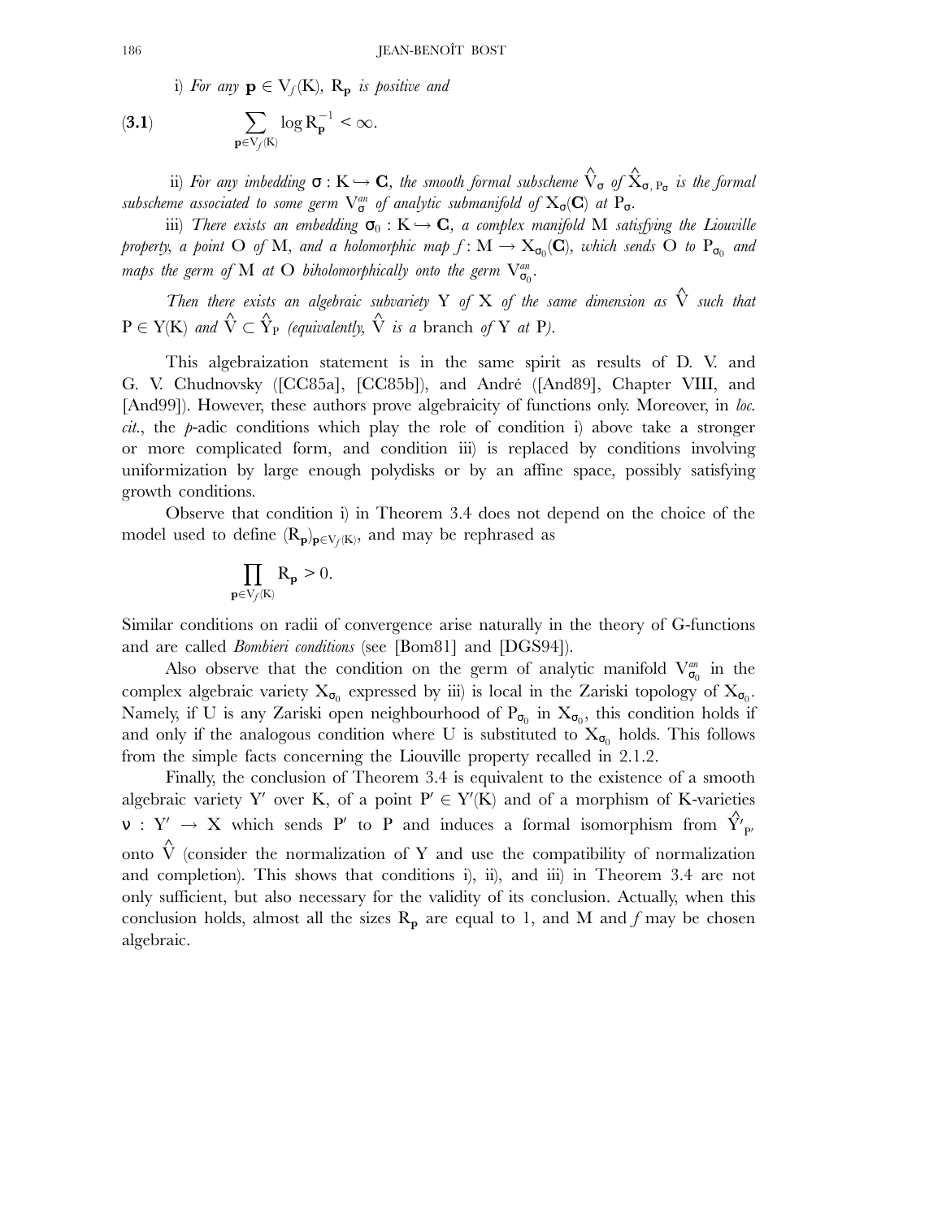i) *For any* $\mathbf{p} \in V_f(K)$, $R_{\mathbf{p}}$ *is positive and*

$$\textbf{(3.1)} \qquad \sum_{\mathbf{p} \in V_f(K)} \log R_{\mathbf{p}}^{-1} < \infty.$$

ii) *For any imbedding* $\sigma : K \hookrightarrow \mathbf{C}$, *the smooth formal subscheme* $\hat{V}_\sigma$ *of* $\hat{X}_{\sigma, P_\sigma}$ *is the formal subscheme associated to some germ* $V_\sigma^{an}$ *of analytic submanifold of* $X_\sigma(\mathbf{C})$ *at* $P_\sigma$.

iii) *There exists an embedding* $\sigma_0 : K \hookrightarrow \mathbf{C}$, *a complex manifold* M *satisfying the Liouville property, a point* O *of* M, *and a holomorphic map* $f : M \to X_{\sigma_0}(\mathbf{C})$, *which sends* O *to* $P_{\sigma_0}$ *and maps the germ of* M *at* O *biholomorphically onto the germ* $V_{\sigma_0}^{an}$.

*Then there exists an algebraic subvariety* Y *of* X *of the same dimension as* $\hat{V}$ *such that* $P \in Y(K)$ *and* $\hat{V} \subset \hat{Y}_P$ *(equivalently,* $\hat{V}$ *is a* branch *of* Y *at* P*).*

This algebraization statement is in the same spirit as results of D. V. and G. V. Chudnovsky ([CC85a], [CC85b]), and André ([And89], Chapter VIII, and [And99]). However, these authors prove algebraicity of functions only. Moreover, in *loc. cit.*, the $p$-adic conditions which play the role of condition i) above take a stronger or more complicated form, and condition iii) is replaced by conditions involving uniformization by large enough polydisks or by an affine space, possibly satisfying growth conditions.

Observe that condition i) in Theorem 3.4 does not depend on the choice of the model used to define $(R_{\mathbf{p}})_{\mathbf{p} \in V_f(K)}$, and may be rephrased as

$$\prod_{\mathbf{p} \in V_f(K)} R_{\mathbf{p}} > 0.$$

Similar conditions on radii of convergence arise naturally in the theory of G-functions and are called *Bombieri conditions* (see [Bom81] and [DGS94]).

Also observe that the condition on the germ of analytic manifold $V_{\sigma_0}^{an}$ in the complex algebraic variety $X_{\sigma_0}$ expressed by iii) is local in the Zariski topology of $X_{\sigma_0}$. Namely, if U is any Zariski open neighbourhood of $P_{\sigma_0}$ in $X_{\sigma_0}$, this condition holds if and only if the analogous condition where U is substituted to $X_{\sigma_0}$ holds. This follows from the simple facts concerning the Liouville property recalled in 2.1.2.

Finally, the conclusion of Theorem 3.4 is equivalent to the existence of a smooth algebraic variety $Y'$ over K, of a point $P' \in Y'(K)$ and of a morphism of K-varieties $\nu : Y' \to X$ which sends $P'$ to P and induces a formal isomorphism from $\hat{Y'}_{P'}$ onto $\hat{V}$ (consider the normalization of Y and use the compatibility of normalization and completion). This shows that conditions i), ii), and iii) in Theorem 3.4 are not only sufficient, but also necessary for the validity of its conclusion. Actually, when this conclusion holds, almost all the sizes $R_{\mathbf{p}}$ are equal to 1, and M and $f$ may be chosen algebraic.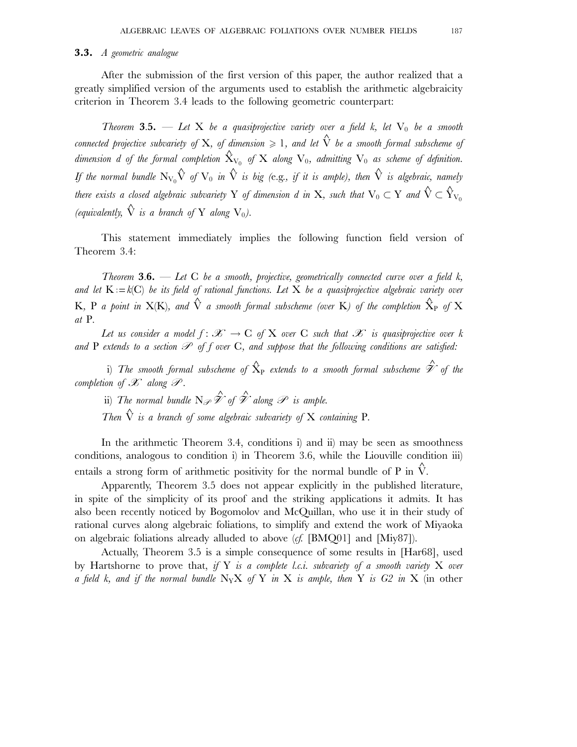### **3.3.** *A geometric analogue*

After the submission of the first version of this paper, the author realized that a greatly simplified version of the arguments used to establish the arithmetic algebraicity criterion in Theorem 3.4 leads to the following geometric counterpart:

*Theorem* **3.5.** — *Let* $X$ *be a quasiprojective variety over a field* $k$*, let* $V_0$ *be a smooth connected projective subvariety of* $X$*, of dimension* $\geqslant 1$*, and let* $\hat{V}$ *be a smooth formal subscheme of dimension* $d$ *of the formal completion* $\hat{X}_{V_0}$ *of* $X$ *along* $V_0$*, admitting* $V_0$ *as scheme of definition. If the normal bundle* $N_{V_0}\hat{V}$ *of* $V_0$ *in* $\hat{V}$ *is big (*e.g.*, if it is ample), then* $\hat{V}$ *is algebraic, namely there exists a closed algebraic subvariety* $Y$ *of dimension* $d$ *in* $X$*, such that* $V_0 \subset Y$ *and* $\hat{V} \subset \hat{Y}_{V_0}$ *(equivalently,* $\hat{V}$ *is a branch of* $Y$ *along* $V_0$*).*

This statement immediately implies the following function field version of Theorem 3.4:

*Theorem* **3.6.** — *Let* $C$ *be a smooth, projective, geometrically connected curve over a field* $k$*, and let* $K := k(C)$ *be its field of rational functions. Let* $X$ *be a quasiprojective algebraic variety over* $K$*,* $P$ *a point in* $X(K)$*, and* $\hat{V}$ *a smooth formal subscheme (over* $K$*) of the completion* $\hat{X}_P$ *of* $X$ *at* $P$*.*

*Let us consider a model* $f : \mathscr{X} \to C$ *of* $X$ *over* $C$ *such that* $\mathscr{X}$ *is quasiprojective over* $k$ *and* $P$ *extends to a section* $\mathscr{P}$ *of* $f$ *over* $C$*, and suppose that the following conditions are satisfied:*

i) *The smooth formal subscheme of* $\hat{X}_P$ *extends to a smooth formal subscheme* $\hat{\mathscr{V}}$ *of the completion of* $\mathscr{X}$ *along* $\mathscr{P}$*.*

ii) *The normal bundle* $N_{\mathscr{P}}\hat{\mathscr{V}}$ *of* $\hat{\mathscr{V}}$ *along* $\mathscr{P}$ *is ample.*

*Then* $\hat{V}$ *is a branch of some algebraic subvariety of* $X$ *containing* $P$*.*

In the arithmetic Theorem 3.4, conditions i) and ii) may be seen as smoothness conditions, analogous to condition i) in Theorem 3.6, while the Liouville condition iii) entails a strong form of arithmetic positivity for the normal bundle of $P$ in $\hat{V}$.

Apparently, Theorem 3.5 does not appear explicitly in the published literature, in spite of the simplicity of its proof and the striking applications it admits. It has also been recently noticed by Bogomolov and McQuillan, who use it in their study of rational curves along algebraic foliations, to simplify and extend the work of Miyaoka on algebraic foliations already alluded to above (*cf.* [BMQ01] and [Miy87]).

Actually, Theorem 3.5 is a simple consequence of some results in [Har68], used by Hartshorne to prove that, *if* $Y$ *is a complete l.c.i. subvariety of a smooth variety* $X$ *over a field* $k$*, and if the normal bundle* $N_Y X$ *of* $Y$ *in* $X$ *is ample, then* $Y$ *is G2 in* $X$ (in other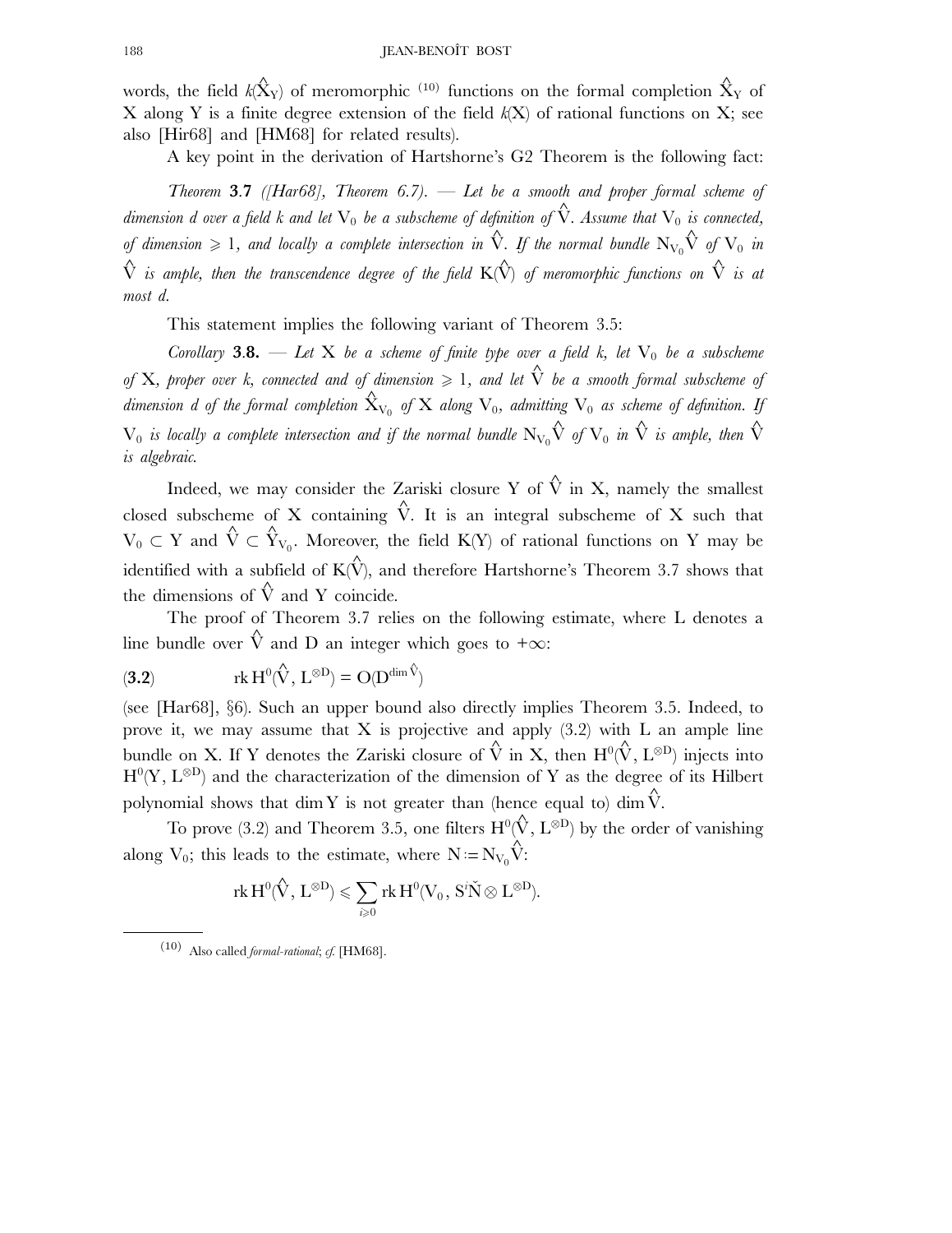words, the field $k(\hat{X}_Y)$ of meromorphic [10] functions on the formal completion $\hat{X}_Y$ of X along Y is a finite degree extension of the field $k(X)$ of rational functions on X; see also [Hir68] and [HM68] for related results).

A key point in the derivation of Hartshorne's G2 Theorem is the following fact:

*Theorem* **3.7** *([Har68], Theorem 6.7). — Let be a smooth and proper formal scheme of dimension d over a field k and let $V_0$ be a subscheme of definition of $\hat{V}$. Assume that $V_0$ is connected, of dimension $\geqslant 1$, and locally a complete intersection in $\hat{V}$. If the normal bundle $N_{V_0}\hat{V}$ of $V_0$ in $\hat{V}$ is ample, then the transcendence degree of the field $K(\hat{V})$ of meromorphic functions on $\hat{V}$ is at most d.*

This statement implies the following variant of Theorem 3.5:

*Corollary* **3.8.** *— Let X be a scheme of finite type over a field k, let $V_0$ be a subscheme of X, proper over k, connected and of dimension $\geqslant 1$, and let $\hat{V}$ be a smooth formal subscheme of dimension d of the formal completion $\hat{X}_{V_0}$ of X along $V_0$, admitting $V_0$ as scheme of definition. If $V_0$ is locally a complete intersection and if the normal bundle $N_{V_0}\hat{V}$ of $V_0$ in $\hat{V}$ is ample, then $\hat{V}$ is algebraic.*

Indeed, we may consider the Zariski closure Y of $\hat{V}$ in X, namely the smallest closed subscheme of X containing $\hat{V}$. It is an integral subscheme of X such that $V_0 \subset Y$ and $\hat{V} \subset \hat{Y}_{V_0}$. Moreover, the field $K(Y)$ of rational functions on Y may be identified with a subfield of $K(\hat{V})$, and therefore Hartshorne's Theorem 3.7 shows that the dimensions of $\hat{V}$ and Y coincide.

The proof of Theorem 3.7 relies on the following estimate, where L denotes a line bundle over $\hat{V}$ and D an integer which goes to $+\infty$:

$$\text{(3.2)} \qquad \operatorname{rk} H^0(\hat{V}, L^{\otimes D}) = O(D^{\dim \hat{V}})$$

(see [Har68], §6). Such an upper bound also directly implies Theorem 3.5. Indeed, to prove it, we may assume that X is projective and apply (3.2) with L an ample line bundle on X. If Y denotes the Zariski closure of $\hat{V}$ in X, then $H^0(\hat{V}, L^{\otimes D})$ injects into $H^0(Y, L^{\otimes D})$ and the characterization of the dimension of Y as the degree of its Hilbert polynomial shows that $\dim Y$ is not greater than (hence equal to) $\dim \hat{V}$.

To prove (3.2) and Theorem 3.5, one filters $H^0(\hat{V}, L^{\otimes D})$ by the order of vanishing along $V_0$; this leads to the estimate, where $N := N_{V_0}\hat{V}$:

$$\operatorname{rk} H^0(\hat{V}, L^{\otimes D}) \leqslant \sum_{i \geqslant 0} \operatorname{rk} H^0(V_0, S^i\check{N} \otimes L^{\otimes D}).$$

[10] Also called *formal-rational*; *cf.* [HM68].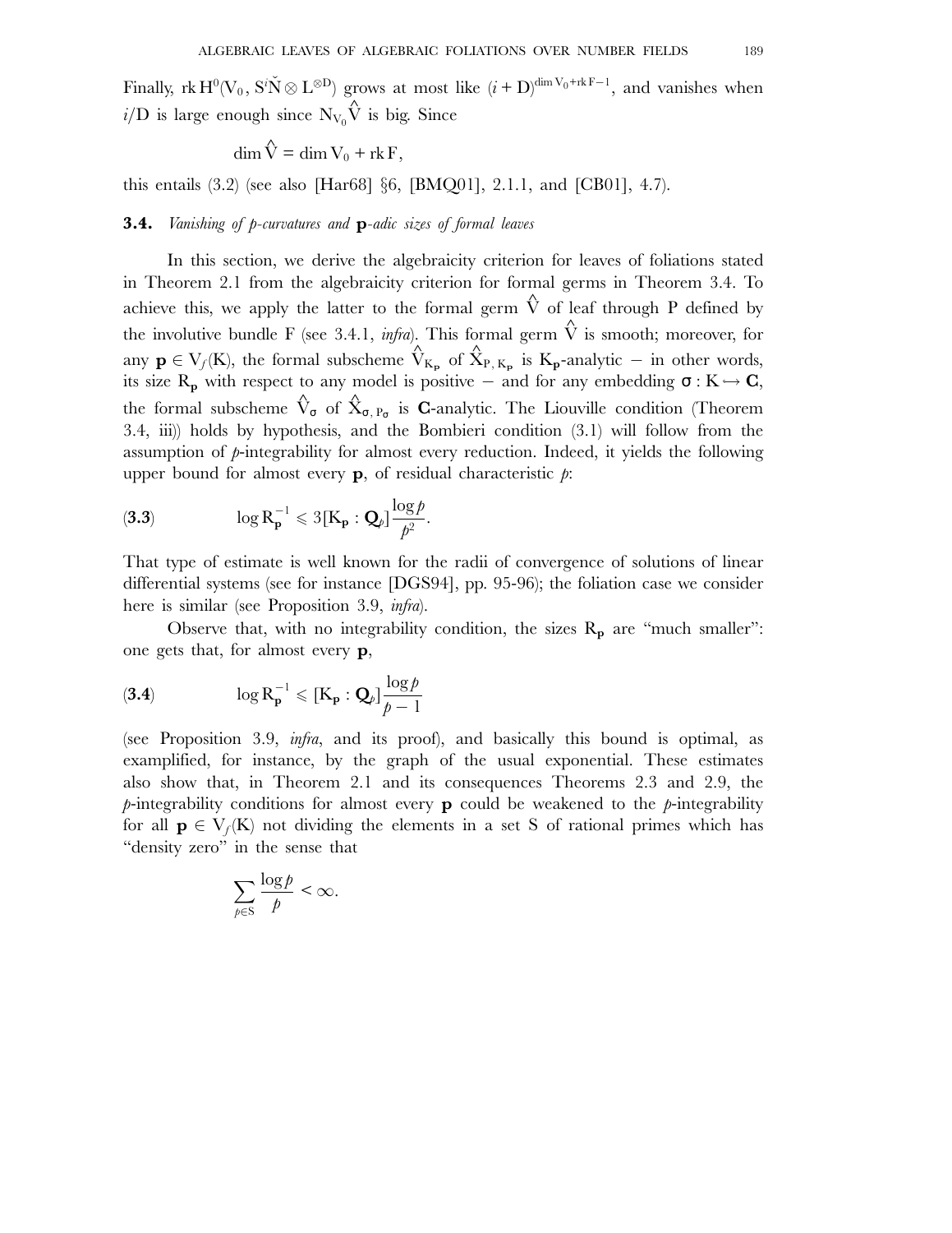Finally, $\operatorname{rk} H^0(V_0, S^i\check{N} \otimes L^{\otimes D})$ grows at most like $(i + D)^{\dim V_0 + \operatorname{rk} F - 1}$, and vanishes when $i/D$ is large enough since $N_{V_0}\hat{V}$ is big. Since

$$\dim \hat{V} = \dim V_0 + \operatorname{rk} F,$$

this entails (3.2) (see also [Har68] §6, [BMQ01], 2.1.1, and [CB01], 4.7).

### **3.4.** *Vanishing of p-curvatures and* $\mathbf{p}$*-adic sizes of formal leaves*

In this section, we derive the algebraicity criterion for leaves of foliations stated in Theorem 2.1 from the algebraicity criterion for formal germs in Theorem 3.4. To achieve this, we apply the latter to the formal germ $\hat{V}$ of leaf through P defined by the involutive bundle F (see 3.4.1, *infra*). This formal germ $\hat{V}$ is smooth; moreover, for any $\mathbf{p} \in V_f(K)$, the formal subscheme $\hat{V}_{K_\mathbf{p}}$ of $\hat{X}_{P, K_\mathbf{p}}$ is $K_\mathbf{p}$-analytic – in other words, its size $R_\mathbf{p}$ with respect to any model is positive – and for any embedding $\sigma : K \hookrightarrow \mathbf{C}$, the formal subscheme $\hat{V}_\sigma$ of $\hat{X}_{\sigma, P_\sigma}$ is $\mathbf{C}$-analytic. The Liouville condition (Theorem 3.4, iii)) holds by hypothesis, and the Bombieri condition (3.1) will follow from the assumption of $p$-integrability for almost every reduction. Indeed, it yields the following upper bound for almost every $\mathbf{p}$, of residual characteristic $p$:

$$\log R_\mathbf{p}^{-1} \leqslant 3[K_\mathbf{p} : \mathbf{Q}_p] \frac{\log p}{p^2}. \tag{3.3}$$

That type of estimate is well known for the radii of convergence of solutions of linear differential systems (see for instance [DGS94], pp. 95-96); the foliation case we consider here is similar (see Proposition 3.9, *infra*).

Observe that, with no integrability condition, the sizes $R_\mathbf{p}$ are "much smaller": one gets that, for almost every $\mathbf{p}$,

$$\log R_\mathbf{p}^{-1} \leqslant [K_\mathbf{p} : \mathbf{Q}_p] \frac{\log p}{p - 1} \tag{3.4}$$

(see Proposition 3.9, *infra*, and its proof), and basically this bound is optimal, as examplified, for instance, by the graph of the usual exponential. These estimates also show that, in Theorem 2.1 and its consequences Theorems 2.3 and 2.9, the $p$-integrability conditions for almost every $\mathbf{p}$ could be weakened to the $p$-integrability for all $\mathbf{p} \in V_f(K)$ not dividing the elements in a set S of rational primes which has "density zero" in the sense that

$$\sum_{p \in S} \frac{\log p}{p} < \infty.$$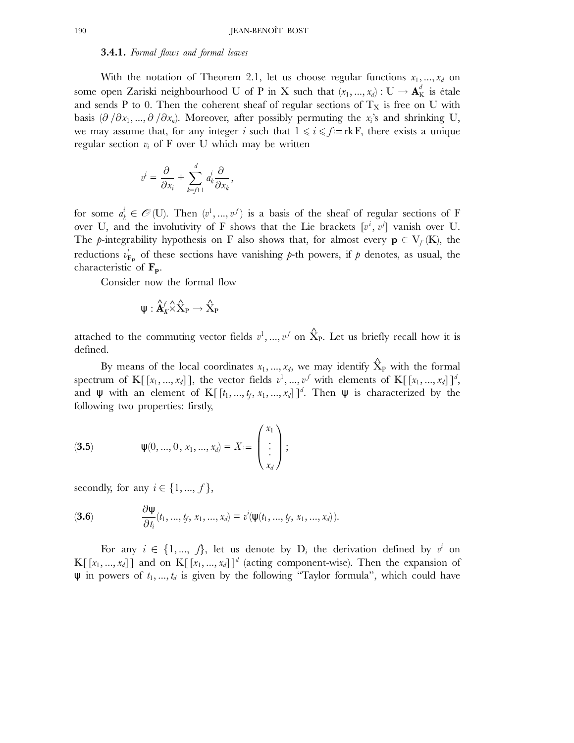**3.4.1.** *Formal flows and formal leaves*

With the notation of Theorem 2.1, let us choose regular functions $x_1, ..., x_d$ on some open Zariski neighbourhood U of P in X such that $(x_1, ..., x_d) : \mathrm{U} \to \mathbf{A}^d_{\mathrm{K}}$ is étale and sends P to 0. Then the coherent sheaf of regular sections of $\mathrm{T_X}$ is free on U with basis $(\partial/\partial x_1, ..., \partial/\partial x_n)$. Moreover, after possibly permuting the $x_i$'s and shrinking U, we may assume that, for any integer $i$ such that $1 \leqslant i \leqslant f := \operatorname{rk} \mathrm{F}$, there exists a unique regular section $v_i$ of F over U which may be written

$$v^i = \frac{\partial}{\partial x_i} + \sum_{k=f+1}^{d} a^i_k \frac{\partial}{\partial x_k},$$

for some $a^i_k \in \mathscr{O}(\mathrm{U})$. Then $(v^1, ..., v^f)$ is a basis of the sheaf of regular sections of F over U, and the involutivity of F shows that the Lie brackets $[v^i, v^j]$ vanish over U. The $p$-integrability hypothesis on F also shows that, for almost every $\mathbf{p} \in \mathrm{V}_f(\mathrm{K})$, the reductions $v^i_{\mathbf{F_p}}$ of these sections have vanishing $p$-th powers, if $p$ denotes, as usual, the characteristic of $\mathbf{F_p}$.

Consider now the formal flow

$$\psi : \hat{\mathbf{A}}^f_K \hat{\times} \hat{\mathrm{X}}_{\mathrm{P}} \to \hat{\mathrm{X}}_{\mathrm{P}}$$

attached to the commuting vector fields $v^1, ..., v^f$ on $\hat{\mathrm{X}}_{\mathrm{P}}$. Let us briefly recall how it is defined.

By means of the local coordinates $x_1, ..., x_d$, we may identify $\hat{\mathrm{X}}_{\mathrm{P}}$ with the formal spectrum of $\mathrm{K}[[x_1, ..., x_d]]$, the vector fields $v^1, ..., v^f$ with elements of $\mathrm{K}[[x_1, ..., x_d]]^d$, and $\psi$ with an element of $\mathrm{K}[[t_1, ..., t_f, x_1, ..., x_d]]^d$. Then $\psi$ is characterized by the following two properties: firstly,

$$\psi(0, ..., 0, x_1, ..., x_d) = X := \begin{pmatrix} x_1 \\ \vdots \\ x_d \end{pmatrix}; \tag{3.5}$$

secondly, for any $i \in \{1, ..., f\}$,

$$\frac{\partial \psi}{\partial t_i}(t_1, ..., t_f, x_1, ..., x_d) = v^i(\psi(t_1, ..., t_f, x_1, ..., x_d)). \tag{3.6}$$

For any $i \in \{1, ..., f\}$, let us denote by $\mathrm{D}_i$ the derivation defined by $v^i$ on $\mathrm{K}[[x_1, ..., x_d]]$ and on $\mathrm{K}[[x_1, ..., x_d]]^d$ (acting component-wise). Then the expansion of $\psi$ in powers of $t_1, ..., t_d$ is given by the following "Taylor formula", which could have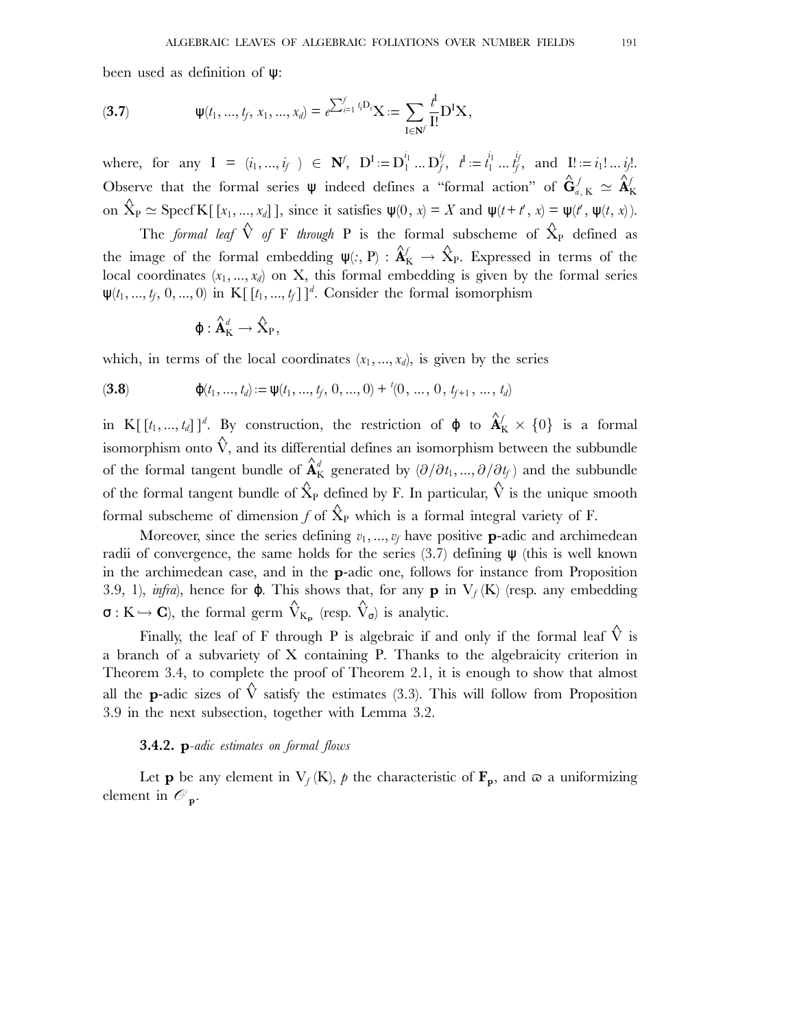been used as definition of $\psi$:

$$\psi(t_1, \ldots, t_f, x_1, \ldots, x_d) = e^{\sum_{i=1}^{f} t_i D_i} X := \sum_{I \in \mathbf{N}^f} \frac{t^I}{I!} D^I X, \tag{3.7}$$

where, for any $I = (i_1, \ldots, i_f) \in \mathbf{N}^f$, $D^I := D_1^{i_1} \ldots D_f^{i_f}$, $t^I := t_1^{i_1} \ldots t_f^{i_f}$, and $I! := i_1! \ldots i_f!$. Observe that the formal series $\psi$ indeed defines a "formal action" of $\hat{\mathbf{G}}_{a,K}^f \simeq \hat{\mathbf{A}}_K^f$ on $\hat{X}_P \simeq \operatorname{Specf} K[[x_1, \ldots, x_d]]$, since it satisfies $\psi(0, x) = X$ and $\psi(t + t', x) = \psi(t', \psi(t, x))$.

The *formal leaf* $\hat{V}$ *of* F *through* P is the formal subscheme of $\hat{X}_P$ defined as the image of the formal embedding $\psi(\cdot, P) : \hat{\mathbf{A}}_K^f \to \hat{X}_P$. Expressed in terms of the local coordinates $(x_1, \ldots, x_d)$ on X, this formal embedding is given by the formal series $\psi(t_1, \ldots, t_f, 0, \ldots, 0)$ in $K[[t_1, \ldots, t_f]]^d$. Consider the formal isomorphism

$$\varphi : \hat{\mathbf{A}}_K^d \to \hat{X}_P,$$

which, in terms of the local coordinates $(x_1, \ldots, x_d)$, is given by the series

$$\varphi(t_1, \ldots, t_d) := \psi(t_1, \ldots, t_f, 0, \ldots, 0) + {}^t(0, \ldots, 0, t_{f+1}, \ldots, t_d) \tag{3.8}$$

in $K[[t_1, \ldots, t_d]]^d$. By construction, the restriction of $\varphi$ to $\hat{\mathbf{A}}_K^f \times \{0\}$ is a formal isomorphism onto $\hat{V}$, and its differential defines an isomorphism between the subbundle of the formal tangent bundle of $\hat{\mathbf{A}}_K^d$ generated by $(\partial/\partial t_1, \ldots, \partial/\partial t_f)$ and the subbundle of the formal tangent bundle of $\hat{X}_P$ defined by F. In particular, $\hat{V}$ is the unique smooth formal subscheme of dimension $f$ of $\hat{X}_P$ which is a formal integral variety of F.

Moreover, since the series defining $v_1, \ldots, v_f$ have positive $\mathbf{p}$-adic and archimedean radii of convergence, the same holds for the series (3.7) defining $\psi$ (this is well known in the archimedean case, and in the $\mathbf{p}$-adic one, follows for instance from Proposition 3.9, 1), *infra*), hence for $\varphi$. This shows that, for any $\mathbf{p}$ in $V_f(K)$ (resp. any embedding $\sigma : K \hookrightarrow \mathbf{C}$), the formal germ $\hat{V}_{K_\mathbf{p}}$ (resp. $\hat{V}_\sigma$) is analytic.

Finally, the leaf of F through P is algebraic if and only if the formal leaf $\hat{V}$ is a branch of a subvariety of X containing P. Thanks to the algebraicity criterion in Theorem 3.4, to complete the proof of Theorem 2.1, it is enough to show that almost all the $\mathbf{p}$-adic sizes of $\hat{V}$ satisfy the estimates (3.3). This will follow from Proposition 3.9 in the next subsection, together with Lemma 3.2.

### 3.4.2. $\mathbf{p}$-*adic estimates on formal flows*

Let $\mathbf{p}$ be any element in $V_f(K)$, $p$ the characteristic of $\mathbf{F}_\mathbf{p}$, and $\varpi$ a uniformizing element in $\mathcal{O}_\mathbf{p}$.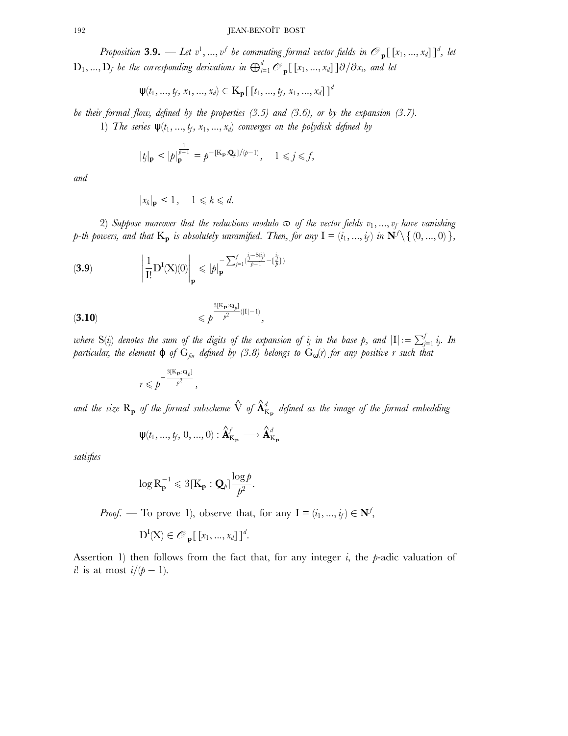*Proposition* **3.9.** — *Let $v^1, ..., v^f$ be commuting formal vector fields in $\mathcal{O}_{\mathbf{p}}[[x_1, ..., x_d]]^d$, let $D_1, ..., D_f$ be the corresponding derivations in $\bigoplus_{i=1}^d \mathcal{O}_{\mathbf{p}}[[x_1, ..., x_d]]\partial/\partial x_i$, and let*

$$\psi(t_1, ..., t_f, x_1, ..., x_d) \in K_{\mathbf{p}}[[t_1, ..., t_f, x_1, ..., x_d]]^d$$

*be their formal flow, defined by the properties (3.5) and (3.6), or by the expansion (3.7).*

1) *The series $\psi(t_1, ..., t_f, x_1, ..., x_d)$ converges on the polydisk defined by*

$$|t_j|_{\mathbf{p}} < |p|_{\mathbf{p}}^{\frac{1}{p-1}} = p^{-[K_{\mathbf{p}}:\mathbf{Q}_p]/(p-1)}, \quad 1 \leqslant j \leqslant f,$$

*and*

$$|x_k|_{\mathbf{p}} < 1, \quad 1 \leqslant k \leqslant d.$$

2) *Suppose moreover that the reductions modulo $\varpi$ of the vector fields $v_1, ..., v_f$ have vanishing $p$-th powers, and that $K_{\mathbf{p}}$ is absolutely unramified. Then, for any $I = (i_1, ..., i_f)$ in $\mathbf{N}^f \setminus \{(0, ..., 0)\}$,*

$$\left| \frac{1}{I!} D^I(X)(0) \right|_{\mathbf{p}} \leqslant |p|_{\mathbf{p}}^{-\sum_{j=1}^f \left(\frac{i_j - S(i_j)}{p-1} - [\frac{i_j}{p}]\right)} \tag{3.9}$$

$$\leqslant p^{\frac{3[K_{\mathbf{p}}:\mathbf{Q}_p]}{p^2}(|I|-1)}, \tag{3.10}$$

*where $S(i_j)$ denotes the sum of the digits of the expansion of $i_j$ in the base $p$, and $|I| := \sum_{j=1}^f i_j$. In particular, the element $\varphi$ of $G_{for}$ defined by (3.8) belongs to $G_{\omega}(r)$ for any positive $r$ such that*

$$r \leqslant p^{-\frac{3[K_{\mathbf{p}}:\mathbf{Q}_p]}{p^2}},$$

*and the size $R_{\mathbf{p}}$ of the formal subscheme $\hat{V}$ of $\hat{\mathbf{A}}^d_{K_{\mathbf{p}}}$ defined as the image of the formal embedding*

$$\psi(t_1, ..., t_f, 0, ..., 0) : \hat{\mathbf{A}}^f_{K_{\mathbf{p}}} \longrightarrow \hat{\mathbf{A}}^d_{K_{\mathbf{p}}}$$

*satisfies*

$$\log R_{\mathbf{p}}^{-1} \leqslant 3[K_{\mathbf{p}} : \mathbf{Q}_p] \frac{\log p}{p^2}.$$

*Proof.* — To prove 1), observe that, for any $I = (i_1, ..., i_f) \in \mathbf{N}^f$,

$$D^I(X) \in \mathcal{O}_{\mathbf{p}}[[x_1, ..., x_d]]^d.$$

Assertion 1) then follows from the fact that, for any integer $i$, the $p$-adic valuation of $i!$ is at most $i/(p-1)$.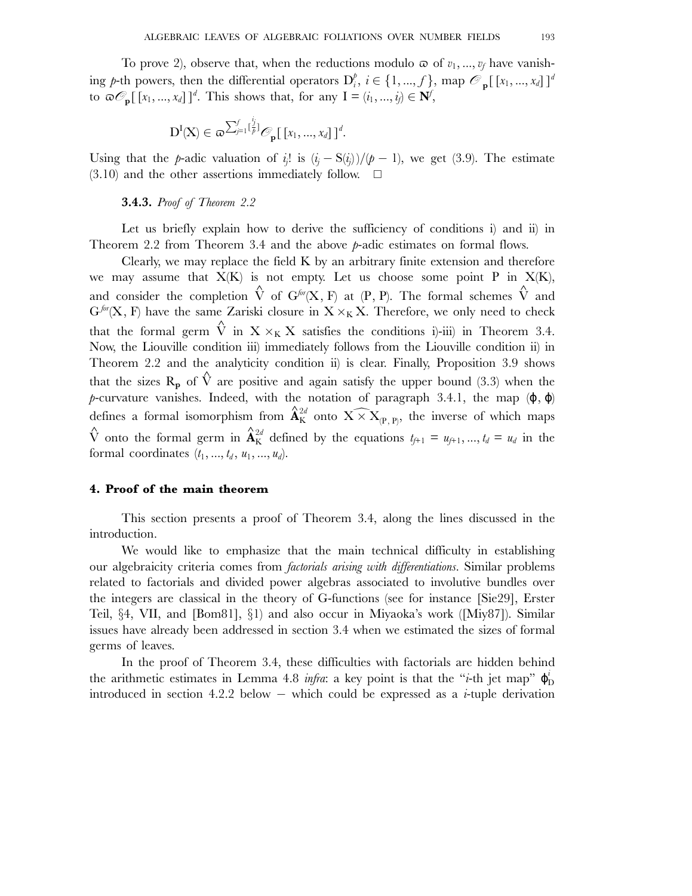To prove 2), observe that, when the reductions modulo $\varpi$ of $v_1, ..., v_f$ have vanishing $p$-th powers, then the differential operators $D_i^p$, $i \in \{1, ..., f\}$, map $\mathcal{O}_{\mathbf{p}}[[x_1, ..., x_d]]^d$ to $\varpi\mathcal{O}_{\mathbf{p}}[[x_1, ..., x_d]]^d$. This shows that, for any $I = (i_1, ..., i_f) \in \mathbf{N}^f$,

$$D^I(X) \in \varpi^{\sum_{j=1}^{f}[\frac{i_j}{p}]}\mathcal{O}_{\mathbf{p}}[[x_1, ..., x_d]]^d.$$

Using that the $p$-adic valuation of $i_j!$ is $(i_j - S(i_j))/(p-1)$, we get (3.9). The estimate (3.10) and the other assertions immediately follow. $\square$

### 3.4.3. *Proof of Theorem 2.2*

Let us briefly explain how to derive the sufficiency of conditions i) and ii) in Theorem 2.2 from Theorem 3.4 and the above $p$-adic estimates on formal flows.

Clearly, we may replace the field K by an arbitrary finite extension and therefore we may assume that $X(K)$ is not empty. Let us choose some point P in $X(K)$, and consider the completion $\hat{V}$ of $G^{for}(X, F)$ at $(P, P)$. The formal schemes $\hat{V}$ and $G^{for}(X, F)$ have the same Zariski closure in $X \times_K X$. Therefore, we only need to check that the formal germ $\hat{V}$ in $X \times_K X$ satisfies the conditions i)-iii) in Theorem 3.4. Now, the Liouville condition iii) immediately follows from the Liouville condition ii) in Theorem 2.2 and the analyticity condition ii) is clear. Finally, Proposition 3.9 shows that the sizes $R_{\mathbf{p}}$ of $\hat{V}$ are positive and again satisfy the upper bound (3.3) when the $p$-curvature vanishes. Indeed, with the notation of paragraph 3.4.1, the map $(\varphi, \varphi)$ defines a formal isomorphism from $\hat{\mathbf{A}}_K^{2d}$ onto $\widehat{X \times X}_{(P,P)}$, the inverse of which maps $\hat{V}$ onto the formal germ in $\hat{\mathbf{A}}_K^{2d}$ defined by the equations $t_{f+1} = u_{f+1}, ..., t_d = u_d$ in the formal coordinates $(t_1, ..., t_d, u_1, ..., u_d)$.

## 4. Proof of the main theorem

This section presents a proof of Theorem 3.4, along the lines discussed in the introduction.

We would like to emphasize that the main technical difficulty in establishing our algebraicity criteria comes from *factorials arising with differentiations*. Similar problems related to factorials and divided power algebras associated to involutive bundles over the integers are classical in the theory of G-functions (see for instance [Sie29], Erster Teil, §4, VII, and [Bom81], §1) and also occur in Miyaoka's work ([Miy87]). Similar issues have already been addressed in section 3.4 when we estimated the sizes of formal germs of leaves.

In the proof of Theorem 3.4, these difficulties with factorials are hidden behind the arithmetic estimates in Lemma 4.8 *infra*: a key point is that the "$i$-th jet map" $\varphi_D^i$ introduced in section 4.2.2 below − which could be expressed as a $i$-tuple derivation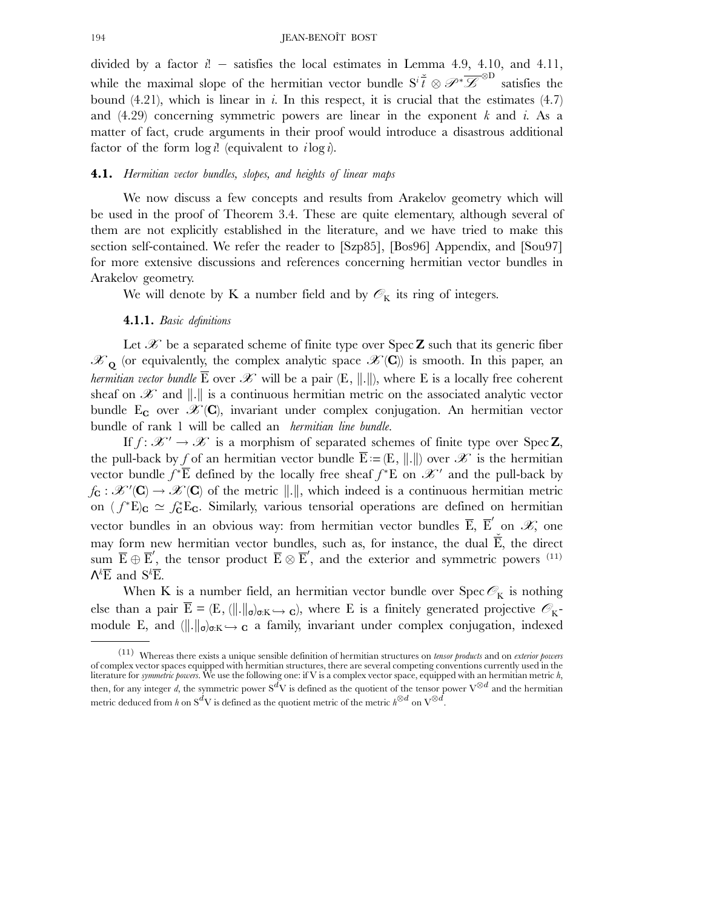divided by a factor $i!$ — satisfies the local estimates in Lemma 4.9, 4.10, and 4.11, while the maximal slope of the hermitian vector bundle $\mathrm{S}^i \check{\overline{t}} \otimes \mathscr{P}^*\overline{\mathscr{L}}^{\otimes \mathrm{D}}$ satisfies the bound (4.21), which is linear in $i$. In this respect, it is crucial that the estimates (4.7) and (4.29) concerning symmetric powers are linear in the exponent $k$ and $i$. As a matter of fact, crude arguments in their proof would introduce a disastrous additional factor of the form $\log i!$ (equivalent to $i \log i$).

## 4.1. *Hermitian vector bundles, slopes, and heights of linear maps*

We now discuss a few concepts and results from Arakelov geometry which will be used in the proof of Theorem 3.4. These are quite elementary, although several of them are not explicitly established in the literature, and we have tried to make this section self-contained. We refer the reader to [Szp85], [Bos96] Appendix, and [Sou97] for more extensive discussions and references concerning hermitian vector bundles in Arakelov geometry.

We will denote by K a number field and by $\mathscr{O}_\mathrm{K}$ its ring of integers.

### 4.1.1. *Basic definitions*

Let $\mathscr{X}$ be a separated scheme of finite type over $\operatorname{Spec} \mathbf{Z}$ such that its generic fiber $\mathscr{X}_\mathbf{Q}$ (or equivalently, the complex analytic space $\mathscr{X}(\mathbf{C})$) is smooth. In this paper, an *hermitian vector bundle* $\overline{\mathrm{E}}$ over $\mathscr{X}$ will be a pair $(\mathrm{E}, \|.\|)$, where E is a locally free coherent sheaf on $\mathscr{X}$ and $\|.\|$ is a continuous hermitian metric on the associated analytic vector bundle $\mathrm{E}_\mathbf{C}$ over $\mathscr{X}(\mathbf{C})$, invariant under complex conjugation. An hermitian vector bundle of rank 1 will be called an *hermitian line bundle*.

If $f : \mathscr{X}' \to \mathscr{X}$ is a morphism of separated schemes of finite type over $\operatorname{Spec} \mathbf{Z}$, the pull-back by $f$ of an hermitian vector bundle $\overline{\mathrm{E}} := (\mathrm{E}, \|.\|)$ over $\mathscr{X}$ is the hermitian vector bundle $f^*\overline{\mathrm{E}}$ defined by the locally free sheaf $f^*\mathrm{E}$ on $\mathscr{X}'$ and the pull-back by $f_\mathbf{C} : \mathscr{X}'(\mathbf{C}) \to \mathscr{X}(\mathbf{C})$ of the metric $\|.\|$, which indeed is a continuous hermitian metric on $(f^*\mathrm{E})_\mathbf{C} \simeq f_\mathbf{C}^*\mathrm{E}_\mathbf{C}$. Similarly, various tensorial operations are defined on hermitian vector bundles in an obvious way: from hermitian vector bundles $\overline{\mathrm{E}}$, $\overline{\mathrm{E}}'$ on $\mathscr{X}$, one may form new hermitian vector bundles, such as, for instance, the dual $\check{\overline{\mathrm{E}}}$, the direct sum $\overline{\mathrm{E}} \oplus \overline{\mathrm{E}}'$, the tensor product $\overline{\mathrm{E}} \otimes \overline{\mathrm{E}}'$, and the exterior and symmetric powers [11] $\Lambda^k\overline{\mathrm{E}}$ and $\mathrm{S}^k\overline{\mathrm{E}}$.

When K is a number field, an hermitian vector bundle over $\operatorname{Spec} \mathscr{O}_\mathrm{K}$ is nothing else than a pair $\overline{\mathrm{E}} = (\mathrm{E}, (\|.\|_\sigma)_{\sigma:\mathrm{K} \hookrightarrow \mathbf{C}})$, where E is a finitely generated projective $\mathscr{O}_\mathrm{K}$-module E, and $(\|.\|_\sigma)_{\sigma:\mathrm{K} \hookrightarrow \mathbf{C}}$ a family, invariant under complex conjugation, indexed

---

[11] Whereas there exists a unique sensible definition of hermitian structures on *tensor products* and on *exterior powers* of complex vector spaces equipped with hermitian structures, there are several competing conventions currently used in the literature for *symmetric powers*. We use the following one: if V is a complex vector space, equipped with an hermitian metric $h$, then, for any integer $d$, the symmetric power $\mathrm{S}^d\mathrm{V}$ is defined as the quotient of the tensor power $\mathrm{V}^{\otimes d}$ and the hermitian metric deduced from $h$ on $\mathrm{S}^d\mathrm{V}$ is defined as the quotient metric of the metric $h^{\otimes d}$ on $\mathrm{V}^{\otimes d}$.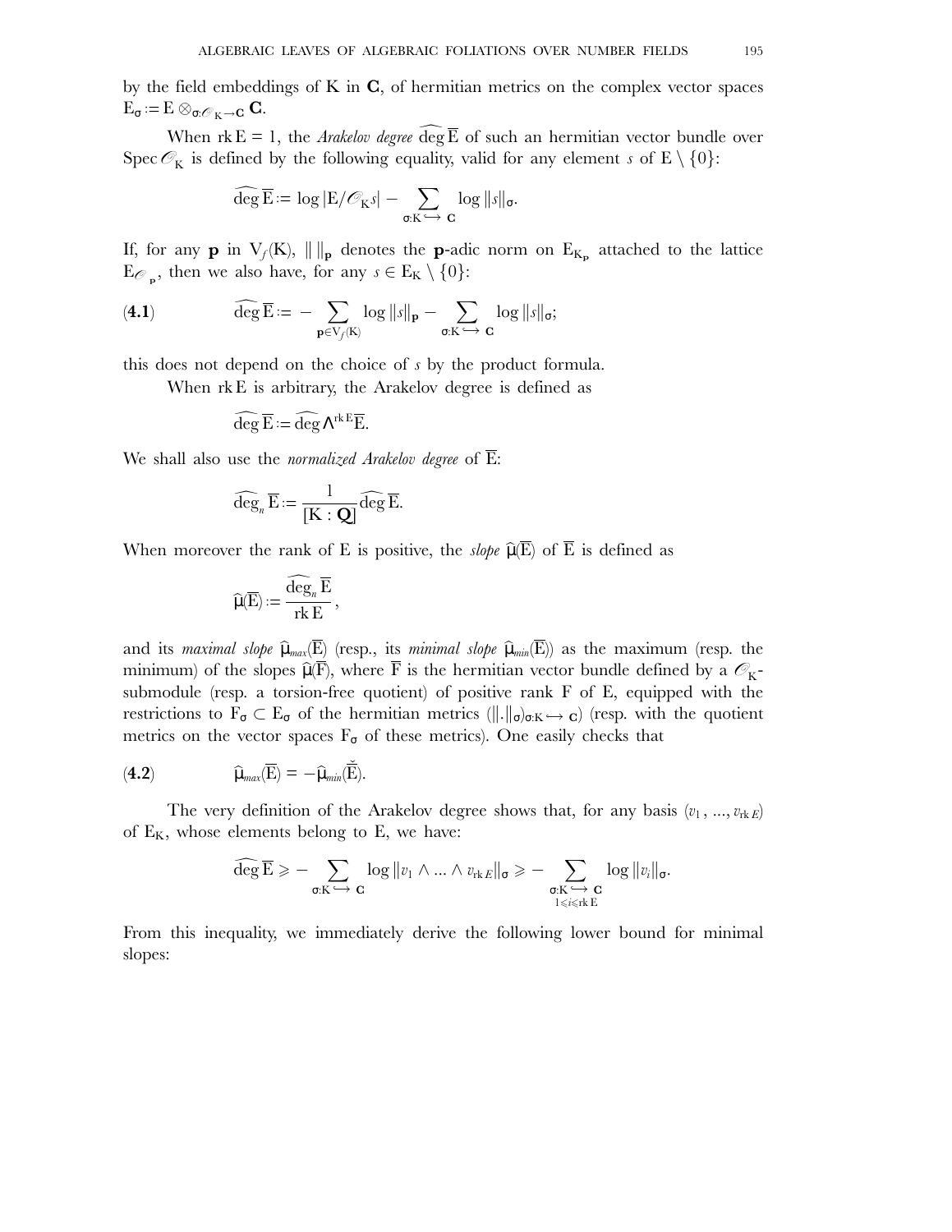by the field embeddings of K in $\mathbf{C}$, of hermitian metrics on the complex vector spaces $E_\sigma := E \otimes_{\sigma:\mathcal{O}_K \to \mathbf{C}} \mathbf{C}$.

When $\operatorname{rk} E = 1$, the *Arakelov degree* $\widehat{\deg}\, \overline{E}$ of such an hermitian vector bundle over $\operatorname{Spec} \mathcal{O}_K$ is defined by the following equality, valid for any element $s$ of $E \setminus \{0\}$:

$$\widehat{\deg}\, \overline{E} := \log |E/\mathcal{O}_K s| - \sum_{\sigma: K \hookrightarrow \mathbf{C}} \log \|s\|_\sigma.$$

If, for any $\mathbf{p}$ in $V_f(K)$, $\| \|_{\mathbf{p}}$ denotes the $\mathbf{p}$-adic norm on $E_{K_{\mathbf{p}}}$ attached to the lattice $E_{\mathcal{O}_{\mathbf{p}}}$, then we also have, for any $s \in E_K \setminus \{0\}$:

$$\widehat{\deg}\, \overline{E} := -\sum_{\mathbf{p} \in V_f(K)} \log \|s\|_{\mathbf{p}} - \sum_{\sigma: K \hookrightarrow \mathbf{C}} \log \|s\|_\sigma; \tag{4.1}$$

this does not depend on the choice of $s$ by the product formula.

When $\operatorname{rk} E$ is arbitrary, the Arakelov degree is defined as

$$\widehat{\deg}\, \overline{E} := \widehat{\deg}\, \Lambda^{\operatorname{rk} E} \overline{E}.$$

We shall also use the *normalized Arakelov degree* of $\overline{E}$:

$$\widehat{\deg}_n\, \overline{E} := \frac{1}{[K : \mathbf{Q}]} \widehat{\deg}\, \overline{E}.$$

When moreover the rank of E is positive, the *slope* $\widehat{\mu}(\overline{E})$ of $\overline{E}$ is defined as

$$\widehat{\mu}(\overline{E}) := \frac{\widehat{\deg}_n\, \overline{E}}{\operatorname{rk} E},$$

and its *maximal slope* $\widehat{\mu}_{max}(\overline{E})$ (resp., its *minimal slope* $\widehat{\mu}_{min}(\overline{E})$) as the maximum (resp. the minimum) of the slopes $\widehat{\mu}(\overline{F})$, where $\overline{F}$ is the hermitian vector bundle defined by a $\mathcal{O}_K$-submodule (resp. a torsion-free quotient) of positive rank F of E, equipped with the restrictions to $F_\sigma \subset E_\sigma$ of the hermitian metrics $(\|.\|_\sigma)_{\sigma: K \hookrightarrow \mathbf{C}}$ (resp. with the quotient metrics on the vector spaces $F_\sigma$ of these metrics). One easily checks that

$$\widehat{\mu}_{max}(\overline{E}) = -\widehat{\mu}_{min}(\check{\overline{E}}). \tag{4.2}$$

The very definition of the Arakelov degree shows that, for any basis $(v_1, \ldots, v_{\operatorname{rk} E})$ of $E_K$, whose elements belong to E, we have:

$$\widehat{\deg}\, \overline{E} \geqslant -\sum_{\sigma: K \hookrightarrow \mathbf{C}} \log \|v_1 \wedge \ldots \wedge v_{\operatorname{rk} E}\|_\sigma \geqslant -\sum_{\substack{\sigma: K \hookrightarrow \mathbf{C} \\ 1 \leqslant i \leqslant \operatorname{rk} E}} \log \|v_i\|_\sigma.$$

From this inequality, we immediately derive the following lower bound for minimal slopes: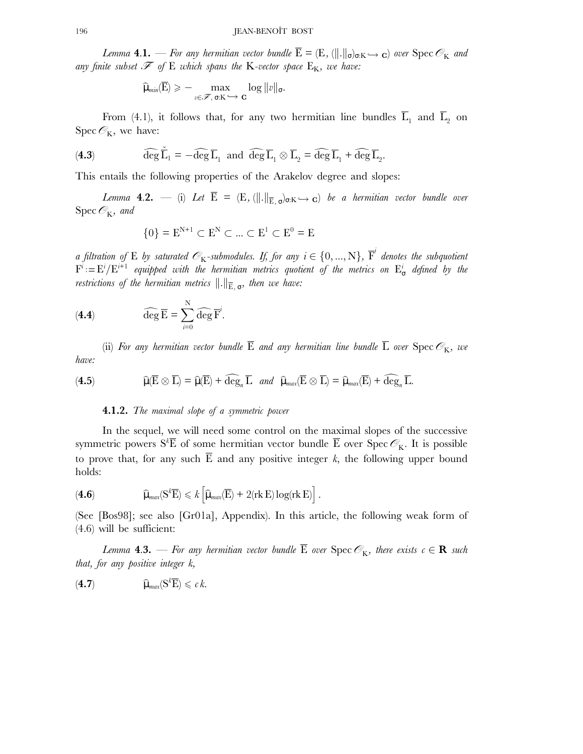*Lemma* **4.1.** — *For any hermitian vector bundle* $\overline{E} = (E, (\|.\|_\sigma)_{\sigma: K \hookrightarrow \mathbf{C}})$ *over* $\operatorname{Spec} \mathcal{O}_K$ *and any finite subset* $\mathcal{F}$ *of* $E$ *which spans the* $K$*-vector space* $E_K$*, we have:*

$$\widehat{\mu}_{min}(\overline{E}) \geqslant -\max_{v \in \mathcal{F},\, \sigma: K \hookrightarrow \mathbf{C}} \log \|v\|_\sigma.$$

From (4.1), it follows that, for any two hermitian line bundles $\overline{L}_1$ and $\overline{L}_2$ on $\operatorname{Spec} \mathcal{O}_K$, we have:

$$\widehat{\deg}\, \check{\overline{L}}_1 = -\widehat{\deg}\, \overline{L}_1 \text{ and } \widehat{\deg}\, \overline{L}_1 \otimes \overline{L}_2 = \widehat{\deg}\, \overline{L}_1 + \widehat{\deg}\, \overline{L}_2. \tag{4.3}$$

This entails the following properties of the Arakelov degree and slopes:

*Lemma* **4.2.** — (i) *Let* $\overline{E} = (E, (\|.\|_{\overline{E},\sigma})_{\sigma: K \hookrightarrow \mathbf{C}})$ *be a hermitian vector bundle over* $\operatorname{Spec} \mathcal{O}_K$*, and*

$$\{0\} = E^{N+1} \subset E^N \subset \ldots \subset E^1 \subset E^0 = E$$

*a filtration of* $E$ *by saturated* $\mathcal{O}_K$*-submodules. If, for any* $i \in \{0, \ldots, N\}$, $\overline{F}^i$ *denotes the subquotient* $F^i := E^i / E^{i+1}$ *equipped with the hermitian metrics quotient of the metrics on* $E^i_\sigma$ *defined by the restrictions of the hermitian metrics* $\|.\|_{\overline{E},\sigma}$*, then we have:*

$$\widehat{\deg}\, \overline{E} = \sum_{i=0}^{N} \widehat{\deg}\, \overline{F}^i. \tag{4.4}$$

(ii) *For any hermitian vector bundle* $\overline{E}$ *and any hermitian line bundle* $\overline{L}$ *over* $\operatorname{Spec} \mathcal{O}_K$*, we have:*

$$\widehat{\mu}(\overline{E} \otimes \overline{L}) = \widehat{\mu}(\overline{E}) + \widehat{\deg}_n\, \overline{L} \quad \text{and} \quad \widehat{\mu}_{max}(\overline{E} \otimes \overline{L}) = \widehat{\mu}_{max}(\overline{E}) + \widehat{\deg}_n\, \overline{L}. \tag{4.5}$$

#### **4.1.2.** *The maximal slope of a symmetric power*

In the sequel, we will need some control on the maximal slopes of the successive symmetric powers $S^k\overline{E}$ of some hermitian vector bundle $\overline{E}$ over $\operatorname{Spec} \mathcal{O}_K$. It is possible to prove that, for any such $\overline{E}$ and any positive integer $k$, the following upper bound holds:

$$\widehat{\mu}_{max}(S^k\overline{E}) \leqslant k \left[ \widehat{\mu}_{max}(\overline{E}) + 2(\operatorname{rk} E) \log(\operatorname{rk} E) \right]. \tag{4.6}$$

(See [Bos98]; see also [Gr01a], Appendix). In this article, the following weak form of (4.6) will be sufficient:

*Lemma* **4.3.** — *For any hermitian vector bundle* $\overline{E}$ *over* $\operatorname{Spec} \mathcal{O}_K$*, there exists* $c \in \mathbf{R}$ *such that, for any positive integer* $k$*,*

$$\widehat{\mu}_{max}(S^k\overline{E}) \leqslant c\, k. \tag{4.7}$$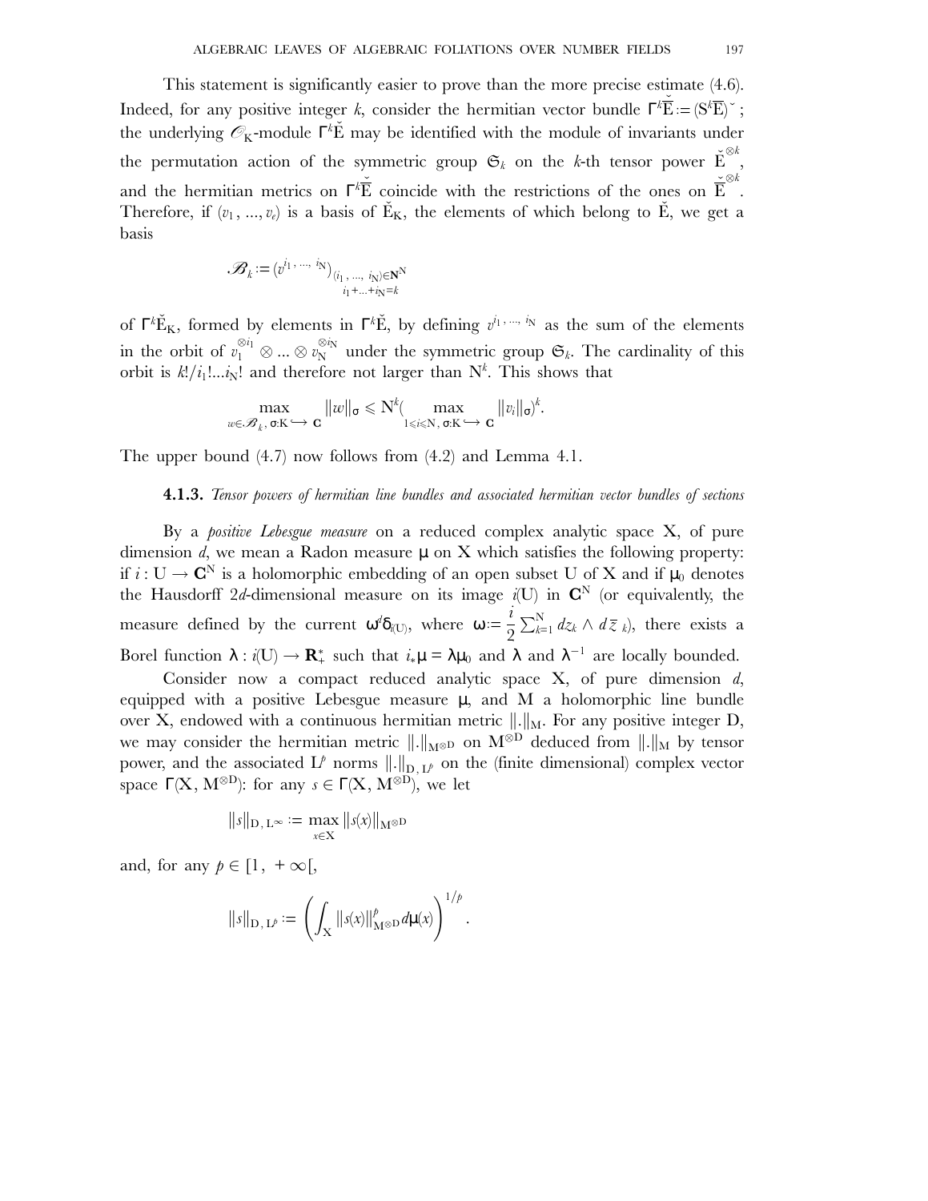This statement is significantly easier to prove than the more precise estimate (4.6). Indeed, for any positive integer $k$, consider the hermitian vector bundle $\Gamma^k\check{\overline{\mathrm{E}}} := (\mathrm{S}^k\overline{\mathrm{E}})^\vee$; the underlying $\mathscr{O}_\mathrm{K}$-module $\Gamma^k\check{\mathrm{E}}$ may be identified with the module of invariants under the permutation action of the symmetric group $\mathfrak{S}_k$ on the $k$-th tensor power $\check{\mathrm{E}}^{\otimes k}$, and the hermitian metrics on $\Gamma^k\check{\overline{\mathrm{E}}}$ coincide with the restrictions of the ones on $\check{\overline{\mathrm{E}}}^{\otimes k}$. Therefore, if $(v_1, \ldots, v_e)$ is a basis of $\check{\mathrm{E}}_\mathrm{K}$, the elements of which belong to $\check{\mathrm{E}}$, we get a basis

$$\mathscr{B}_k := (v^{i_1, \ldots, i_\mathrm{N}})_{\substack{(i_1, \ldots, i_\mathrm{N}) \in \mathbf{N}^\mathrm{N} \\ i_1 + \ldots + i_\mathrm{N} = k}}$$

of $\Gamma^k\check{\mathrm{E}}_\mathrm{K}$, formed by elements in $\Gamma^k\check{\mathrm{E}}$, by defining $v^{i_1, \ldots, i_\mathrm{N}}$ as the sum of the elements in the orbit of $v_1^{\otimes i_1} \otimes \ldots \otimes v_\mathrm{N}^{\otimes i_\mathrm{N}}$ under the symmetric group $\mathfrak{S}_k$. The cardinality of this orbit is $k!/i_1!\ldots i_\mathrm{N}!$ and therefore not larger than $\mathrm{N}^k$. This shows that

$$\max_{w \in \mathscr{B}_k,\, \sigma : \mathrm{K} \hookrightarrow \mathbf{C}} \|w\|_\sigma \leqslant \mathrm{N}^k (\max_{1 \leqslant i \leqslant \mathrm{N},\, \sigma : \mathrm{K} \hookrightarrow \mathbf{C}} \|v_i\|_\sigma)^k.$$

The upper bound (4.7) now follows from (4.2) and Lemma 4.1.

### 4.1.3. *Tensor powers of hermitian line bundles and associated hermitian vector bundles of sections*

By a *positive Lebesgue measure* on a reduced complex analytic space X, of pure dimension $d$, we mean a Radon measure $\mu$ on X which satisfies the following property: if $i : \mathrm{U} \to \mathbf{C}^\mathrm{N}$ is a holomorphic embedding of an open subset U of X and if $\mu_0$ denotes the Hausdorff $2d$-dimensional measure on its image $i(\mathrm{U})$ in $\mathbf{C}^\mathrm{N}$ (or equivalently, the measure defined by the current $\omega^d \delta_{i(\mathrm{U})}$, where $\omega := \frac{i}{2}\sum_{k=1}^{\mathrm{N}} dz_k \wedge d\overline{z}_k$), there exists a Borel function $\lambda : i(\mathrm{U}) \to \mathbf{R}_+^*$ such that $i_*\mu = \lambda\mu_0$ and $\lambda$ and $\lambda^{-1}$ are locally bounded.

Consider now a compact reduced analytic space X, of pure dimension $d$, equipped with a positive Lebesgue measure $\mu$, and M a holomorphic line bundle over X, endowed with a continuous hermitian metric $\|.\|_\mathrm{M}$. For any positive integer D, we may consider the hermitian metric $\|.\|_{\mathrm{M}^{\otimes \mathrm{D}}}$ on $\mathrm{M}^{\otimes \mathrm{D}}$ deduced from $\|.\|_\mathrm{M}$ by tensor power, and the associated $\mathrm{L}^p$ norms $\|.\|_{\mathrm{D}, \mathrm{L}^p}$ on the (finite dimensional) complex vector space $\Gamma(\mathrm{X}, \mathrm{M}^{\otimes \mathrm{D}})$: for any $s \in \Gamma(\mathrm{X}, \mathrm{M}^{\otimes \mathrm{D}})$, we let

$$\|s\|_{\mathrm{D}, \mathrm{L}^\infty} := \max_{x \in \mathrm{X}} \|s(x)\|_{\mathrm{M}^{\otimes \mathrm{D}}}$$

and, for any $p \in [1, +\infty[$,

$$\|s\|_{\mathrm{D}, \mathrm{L}^p} := \left( \int_\mathrm{X} \|s(x)\|^p_{\mathrm{M}^{\otimes \mathrm{D}}} d\mu(x) \right)^{1/p}.$$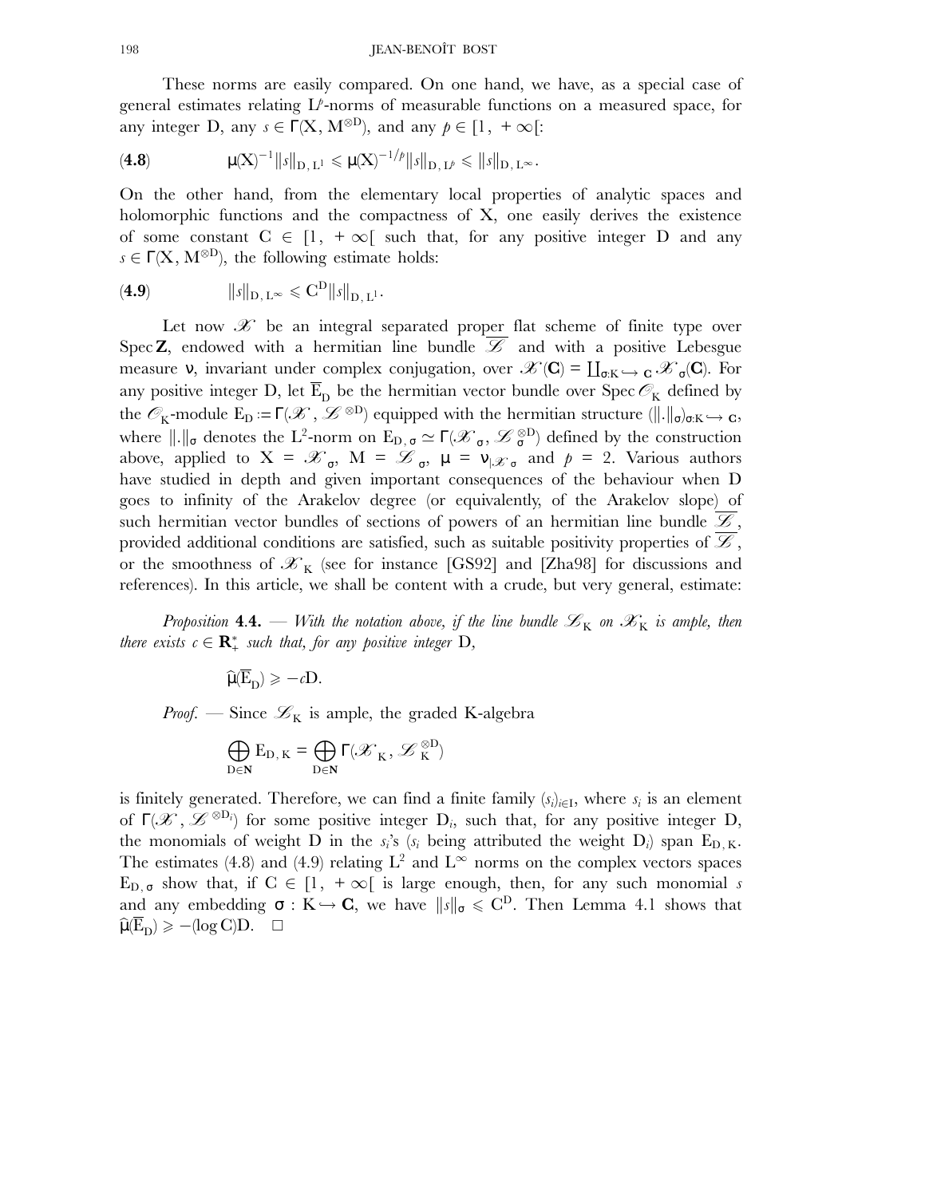These norms are easily compared. On one hand, we have, as a special case of general estimates relating $L^p$-norms of measurable functions on a measured space, for any integer D, any $s \in \Gamma(X, M^{\otimes D})$, and any $p \in [1, +\infty[$:

$$\mu(X)^{-1} \|s\|_{D, L^1} \leqslant \mu(X)^{-1/p} \|s\|_{D, L^p} \leqslant \|s\|_{D, L^\infty}. \tag{4.8}$$

On the other hand, from the elementary local properties of analytic spaces and holomorphic functions and the compactness of X, one easily derives the existence of some constant $C \in [1, +\infty[$ such that, for any positive integer D and any $s \in \Gamma(X, M^{\otimes D})$, the following estimate holds:

$$\|s\|_{D, L^\infty} \leqslant C^D \|s\|_{D, L^1}. \tag{4.9}$$

Let now $\mathscr{X}$ be an integral separated proper flat scheme of finite type over Spec $\mathbf{Z}$, endowed with a hermitian line bundle $\overline{\mathscr{L}}$ and with a positive Lebesgue measure $\nu$, invariant under complex conjugation, over $\mathscr{X}(\mathbf{C}) = \coprod_{\sigma: K \hookrightarrow \mathbf{C}} \mathscr{X}_\sigma(\mathbf{C})$. For any positive integer D, let $\overline{E}_D$ be the hermitian vector bundle over Spec $\mathscr{O}_K$ defined by the $\mathscr{O}_K$-module $E_D := \Gamma(\mathscr{X}, \mathscr{L}^{\otimes D})$ equipped with the hermitian structure $(\|.\|_\sigma)_{\sigma: K \hookrightarrow \mathbf{C}}$, where $\|.\|_\sigma$ denotes the $L^2$-norm on $E_{D,\sigma} \simeq \Gamma(\mathscr{X}_\sigma, \mathscr{L}_\sigma^{\otimes D})$ defined by the construction above, applied to $X = \mathscr{X}_\sigma$, $M = \mathscr{L}_\sigma$, $\mu = \nu_{|\mathscr{X}_\sigma}$ and $p = 2$. Various authors have studied in depth and given important consequences of the behaviour when D goes to infinity of the Arakelov degree (or equivalently, of the Arakelov slope) of such hermitian vector bundles of sections of powers of an hermitian line bundle $\overline{\mathscr{L}}$, provided additional conditions are satisfied, such as suitable positivity properties of $\overline{\mathscr{L}}$, or the smoothness of $\mathscr{X}_K$ (see for instance [GS92] and [Zha98] for discussions and references). In this article, we shall be content with a crude, but very general, estimate:

*Proposition* **4.4.** — *With the notation above, if the line bundle $\mathscr{L}_K$ on $\mathscr{X}_K$ is ample, then there exists $c \in \mathbf{R}_+^*$ such that, for any positive integer* D,

$$\widehat{\mu}(\overline{E}_D) \geqslant -cD.$$

*Proof.* — Since $\mathscr{L}_K$ is ample, the graded K-algebra

$$\bigoplus_{D \in \mathbf{N}} E_{D,K} = \bigoplus_{D \in \mathbf{N}} \Gamma(\mathscr{X}_K, \mathscr{L}_K^{\otimes D})$$

is finitely generated. Therefore, we can find a finite family $(s_i)_{i \in I}$, where $s_i$ is an element of $\Gamma(\mathscr{X}, \mathscr{L}^{\otimes D_i})$ for some positive integer $D_i$, such that, for any positive integer D, the monomials of weight D in the $s_i$'s ($s_i$ being attributed the weight $D_i$) span $E_{D,K}$. The estimates (4.8) and (4.9) relating $L^2$ and $L^\infty$ norms on the complex vectors spaces $E_{D,\sigma}$ show that, if $C \in [1, +\infty[$ is large enough, then, for any such monomial $s$ and any embedding $\sigma : K \hookrightarrow \mathbf{C}$, we have $\|s\|_\sigma \leqslant C^D$. Then Lemma 4.1 shows that $\widehat{\mu}(\overline{E}_D) \geqslant -(\log C)D$. □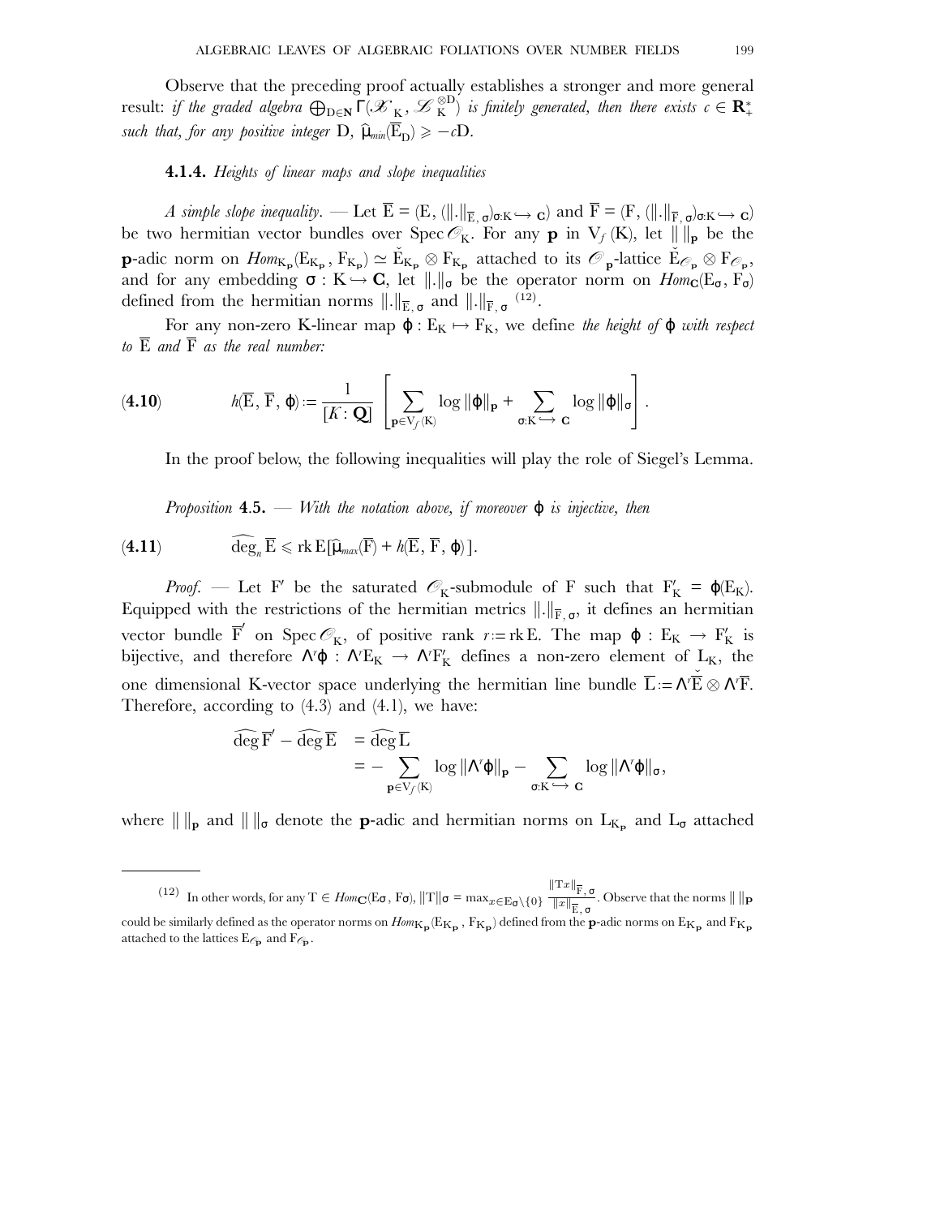Observe that the preceding proof actually establishes a stronger and more general result: *if the graded algebra* $\bigoplus_{\mathrm{D}\in\mathbf{N}}\Gamma(\mathscr{X}_{\mathrm{K}}, \mathscr{L}_{\mathrm{K}}^{\otimes \mathrm{D}})$ *is finitely generated, then there exists* $c \in \mathbf{R}_+^*$ *such that, for any positive integer* D, $\widehat{\mu}_{min}(\overline{\mathrm{E}}_{\mathrm{D}}) \geqslant -c\mathrm{D}$.

**4.1.4.** *Heights of linear maps and slope inequalities*

*A simple slope inequality.* — Let $\overline{\mathrm{E}} = (\mathrm{E}, (\|.\|_{\overline{\mathrm{E}},\sigma})_{\sigma:\mathrm{K}\hookrightarrow\mathbf{C}})$ and $\overline{\mathrm{F}} = (\mathrm{F}, (\|.\|_{\overline{\mathrm{F}},\sigma})_{\sigma:\mathrm{K}\hookrightarrow\mathbf{C}})$ be two hermitian vector bundles over $\operatorname{Spec}\mathscr{O}_{\mathrm{K}}$. For any $\mathbf{p}$ in $\mathrm{V}_f(\mathrm{K})$, let $\|\ \|_{\mathbf{p}}$ be the $\mathbf{p}$-adic norm on $Hom_{\mathrm{K}_{\mathbf{p}}}(\mathrm{E}_{\mathrm{K}_{\mathbf{p}}}, \mathrm{F}_{\mathrm{K}_{\mathbf{p}}}) \simeq \check{\mathrm{E}}_{\mathrm{K}_{\mathbf{p}}} \otimes \mathrm{F}_{\mathrm{K}_{\mathbf{p}}}$ attached to its $\mathscr{O}_{\mathbf{p}}$-lattice $\check{\mathrm{E}}_{\mathscr{O}_{\mathbf{p}}} \otimes \mathrm{F}_{\mathscr{O}_{\mathbf{p}}}$, and for any embedding $\sigma : \mathrm{K} \hookrightarrow \mathbf{C}$, let $\|.\|_{\sigma}$ be the operator norm on $Hom_{\mathbf{C}}(\mathrm{E}_{\sigma}, \mathrm{F}_{\sigma})$ defined from the hermitian norms $\|.\|_{\overline{\mathrm{E}},\sigma}$ and $\|.\|_{\overline{\mathrm{F}},\sigma}$ [12].

For any non-zero K-linear map $\varphi : \mathrm{E}_{\mathrm{K}} \mapsto \mathrm{F}_{\mathrm{K}}$, we define *the height of* $\varphi$ *with respect to* $\overline{\mathrm{E}}$ *and* $\overline{\mathrm{F}}$ *as the real number:*

$$
(\mathbf{4.10}) \qquad h(\overline{\mathrm{E}}, \overline{\mathrm{F}}, \varphi) := \frac{1}{[K:\mathbf{Q}]}\left[\sum_{\mathbf{p}\in\mathrm{V}_f(\mathrm{K})} \log\|\varphi\|_{\mathbf{p}} + \sum_{\sigma:\mathrm{K}\hookrightarrow\mathbf{C}} \log\|\varphi\|_{\sigma}\right].
$$

In the proof below, the following inequalities will play the role of Siegel's Lemma.

*Proposition* **4.5.** — *With the notation above, if moreover* $\varphi$ *is injective, then*

$$
(\mathbf{4.11}) \qquad \widehat{\deg}_n \overline{\mathrm{E}} \leqslant \operatorname{rk}\mathrm{E}[\widehat{\mu}_{max}(\overline{\mathrm{F}}) + h(\overline{\mathrm{E}}, \overline{\mathrm{F}}, \varphi)].
$$

*Proof.* — Let $\mathrm{F}'$ be the saturated $\mathscr{O}_{\mathrm{K}}$-submodule of F such that $\mathrm{F}'_{\mathrm{K}} = \varphi(\mathrm{E}_{\mathrm{K}})$. Equipped with the restrictions of the hermitian metrics $\|.\|_{\overline{\mathrm{F}},\sigma}$, it defines an hermitian vector bundle $\overline{\mathrm{F}}'$ on $\operatorname{Spec}\mathscr{O}_{\mathrm{K}}$, of positive rank $r := \operatorname{rk}\mathrm{E}$. The map $\varphi : \mathrm{E}_{\mathrm{K}} \to \mathrm{F}'_{\mathrm{K}}$ is bijective, and therefore $\Lambda^r\varphi : \Lambda^r\mathrm{E}_{\mathrm{K}} \to \Lambda^r\mathrm{F}'_{\mathrm{K}}$ defines a non-zero element of $\mathrm{L}_{\mathrm{K}}$, the one dimensional K-vector space underlying the hermitian line bundle $\overline{\mathrm{L}} := \Lambda^r\check{\overline{\mathrm{E}}} \otimes \Lambda^r\overline{\mathrm{F}}$. Therefore, according to (4.3) and (4.1), we have:

$$
\begin{aligned}
\widehat{\deg}\,\overline{\mathrm{F}}' - \widehat{\deg}\,\overline{\mathrm{E}} &= \widehat{\deg}\,\overline{\mathrm{L}} \\
&= -\sum_{\mathbf{p}\in\mathrm{V}_f(\mathrm{K})} \log\|\Lambda^r\varphi\|_{\mathbf{p}} - \sum_{\sigma:\mathrm{K}\hookrightarrow\mathbf{C}} \log\|\Lambda^r\varphi\|_{\sigma},
\end{aligned}
$$

where $\|\ \|_{\mathbf{p}}$ and $\|\ \|_{\sigma}$ denote the $\mathbf{p}$-adic and hermitian norms on $\mathrm{L}_{\mathrm{K}_{\mathbf{p}}}$ and $\mathrm{L}_{\sigma}$ attached

---

[12] In other words, for any $\mathrm{T} \in Hom_{\mathbf{C}}(\mathrm{E}\sigma, \mathrm{F}\sigma)$, $\|\mathrm{T}\|\sigma = \max_{x\in\mathrm{E}_{\sigma}\setminus\{0\}} \frac{\|\mathrm{T}x\|_{\overline{\mathrm{F}},\sigma}}{\|x\|_{\overline{\mathrm{E}},\sigma}}$. Observe that the norms $\|\ \|_{\mathbf{p}}$ could be similarly defined as the operator norms on $Hom_{\mathrm{K}_{\mathbf{p}}}(\mathrm{E}_{\mathrm{K}_{\mathbf{p}}}, \mathrm{F}_{\mathrm{K}_{\mathbf{p}}})$ defined from the $\mathbf{p}$-adic norms on $\mathrm{E}_{\mathrm{K}_{\mathbf{p}}}$ and $\mathrm{F}_{\mathrm{K}_{\mathbf{p}}}$ attached to the lattices $\mathrm{E}_{\mathscr{O}_{\mathbf{p}}}$ and $\mathrm{F}_{\mathscr{O}_{\mathbf{p}}}$.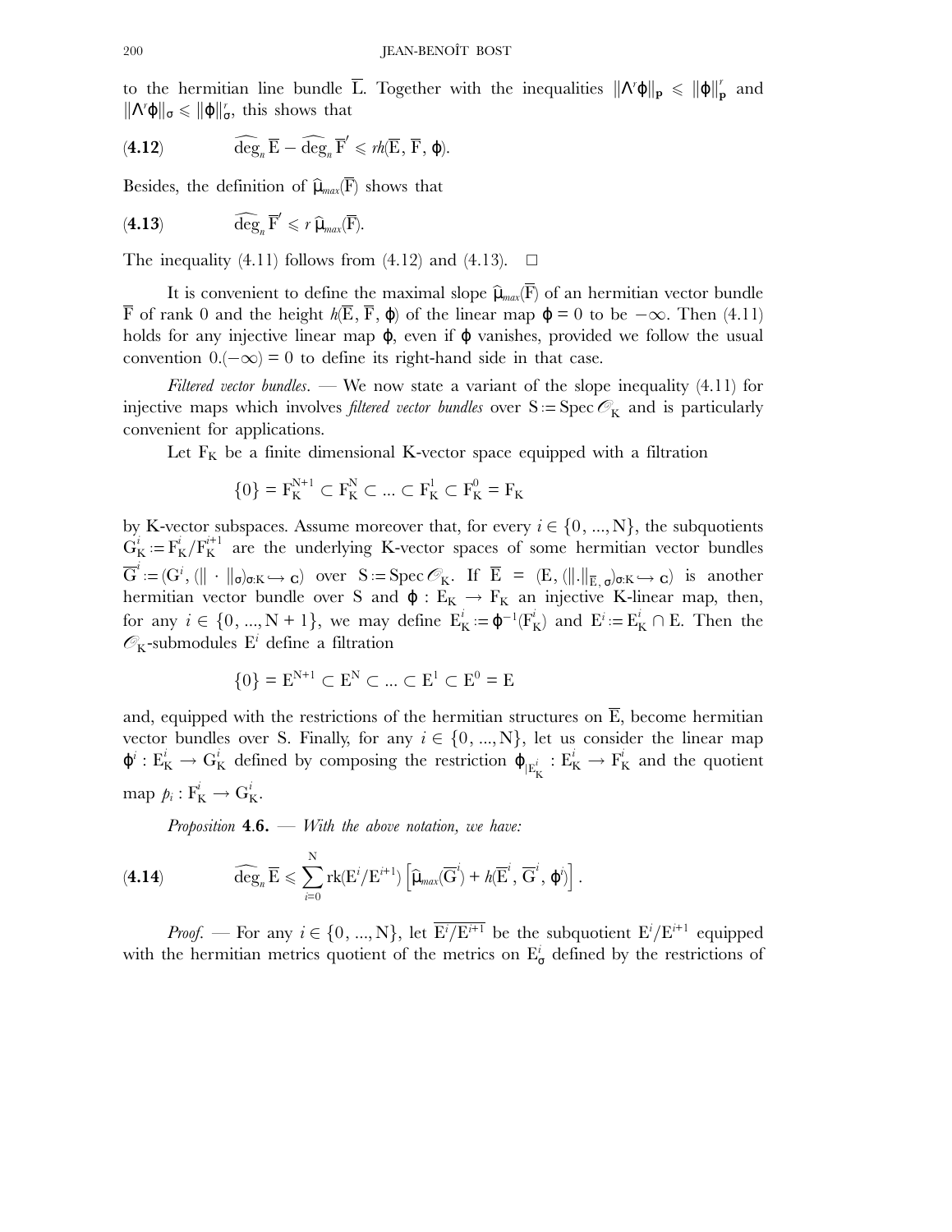to the hermitian line bundle $\overline{\mathrm{L}}$. Together with the inequalities $\|\Lambda^r\varphi\|_{\mathfrak{P}} \leqslant \|\varphi\|_{\mathfrak{P}}^r$ and $\|\Lambda^r\varphi\|_\sigma \leqslant \|\varphi\|_\sigma^r$, this shows that

$$\textbf{(4.12)} \qquad \widehat{\deg}_n \overline{\mathrm{E}} - \widehat{\deg}_n \overline{\mathrm{F}}' \leqslant rh(\overline{\mathrm{E}}, \overline{\mathrm{F}}, \varphi).$$

Besides, the definition of $\widehat{\mu}_{max}(\overline{\mathrm{F}})$ shows that

$$\textbf{(4.13)} \qquad \widehat{\deg}_n \overline{\mathrm{F}}' \leqslant r\, \widehat{\mu}_{max}(\overline{\mathrm{F}}).$$

The inequality (4.11) follows from (4.12) and (4.13). $\square$

It is convenient to define the maximal slope $\widehat{\mu}_{max}(\overline{\mathrm{F}})$ of an hermitian vector bundle $\overline{\mathrm{F}}$ of rank 0 and the height $h(\overline{\mathrm{E}}, \overline{\mathrm{F}}, \varphi)$ of the linear map $\varphi = 0$ to be $-\infty$. Then (4.11) holds for any injective linear map $\varphi$, even if $\varphi$ vanishes, provided we follow the usual convention $0.(-\infty) = 0$ to define its right-hand side in that case.

*Filtered vector bundles*. — We now state a variant of the slope inequality (4.11) for injective maps which involves *filtered vector bundles* over $\mathrm{S} := \operatorname{Spec} \mathcal{O}_{\mathrm{K}}$ and is particularly convenient for applications.

Let $\mathrm{F}_{\mathrm{K}}$ be a finite dimensional K-vector space equipped with a filtration

$$\{0\} = \mathrm{F}_{\mathrm{K}}^{\mathrm{N}+1} \subset \mathrm{F}_{\mathrm{K}}^{\mathrm{N}} \subset \ldots \subset \mathrm{F}_{\mathrm{K}}^{1} \subset \mathrm{F}_{\mathrm{K}}^{0} = \mathrm{F}_{\mathrm{K}}$$

by K-vector subspaces. Assume moreover that, for every $i \in \{0, \ldots, \mathrm{N}\}$, the subquotients $\mathrm{G}_{\mathrm{K}}^{i} := \mathrm{F}_{\mathrm{K}}^{i}/\mathrm{F}_{\mathrm{K}}^{i+1}$ are the underlying K-vector spaces of some hermitian vector bundles $\overline{\mathrm{G}}^{i} := (\mathrm{G}^i, (\|\cdot\|_\sigma)_{\sigma:\mathrm{K}\hookrightarrow \mathbf{C}})$ over $\mathrm{S} := \operatorname{Spec} \mathcal{O}_{\mathrm{K}}$. If $\overline{\mathrm{E}} = (\mathrm{E}, (\|.\|_{\overline{\mathrm{E}},\sigma})_{\sigma:\mathrm{K}\hookrightarrow \mathbf{C}})$ is another hermitian vector bundle over S and $\varphi : \mathrm{E}_{\mathrm{K}} \to \mathrm{F}_{\mathrm{K}}$ an injective K-linear map, then, for any $i \in \{0, \ldots, \mathrm{N}+1\}$, we may define $\mathrm{E}_{\mathrm{K}}^{i} := \varphi^{-1}(\mathrm{F}_{\mathrm{K}}^{i})$ and $\mathrm{E}^i := \mathrm{E}_{\mathrm{K}}^{i} \cap \mathrm{E}$. Then the $\mathcal{O}_{\mathrm{K}}$-submodules $\mathrm{E}^i$ define a filtration

$$\{0\} = \mathrm{E}^{\mathrm{N}+1} \subset \mathrm{E}^{\mathrm{N}} \subset \ldots \subset \mathrm{E}^{1} \subset \mathrm{E}^{0} = \mathrm{E}$$

and, equipped with the restrictions of the hermitian structures on $\overline{\mathrm{E}}$, become hermitian vector bundles over S. Finally, for any $i \in \{0, \ldots, \mathrm{N}\}$, let us consider the linear map $\varphi^i : \mathrm{E}_{\mathrm{K}}^{i} \to \mathrm{G}_{\mathrm{K}}^{i}$ defined by composing the restriction $\varphi_{|\mathrm{E}_{\mathrm{K}}^{i}} : \mathrm{E}_{\mathrm{K}}^{i} \to \mathrm{F}_{\mathrm{K}}^{i}$ and the quotient map $p_i : \mathrm{F}_{\mathrm{K}}^{i} \to \mathrm{G}_{\mathrm{K}}^{i}$.

*Proposition* **4.6.** — *With the above notation, we have:*

$$\textbf{(4.14)} \qquad \widehat{\deg}_n \overline{\mathrm{E}} \leqslant \sum_{i=0}^{\mathrm{N}} \operatorname{rk}(\mathrm{E}^i/\mathrm{E}^{i+1}) \left[\widehat{\mu}_{max}(\overline{\mathrm{G}}^{i}) + h(\overline{\mathrm{E}}^{i}, \overline{\mathrm{G}}^{i}, \varphi^i)\right].$$

*Proof.* — For any $i \in \{0, \ldots, \mathrm{N}\}$, let $\overline{\mathrm{E}^i/\mathrm{E}^{i+1}}$ be the subquotient $\mathrm{E}^i/\mathrm{E}^{i+1}$ equipped with the hermitian metrics quotient of the metrics on $\mathrm{E}_{\sigma}^{i}$ defined by the restrictions of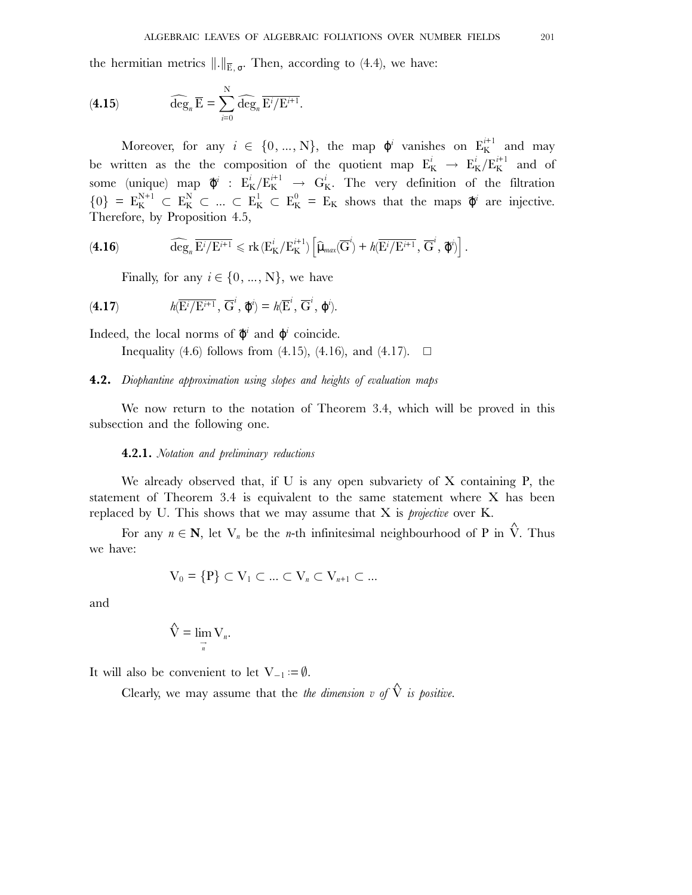the hermitian metrics $\|.\|_{\overline{E},\sigma}$. Then, according to (4.4), we have:

$$\widehat{\deg}_n \overline{E} = \sum_{i=0}^{N} \widehat{\deg}_n \overline{E^i/E^{i+1}}. \tag{4.15}$$

Moreover, for any $i \in \{0, ..., N\}$, the map $\varphi^i$ vanishes on $E_K^{i+1}$ and may be written as the the composition of the quotient map $E_K^i \to E_K^i/E_K^{i+1}$ and of some (unique) map $\tilde{\varphi}^i : E_K^i/E_K^{i+1} \to G_K^i$. The very definition of the filtration $\{0\} = E_K^{N+1} \subset E_K^N \subset ... \subset E_K^1 \subset E_K^0 = E_K$ shows that the maps $\tilde{\varphi}^i$ are injective. Therefore, by Proposition 4.5,

$$\widehat{\deg}_n \overline{E^i/E^{i+1}} \leqslant \mathrm{rk}\,(E_K^i/E_K^{i+1}) \left[\hat{\mu}_{max}(\overline{G}^i) + h(\overline{E^i/E^{i+1}}, \overline{G}^i, \tilde{\varphi}^i)\right]. \tag{4.16}$$

Finally, for any $i \in \{0, ..., N\}$, we have

$$h(\overline{E^i/E^{i+1}}, \overline{G}^i, \tilde{\varphi}^i) = h(\overline{E}^i, \overline{G}^i, \varphi^i). \tag{4.17}$$

Indeed, the local norms of $\tilde{\varphi}^i$ and $\varphi^i$ coincide.

Inequality (4.6) follows from (4.15), (4.16), and (4.17). $\square$

## 4.2. *Diophantine approximation using slopes and heights of evaluation maps*

We now return to the notation of Theorem 3.4, which will be proved in this subsection and the following one.

### 4.2.1. *Notation and preliminary reductions*

We already observed that, if U is any open subvariety of X containing P, the statement of Theorem 3.4 is equivalent to the same statement where X has been replaced by U. This shows that we may assume that X is *projective* over K.

For any $n \in \mathbf{N}$, let $V_n$ be the $n$-th infinitesimal neighbourhood of P in $\hat{V}$. Thus we have:

$$V_0 = \{P\} \subset V_1 \subset ... \subset V_n \subset V_{n+1} \subset ...$$

and

$$\hat{V} = \varinjlim_n V_n.$$

It will also be convenient to let $V_{-1} := \emptyset$.

Clearly, we may assume that the *the dimension $v$ of $\hat{V}$ is positive*.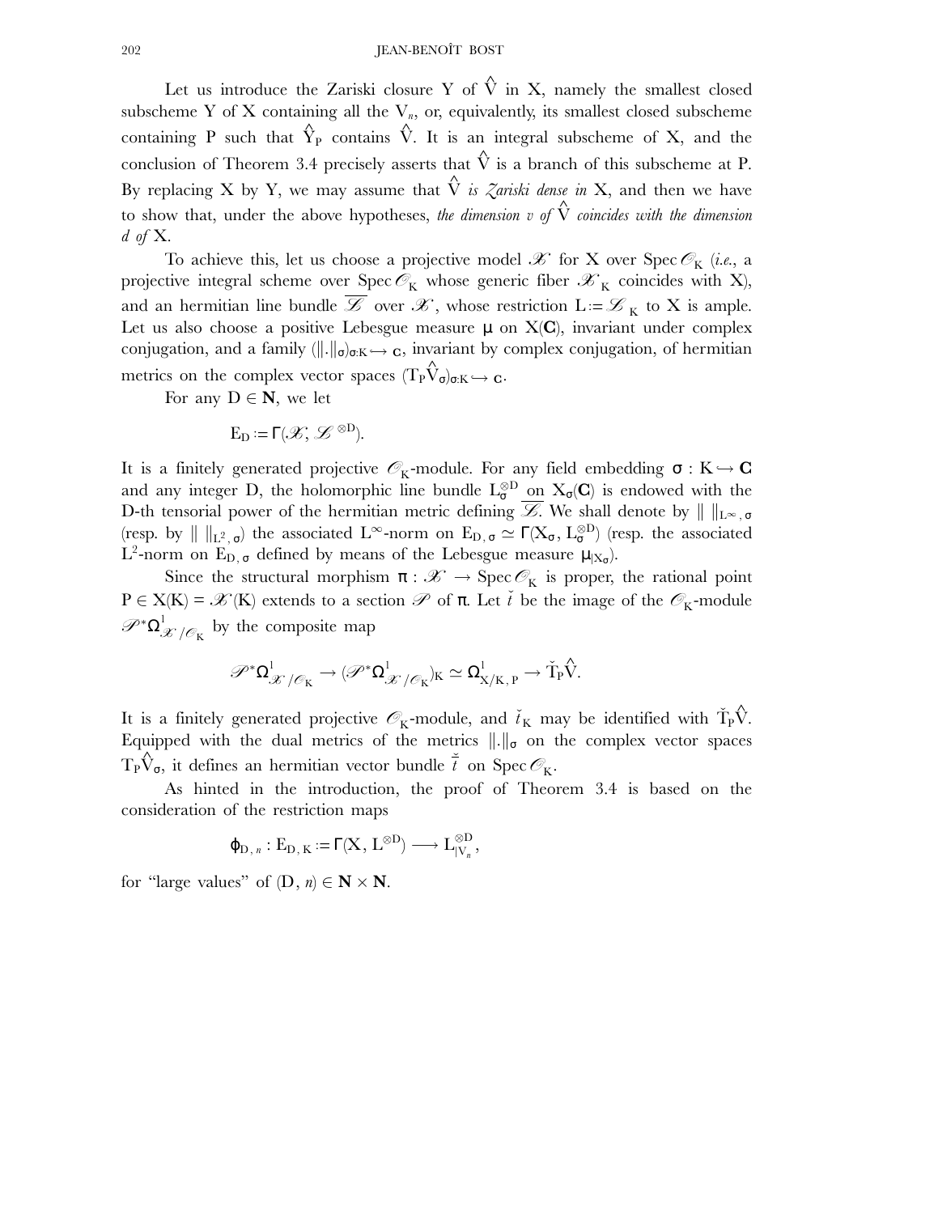Let us introduce the Zariski closure Y of $\hat{V}$ in X, namely the smallest closed subscheme Y of X containing all the $V_n$, or, equivalently, its smallest closed subscheme containing P such that $\hat{Y}_P$ contains $\hat{V}$. It is an integral subscheme of X, and the conclusion of Theorem 3.4 precisely asserts that $\hat{V}$ is a branch of this subscheme at P. By replacing X by Y, we may assume that $\hat{V}$ *is Zariski dense in* X, and then we have to show that, under the above hypotheses, *the dimension v of* $\hat{V}$ *coincides with the dimension d of* X.

To achieve this, let us choose a projective model $\mathscr{X}$ for X over $\operatorname{Spec} \mathscr{O}_K$ (*i.e.*, a projective integral scheme over $\operatorname{Spec} \mathscr{O}_K$ whose generic fiber $\mathscr{X}_K$ coincides with X), and an hermitian line bundle $\overline{\mathscr{L}}$ over $\mathscr{X}$, whose restriction $L := \mathscr{L}_K$ to X is ample. Let us also choose a positive Lebesgue measure $\mu$ on $X(\mathbf{C})$, invariant under complex conjugation, and a family $(\|.\|_\sigma)_{\sigma: K \hookrightarrow \mathbf{C}}$, invariant by complex conjugation, of hermitian metrics on the complex vector spaces $(T_P\hat{V}_\sigma)_{\sigma: K \hookrightarrow \mathbf{C}}$.

For any $D \in \mathbf{N}$, we let

$$E_D := \Gamma(\mathscr{X}, \mathscr{L}^{\otimes D}).$$

It is a finitely generated projective $\mathscr{O}_K$-module. For any field embedding $\sigma : K \hookrightarrow \mathbf{C}$ and any integer D, the holomorphic line bundle $L_\sigma^{\otimes D}$ on $X_\sigma(\mathbf{C})$ is endowed with the D-th tensorial power of the hermitian metric defining $\overline{\mathscr{L}}$. We shall denote by $\| \ \|_{L^\infty, \sigma}$ (resp. by $\| \ \|_{L^2, \sigma}$) the associated $L^\infty$-norm on $E_{D, \sigma} \simeq \Gamma(X_\sigma, L_\sigma^{\otimes D})$ (resp. the associated $L^2$-norm on $E_{D, \sigma}$ defined by means of the Lebesgue measure $\mu_{|X_\sigma}$).

Since the structural morphism $\pi : \mathscr{X} \to \operatorname{Spec} \mathscr{O}_K$ is proper, the rational point $P \in X(K) = \mathscr{X}(K)$ extends to a section $\mathscr{P}$ of $\pi$. Let $\check{t}$ be the image of the $\mathscr{O}_K$-module $\mathscr{P}^*\Omega^1_{\mathscr{X}/\mathscr{O}_K}$ by the composite map

$$\mathscr{P}^*\Omega^1_{\mathscr{X}/\mathscr{O}_K} \to (\mathscr{P}^*\Omega^1_{\mathscr{X}/\mathscr{O}_K})_K \simeq \Omega^1_{X/K, P} \to \check{T}_P\hat{V}.$$

It is a finitely generated projective $\mathscr{O}_K$-module, and $\check{t}_K$ may be identified with $\check{T}_P\hat{V}$. Equipped with the dual metrics of the metrics $\|.\|_\sigma$ on the complex vector spaces $T_P\hat{V}_\sigma$, it defines an hermitian vector bundle $\overline{\check{t}}$ on $\operatorname{Spec} \mathscr{O}_K$.

As hinted in the introduction, the proof of Theorem 3.4 is based on the consideration of the restriction maps

$$\varphi_{D, n} : E_{D, K} := \Gamma(X, L^{\otimes D}) \longrightarrow L^{\otimes D}_{|V_n},$$

for "large values" of $(D, n) \in \mathbf{N} \times \mathbf{N}$.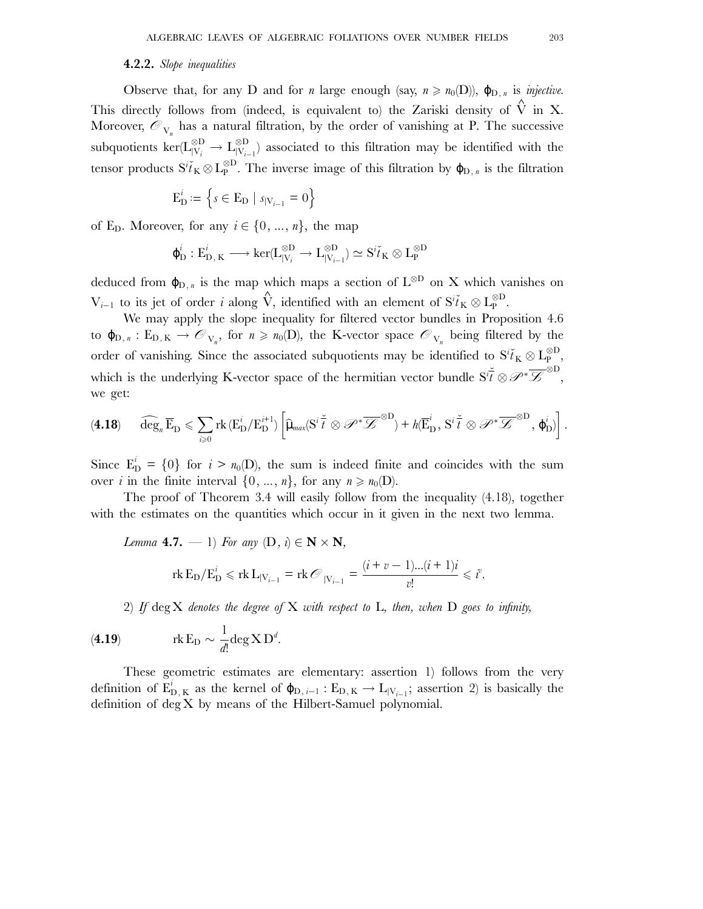#### 4.2.2. *Slope inequalities*

Observe that, for any $D$ and for $n$ large enough (say, $n \geqslant n_0(D)$), $\varphi_{D,n}$ is *injective*. This directly follows from (indeed, is equivalent to) the Zariski density of $\hat{V}$ in $X$. Moreover, $\mathcal{O}_{V_n}$ has a natural filtration, by the order of vanishing at $P$. The successive subquotients $\ker(L^{\otimes D}_{|V_i} \to L^{\otimes D}_{|V_{i-1}})$ associated to this filtration may be identified with the tensor products $S^i \check{t}_K \otimes L_P^{\otimes D}$. The inverse image of this filtration by $\varphi_{D,n}$ is the filtration

$$E_D^i := \left\{ s \in E_D \mid s_{|V_{i-1}} = 0 \right\}$$

of $E_D$. Moreover, for any $i \in \{0, \ldots, n\}$, the map

$$\varphi_D^i : E^i_{D,K} \longrightarrow \ker(L^{\otimes D}_{|V_i} \to L^{\otimes D}_{|V_{i-1}}) \simeq S^i \check{t}_K \otimes L_P^{\otimes D}$$

deduced from $\varphi_{D,n}$ is the map which maps a section of $L^{\otimes D}$ on $X$ which vanishes on $V_{i-1}$ to its jet of order $i$ along $\hat{V}$, identified with an element of $S^i \check{t}_K \otimes L_P^{\otimes D}$.

We may apply the slope inequality for filtered vector bundles in Proposition 4.6 to $\varphi_{D,n} : E_{D,K} \to \mathcal{O}_{V_n}$, for $n \geqslant n_0(D)$, the $K$-vector space $\mathcal{O}_{V_n}$ being filtered by the order of vanishing. Since the associated subquotients may be identified to $S^i \check{t}_K \otimes L_P^{\otimes D}$, which is the underlying $K$-vector space of the hermitian vector bundle $S^i \check{\overline{t}} \otimes \mathcal{P}^* \overline{\mathcal{L}}^{\otimes D}$, we get:

$$\widehat{\deg}_n \overline{E}_D \leqslant \sum_{i \geqslant 0} \operatorname{rk}(E_D^i / E_D^{i+1}) \left[ \hat{\mu}_{max}(S^i \check{\overline{t}} \otimes \mathcal{P}^* \overline{\mathcal{L}}^{\otimes D}) + h(\overline{E}^i_D, S^i \check{\overline{t}} \otimes \mathcal{P}^* \overline{\mathcal{L}}^{\otimes D}, \varphi_D^i) \right]. \tag{4.18}$$

Since $E_D^i = \{0\}$ for $i > n_0(D)$, the sum is indeed finite and coincides with the sum over $i$ in the finite interval $\{0, \ldots, n\}$, for any $n \geqslant n_0(D)$.

The proof of Theorem 3.4 will easily follow from the inequality (4.18), together with the estimates on the quantities which occur in it given in the next two lemma.

*Lemma* **4.7.** — 1) *For any* $(D, i) \in \mathbf{N} \times \mathbf{N}$,

$$\operatorname{rk} E_D / E_D^i \leqslant \operatorname{rk} L_{|V_{i-1}} = \operatorname{rk} \mathcal{O}_{|V_{i-1}} = \frac{(i+v-1)\ldots(i+1)i}{v!} \leqslant i^v.$$

2) *If* $\deg X$ *denotes the degree of* $X$ *with respect to* $L$, *then, when* $D$ *goes to infinity,*

$$\operatorname{rk} E_D \sim \frac{1}{d!} \deg X \, D^d. \tag{4.19}$$

These geometric estimates are elementary: assertion 1) follows from the very definition of $E^i_{D,K}$ as the kernel of $\varphi_{D,i-1} : E_{D,K} \to L_{|V_{i-1}}$; assertion 2) is basically the definition of $\deg X$ by means of the Hilbert-Samuel polynomial.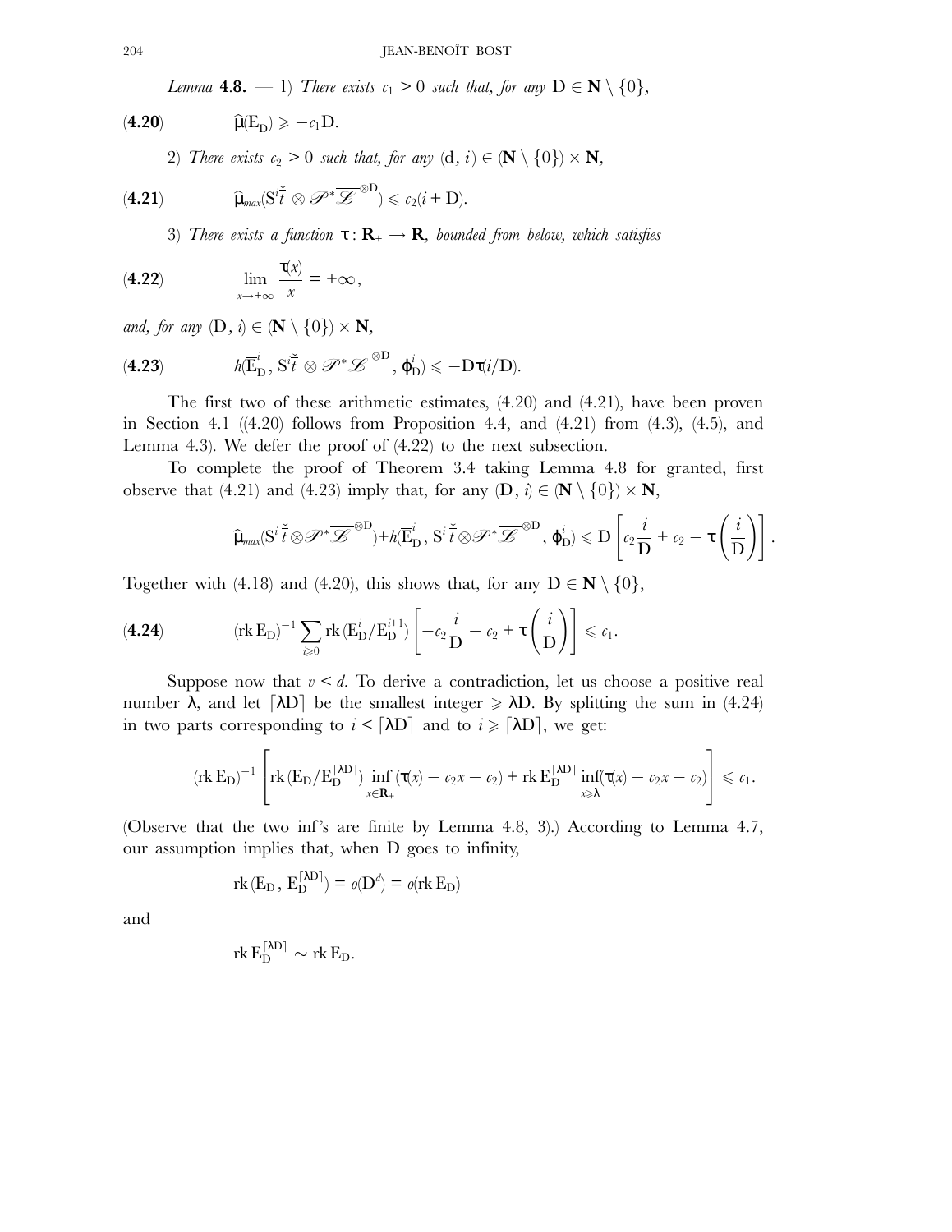*Lemma* **4.8.** — 1) *There exists* $c_1 > 0$ *such that, for any* $\mathrm{D} \in \mathbf{N} \setminus \{0\}$,

$$(\mathbf{4.20}) \qquad \widehat{\mu}(\overline{\mathrm{E}}_{\mathrm{D}}) \geqslant -c_1 \mathrm{D}.$$

2) *There exists* $c_2 > 0$ *such that, for any* $(\mathrm{d}, i) \in (\mathbf{N} \setminus \{0\}) \times \mathbf{N}$,

$$(\mathbf{4.21}) \qquad \widehat{\mu}_{max}(\mathrm{S}^i \check{\overline{t}} \otimes \mathscr{P}^* \overline{\mathscr{L}}^{\otimes \mathrm{D}}) \leqslant c_2(i + \mathrm{D}).$$

3) *There exists a function* $\tau : \mathbf{R}_+ \to \mathbf{R}$, *bounded from below, which satisfies*

$$(\mathbf{4.22}) \qquad \lim_{x \to +\infty} \frac{\tau(x)}{x} = +\infty,$$

*and, for any* $(\mathrm{D}, i) \in (\mathbf{N} \setminus \{0\}) \times \mathbf{N}$,

$$(\mathbf{4.23}) \qquad h(\overline{\mathrm{E}}_{\mathrm{D}}^i, \mathrm{S}^i \check{\overline{t}} \otimes \mathscr{P}^* \overline{\mathscr{L}}^{\otimes \mathrm{D}}, \varphi_{\mathrm{D}}^i) \leqslant -\mathrm{D}\tau(i/\mathrm{D}).$$

The first two of these arithmetic estimates, (4.20) and (4.21), have been proven in Section 4.1 ((4.20) follows from Proposition 4.4, and (4.21) from (4.3), (4.5), and Lemma 4.3). We defer the proof of (4.22) to the next subsection.

To complete the proof of Theorem 3.4 taking Lemma 4.8 for granted, first observe that (4.21) and (4.23) imply that, for any $(\mathrm{D}, i) \in (\mathbf{N} \setminus \{0\}) \times \mathbf{N}$,

$$\widehat{\mu}_{max}(\mathrm{S}^i \check{\overline{t}} \otimes \mathscr{P}^* \overline{\mathscr{L}}^{\otimes \mathrm{D}}) + h(\overline{\mathrm{E}}_{\mathrm{D}}^i, \mathrm{S}^i \check{\overline{t}} \otimes \mathscr{P}^* \overline{\mathscr{L}}^{\otimes \mathrm{D}}, \varphi_{\mathrm{D}}^i) \leqslant \mathrm{D}\left[c_2 \frac{i}{\mathrm{D}} + c_2 - \tau\left(\frac{i}{\mathrm{D}}\right)\right].$$

Together with (4.18) and (4.20), this shows that, for any $\mathrm{D} \in \mathbf{N} \setminus \{0\}$,

$$(\mathbf{4.24}) \qquad (\mathrm{rk}\, \mathrm{E}_{\mathrm{D}})^{-1} \sum_{i \geqslant 0} \mathrm{rk}\, (\mathrm{E}_{\mathrm{D}}^i / \mathrm{E}_{\mathrm{D}}^{i+1}) \left[-c_2 \frac{i}{\mathrm{D}} - c_2 + \tau\left(\frac{i}{\mathrm{D}}\right)\right] \leqslant c_1.$$

Suppose now that $v < d$. To derive a contradiction, let us choose a positive real number $\lambda$, and let $\lceil \lambda \mathrm{D} \rceil$ be the smallest integer $\geqslant \lambda \mathrm{D}$. By splitting the sum in (4.24) in two parts corresponding to $i < \lceil \lambda \mathrm{D} \rceil$ and to $i \geqslant \lceil \lambda \mathrm{D} \rceil$, we get:

$$(\mathrm{rk}\, \mathrm{E}_{\mathrm{D}})^{-1} \left[\mathrm{rk}\, (\mathrm{E}_{\mathrm{D}}/\mathrm{E}_{\mathrm{D}}^{\lceil \lambda \mathrm{D} \rceil}) \inf_{x \in \mathbf{R}_+} (\tau(x) - c_2 x - c_2) + \mathrm{rk}\, \mathrm{E}_{\mathrm{D}}^{\lceil \lambda \mathrm{D} \rceil} \inf_{x \geqslant \lambda} (\tau(x) - c_2 x - c_2)\right] \leqslant c_1.$$

(Observe that the two inf's are finite by Lemma 4.8, 3).) According to Lemma 4.7, our assumption implies that, when D goes to infinity,

$$\mathrm{rk}\, (\mathrm{E}_{\mathrm{D}}, \mathrm{E}_{\mathrm{D}}^{\lceil \lambda \mathrm{D} \rceil}) = o(\mathrm{D}^d) = o(\mathrm{rk}\, \mathrm{E}_{\mathrm{D}})$$

and

$$\mathrm{rk}\, \mathrm{E}_{\mathrm{D}}^{\lceil \lambda \mathrm{D} \rceil} \sim \mathrm{rk}\, \mathrm{E}_{\mathrm{D}}.$$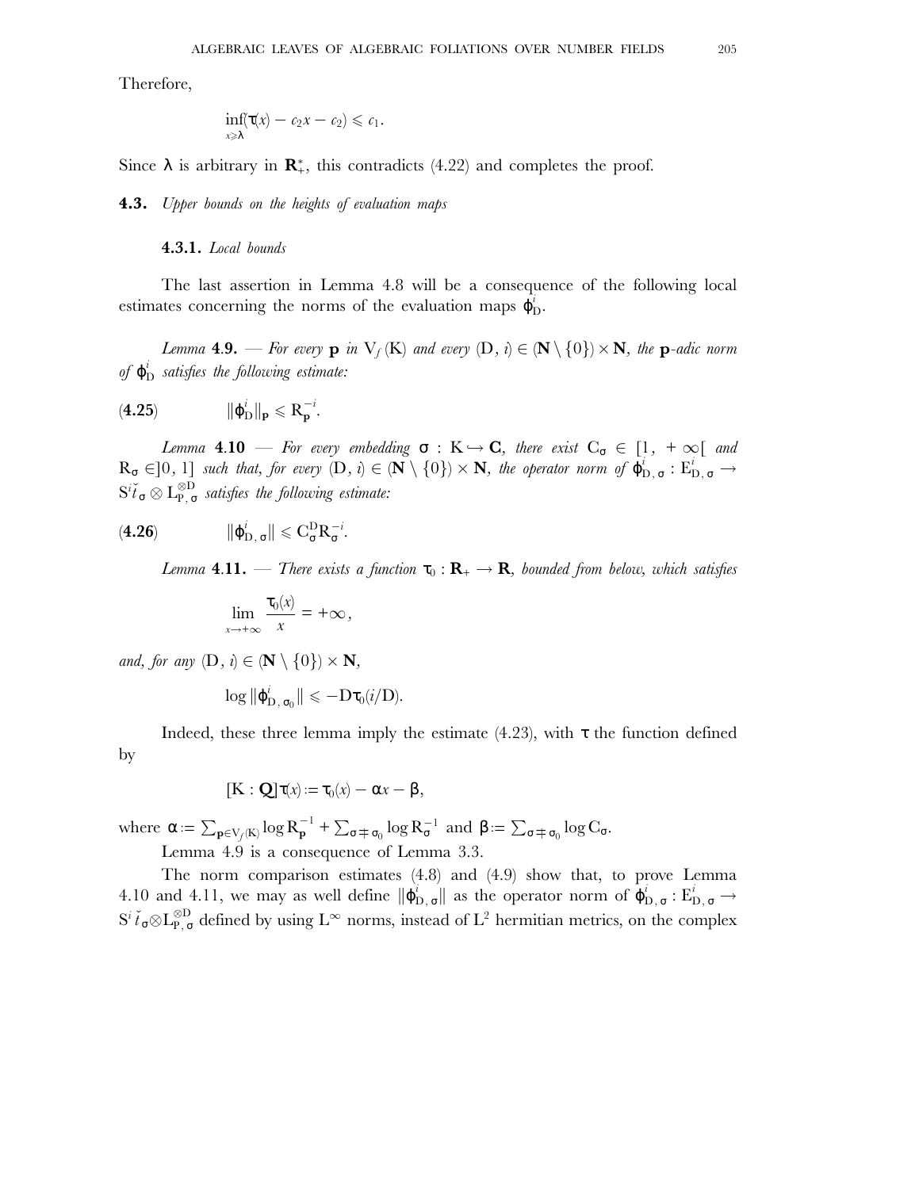Therefore,

$$\inf_{x \geqslant \lambda} (\tau(x) - c_2 x - c_2) \leqslant c_1.$$

Since $\lambda$ is arbitrary in $\mathbf{R}_+^*$, this contradicts (4.22) and completes the proof.

### 4.3. *Upper bounds on the heights of evaluation maps*

#### 4.3.1. *Local bounds*

The last assertion in Lemma 4.8 will be a consequence of the following local estimates concerning the norms of the evaluation maps $\varphi_{\mathrm{D}}^i$.

*Lemma* **4.9.** — *For every* $\mathbf{p}$ *in* $\mathrm{V}_f(\mathrm{K})$ *and every* $(\mathrm{D}, i) \in (\mathbf{N} \setminus \{0\}) \times \mathbf{N}$*, the* $\mathbf{p}$*-adic norm of* $\varphi_{\mathrm{D}}^i$ *satisfies the following estimate:*

$$(\mathbf{4.25}) \qquad \|\varphi_{\mathrm{D}}^i\|_{\mathbf{p}} \leqslant \mathrm{R}_{\mathbf{p}}^{-i}.$$

*Lemma* **4.10** — *For every embedding* $\sigma : \mathrm{K} \hookrightarrow \mathbf{C}$*, there exist* $\mathrm{C}_\sigma \in [1, +\infty[$ *and* $\mathrm{R}_\sigma \in ]0, 1]$ *such that, for every* $(\mathrm{D}, i) \in (\mathbf{N} \setminus \{0\}) \times \mathbf{N}$*, the operator norm of* $\varphi_{\mathrm{D},\sigma}^i : \mathrm{E}_{\mathrm{D},\sigma}^i \to \mathrm{S}^i \check{t}_\sigma \otimes \mathrm{L}_{\mathrm{P},\sigma}^{\otimes \mathrm{D}}$ *satisfies the following estimate:*

$$(\mathbf{4.26}) \qquad \|\varphi_{\mathrm{D},\sigma}^i\| \leqslant \mathrm{C}_\sigma^{\mathrm{D}} \mathrm{R}_\sigma^{-i}.$$

*Lemma* **4.11.** — *There exists a function* $\tau_0 : \mathbf{R}_+ \to \mathbf{R}$*, bounded from below, which satisfies*

$$\lim_{x \to +\infty} \frac{\tau_0(x)}{x} = +\infty,$$

*and, for any* $(\mathrm{D}, i) \in (\mathbf{N} \setminus \{0\}) \times \mathbf{N}$*,*

$$\log \|\varphi_{\mathrm{D},\sigma_0}^i\| \leqslant -\mathrm{D}\tau_0(i/\mathrm{D}).$$

Indeed, these three lemma imply the estimate (4.23), with $\tau$ the function defined by

$$[\mathrm{K} : \mathbf{Q}]\tau(x) := \tau_0(x) - \alpha x - \beta,$$

where $\alpha := \sum_{\mathbf{p} \in \mathrm{V}_f(\mathrm{K})} \log \mathrm{R}_{\mathbf{p}}^{-1} + \sum_{\sigma \neq \sigma_0} \log \mathrm{R}_\sigma^{-1}$ and $\beta := \sum_{\sigma \neq \sigma_0} \log \mathrm{C}_\sigma$.

Lemma 4.9 is a consequence of Lemma 3.3.

The norm comparison estimates (4.8) and (4.9) show that, to prove Lemma 4.10 and 4.11, we may as well define $\|\varphi_{\mathrm{D},\sigma}^i\|$ as the operator norm of $\varphi_{\mathrm{D},\sigma}^i : \mathrm{E}_{\mathrm{D},\sigma}^i \to \mathrm{S}^i \check{t}_\sigma \otimes \mathrm{L}_{\mathrm{P},\sigma}^{\otimes \mathrm{D}}$ defined by using $\mathrm{L}^\infty$ norms, instead of $\mathrm{L}^2$ hermitian metrics, on the complex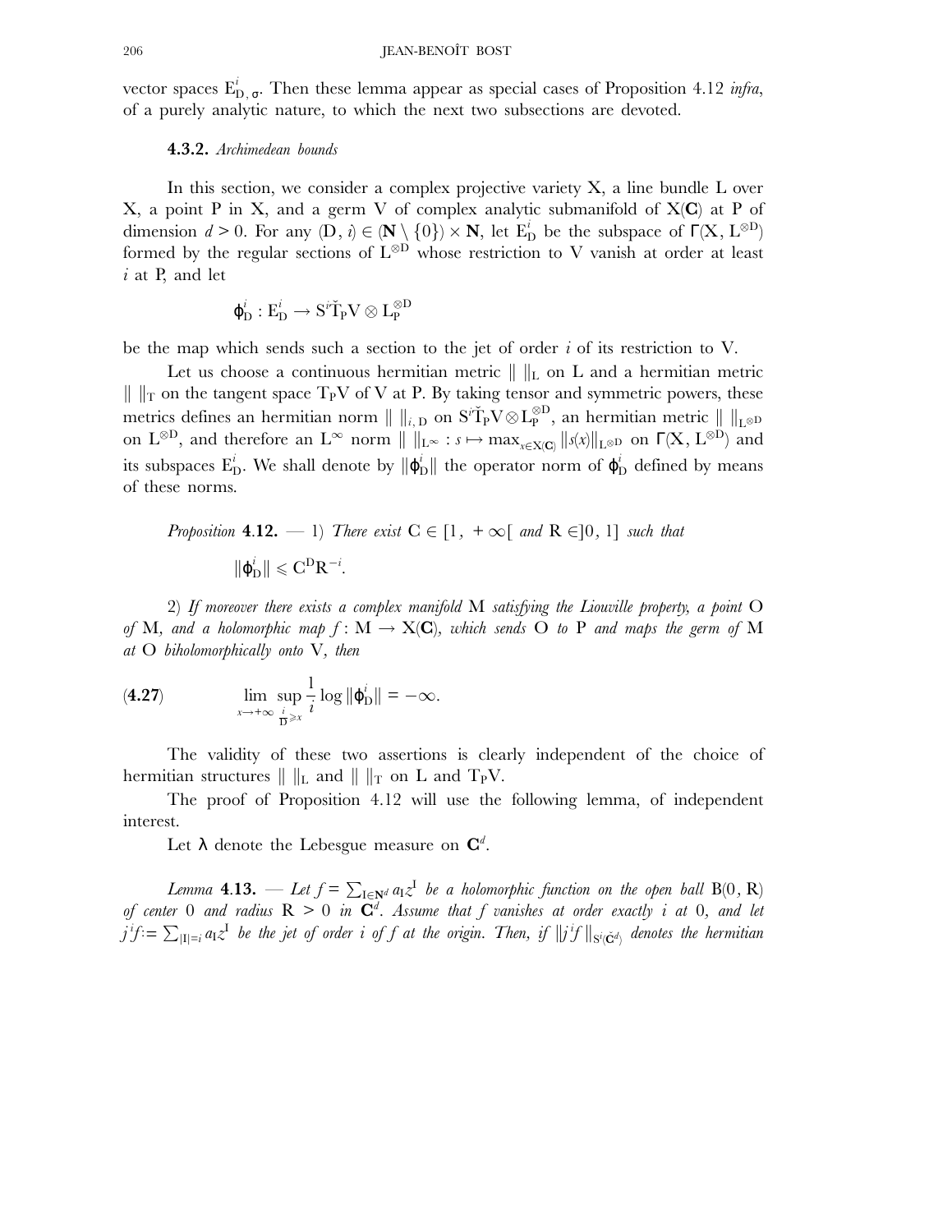vector spaces $E^i_{D,\sigma}$. Then these lemma appear as special cases of Proposition 4.12 *infra*, of a purely analytic nature, to which the next two subsections are devoted.

### 4.3.2. *Archimedean bounds*

In this section, we consider a complex projective variety X, a line bundle L over X, a point P in X, and a germ V of complex analytic submanifold of $X(\mathbf{C})$ at P of dimension $d > 0$. For any $(D, i) \in (\mathbf{N} \setminus \{0\}) \times \mathbf{N}$, let $E^i_D$ be the subspace of $\Gamma(X, L^{\otimes D})$ formed by the regular sections of $L^{\otimes D}$ whose restriction to V vanish at order at least $i$ at P, and let

$$\varphi^i_D : E^i_D \to S^i \check{T}_P V \otimes L_P^{\otimes D}$$

be the map which sends such a section to the jet of order $i$ of its restriction to V.

Let us choose a continuous hermitian metric $\| \|_L$ on L and a hermitian metric $\| \|_T$ on the tangent space $T_P V$ of V at P. By taking tensor and symmetric powers, these metrics defines an hermitian norm $\| \|_{i,D}$ on $S^i \check{T}_P V \otimes L_P^{\otimes D}$, an hermitian metric $\| \|_{L^{\otimes D}}$ on $L^{\otimes D}$, and therefore an $L^\infty$ norm $\| \|_{L^\infty} : s \mapsto \max_{x \in X(\mathbf{C})} \|s(x)\|_{L^{\otimes D}}$ on $\Gamma(X, L^{\otimes D})$ and its subspaces $E^i_D$. We shall denote by $\|\varphi^i_D\|$ the operator norm of $\varphi^i_D$ defined by means of these norms.

*Proposition* **4.12.** — 1) *There exist* $C \in [1, +\infty[$ *and* $R \in ]0, 1]$ *such that*

$$\|\varphi^i_D\| \leqslant C^D R^{-i}.$$

2) *If moreover there exists a complex manifold* M *satisfying the Liouville property, a point* O *of* M*, and a holomorphic map* $f : M \to X(\mathbf{C})$*, which sends* O *to* P *and maps the germ of* M *at* O *biholomorphically onto* V*, then*

$$\lim_{x \to +\infty} \sup_{\frac{i}{D} \geqslant x} \frac{1}{i} \log \|\varphi^i_D\| = -\infty. \tag{4.27}$$

The validity of these two assertions is clearly independent of the choice of hermitian structures $\| \|_L$ and $\| \|_T$ on L and $T_P V$.

The proof of Proposition 4.12 will use the following lemma, of independent interest.

Let $\lambda$ denote the Lebesgue measure on $\mathbf{C}^d$.

*Lemma* **4.13.** — *Let* $f = \sum_{I \in \mathbf{N}^d} a_I z^I$ *be a holomorphic function on the open ball* $B(0, R)$ *of center* 0 *and radius* $R > 0$ *in* $\mathbf{C}^d$*. Assume that* $f$ *vanishes at order exactly* $i$ *at* 0*, and let* $j^i f := \sum_{|I|=i} a_I z^I$ *be the jet of order* $i$ *of* $f$ *at the origin. Then, if* $\|j^i f\|_{S^i(\check{\mathbf{C}}^d)}$ *denotes the hermitian*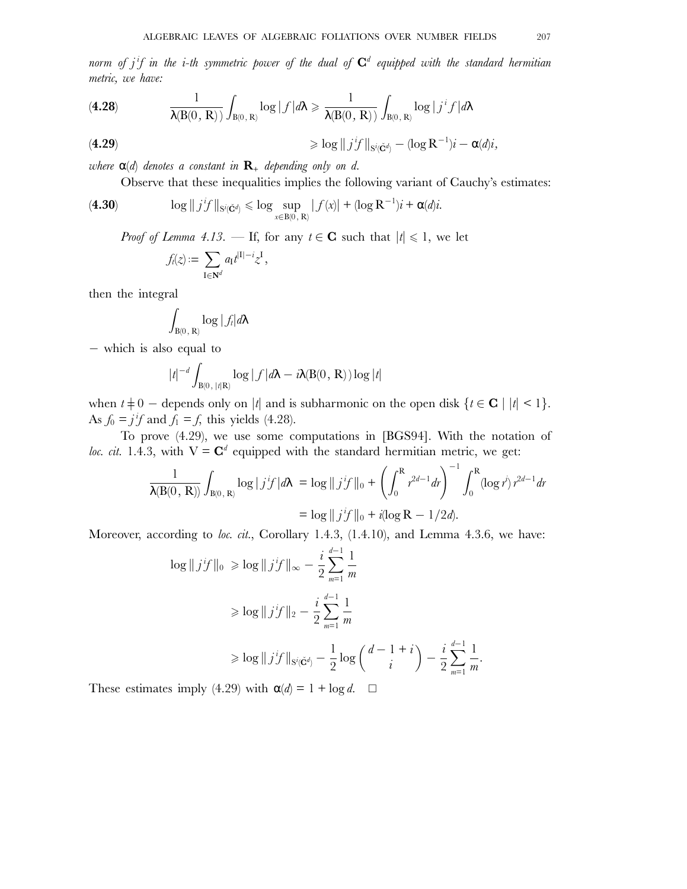*norm of $j^i f$ in the $i$-th symmetric power of the dual of $\mathbf{C}^d$ equipped with the standard hermitian metric, we have:*

$$\textbf{(4.28)} \qquad \frac{1}{\lambda(\mathrm{B}(0,\mathrm{R}))}\int_{\mathrm{B}(0,\mathrm{R})} \log|f|d\lambda \geqslant \frac{1}{\lambda(\mathrm{B}(0,\mathrm{R}))}\int_{\mathrm{B}(0,\mathrm{R})} \log|j^i f|d\lambda$$

$$\textbf{(4.29)} \qquad \geqslant \log\|j^i f\|_{\mathrm{S}^i(\check{\mathbf{C}}^d)} - (\log \mathrm{R}^{-1})i - \alpha(d)i,$$

*where $\alpha(d)$ denotes a constant in $\mathbf{R}_+$ depending only on $d$.*

Observe that these inequalities implies the following variant of Cauchy's estimates:

$$\textbf{(4.30)} \qquad \log\|j^i f\|_{\mathrm{S}^i(\check{\mathbf{C}}^d)} \leqslant \log \sup_{x\in \mathrm{B}(0,\mathrm{R})} |f(x)| + (\log \mathrm{R}^{-1})i + \alpha(d)i.$$

*Proof of Lemma 4.13.* — If, for any $t \in \mathbf{C}$ such that $|t| \leqslant 1$, we let

$$f_t(z) := \sum_{\mathrm{I}\in \mathbf{N}^d} a_{\mathrm{I}} t^{|\mathrm{I}|-i} z^{\mathrm{I}},$$

then the integral

$$\int_{\mathrm{B}(0,\mathrm{R})} \log|f_t| d\lambda$$

– which is also equal to

$$|t|^{-d}\int_{\mathrm{B}(0,|t|\mathrm{R})} \log|f|d\lambda - i\lambda(\mathrm{B}(0,\mathrm{R}))\log|t|$$

when $t \neq 0$ – depends only on $|t|$ and is subharmonic on the open disk $\{t \in \mathbf{C} \mid |t| < 1\}$. As $f_0 = j^i f$ and $f_1 = f$, this yields (4.28).

To prove (4.29), we use some computations in [BGS94]. With the notation of *loc. cit.* 1.4.3, with $\mathrm{V} = \mathbf{C}^d$ equipped with the standard hermitian metric, we get:

$$\begin{aligned}\frac{1}{\lambda(\mathrm{B}(0,\mathrm{R}))}\int_{\mathrm{B}(0,\mathrm{R})} \log|j^i f|d\lambda &= \log\|j^i f\|_0 + \left(\int_0^{\mathrm{R}} r^{2d-1}dr\right)^{-1}\int_0^{\mathrm{R}} (\log r^i)\, r^{2d-1}dr \\ &= \log\|j^i f\|_0 + i(\log \mathrm{R} - 1/2d).\end{aligned}$$

Moreover, according to *loc. cit.*, Corollary 1.4.3, (1.4.10), and Lemma 4.3.6, we have:

$$\begin{aligned}\log\|j^i f\|_0 &\geqslant \log\|j^i f\|_\infty - \frac{i}{2}\sum_{m=1}^{d-1}\frac{1}{m} \\ &\geqslant \log\|j^i f\|_2 - \frac{i}{2}\sum_{m=1}^{d-1}\frac{1}{m} \\ &\geqslant \log\|j^i f\|_{\mathrm{S}^i(\check{\mathbf{C}}^d)} - \frac{1}{2}\log\binom{d-1+i}{i} - \frac{i}{2}\sum_{m=1}^{d-1}\frac{1}{m}.\end{aligned}$$

These estimates imply (4.29) with $\alpha(d) = 1 + \log d$. □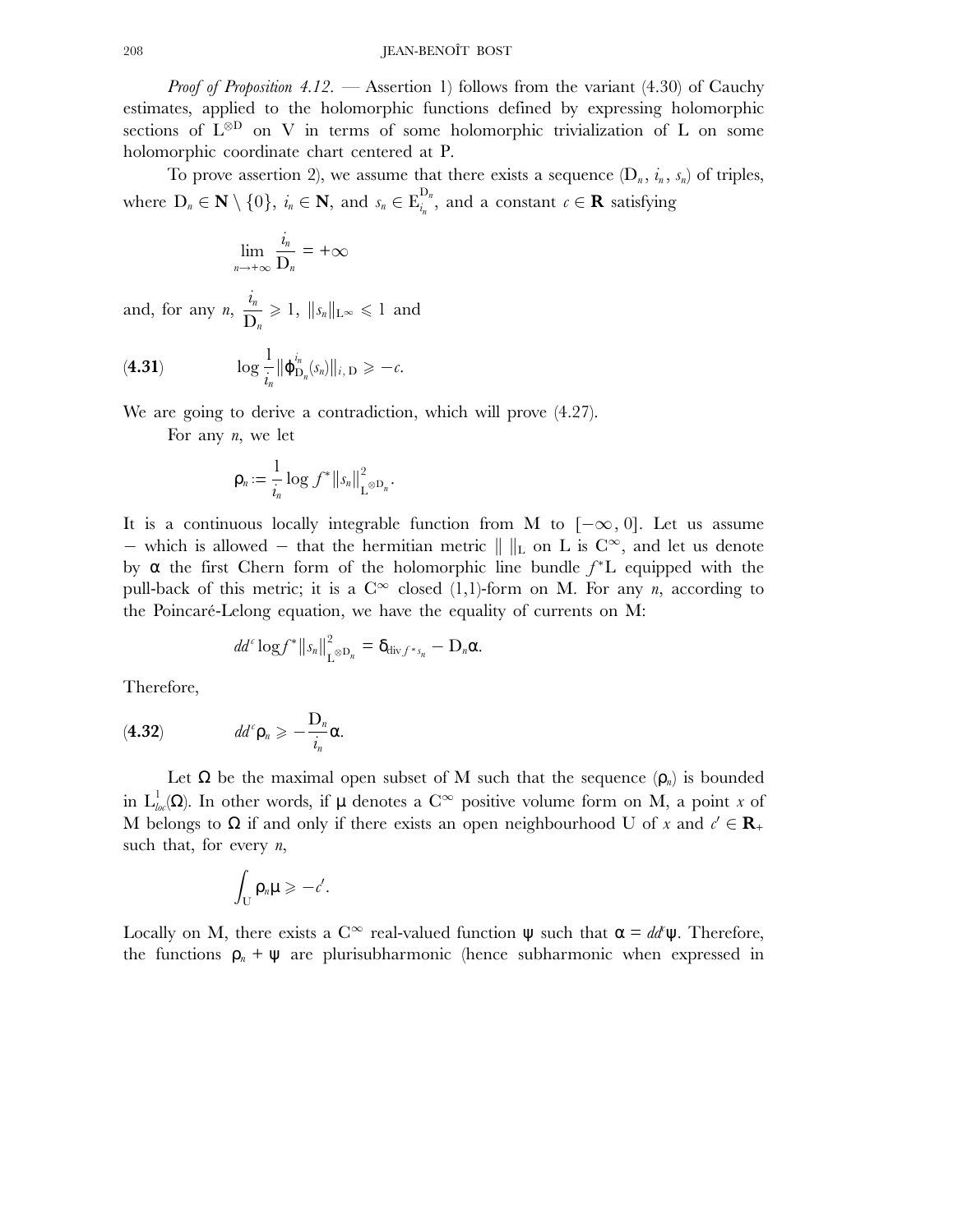*Proof of Proposition 4.12.* — Assertion 1) follows from the variant (4.30) of Cauchy estimates, applied to the holomorphic functions defined by expressing holomorphic sections of $L^{\otimes D}$ on V in terms of some holomorphic trivialization of L on some holomorphic coordinate chart centered at P.

To prove assertion 2), we assume that there exists a sequence $(D_n, i_n, s_n)$ of triples, where $D_n \in \mathbf{N} \setminus \{0\}$, $i_n \in \mathbf{N}$, and $s_n \in E_{i_n}^{D_n}$, and a constant $c \in \mathbf{R}$ satisfying

$$\lim_{n \to +\infty} \frac{i_n}{D_n} = +\infty$$

and, for any $n$, $\dfrac{i_n}{D_n} \geqslant 1$, $\|s_n\|_{L^\infty} \leqslant 1$ and

$$\log \frac{1}{i_n} \|\varphi_{D_n}^{i_n}(s_n)\|_{i, D} \geqslant -c. \tag{4.31}$$

We are going to derive a contradiction, which will prove (4.27).

For any $n$, we let

$$\rho_n := \frac{1}{i_n} \log f^* \|s_n\|^2_{L^{\otimes D_n}}.$$

It is a continuous locally integrable function from M to $[-\infty, 0]$. Let us assume – which is allowed – that the hermitian metric $\| \ \|_L$ on L is $C^\infty$, and let us denote by $\alpha$ the first Chern form of the holomorphic line bundle $f^*L$ equipped with the pull-back of this metric; it is a $C^\infty$ closed (1,1)-form on M. For any $n$, according to the Poincaré-Lelong equation, we have the equality of currents on M:

$$dd^c \log f^* \|s_n\|^2_{L^{\otimes D_n}} = \delta_{\operatorname{div} f^* s_n} - D_n \alpha.$$

Therefore,

$$dd^c \rho_n \geqslant -\frac{D_n}{i_n} \alpha. \tag{4.32}$$

Let $\Omega$ be the maximal open subset of M such that the sequence $(\rho_n)$ is bounded in $L^1_{loc}(\Omega)$. In other words, if $\mu$ denotes a $C^\infty$ positive volume form on M, a point $x$ of M belongs to $\Omega$ if and only if there exists an open neighbourhood U of $x$ and $c' \in \mathbf{R}_+$ such that, for every $n$,

$$\int_U \rho_n \mu \geqslant -c'.$$

Locally on M, there exists a $C^\infty$ real-valued function $\psi$ such that $\alpha = dd^c\psi$. Therefore, the functions $\rho_n + \psi$ are plurisubharmonic (hence subharmonic when expressed in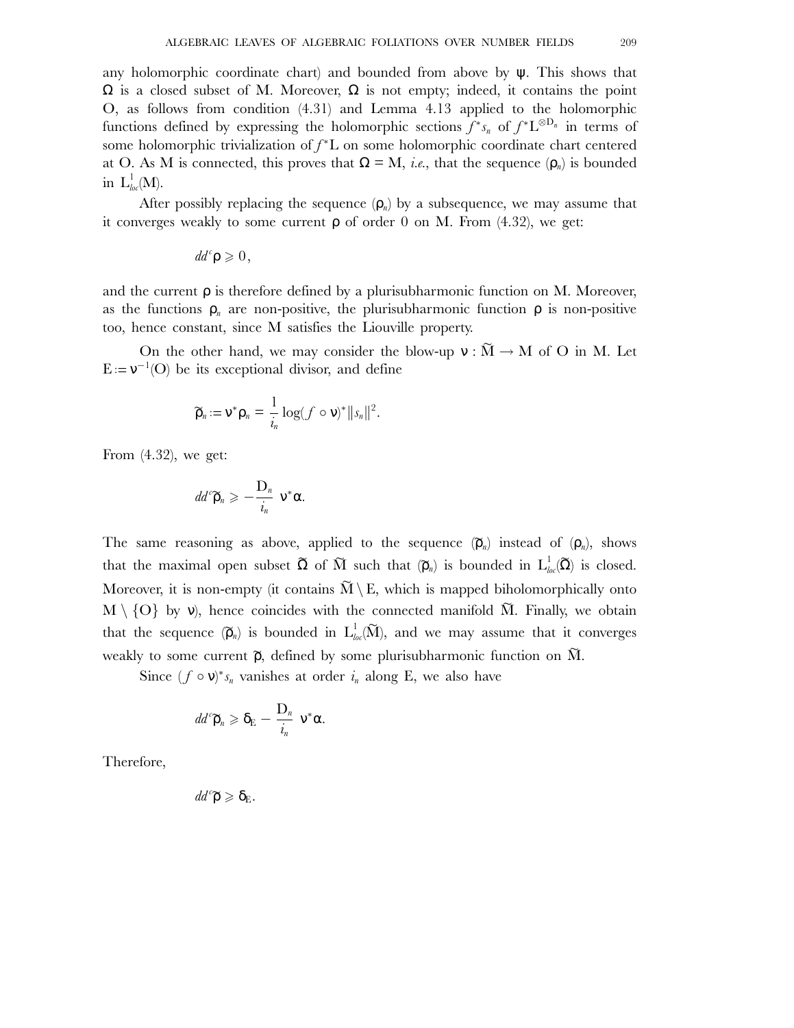any holomorphic coordinate chart) and bounded from above by $\psi$. This shows that $\Omega$ is a closed subset of M. Moreover, $\Omega$ is not empty; indeed, it contains the point O, as follows from condition (4.31) and Lemma 4.13 applied to the holomorphic functions defined by expressing the holomorphic sections $f^* s_n$ of $f^* \mathrm{L}^{\otimes \mathrm{D}_n}$ in terms of some holomorphic trivialization of $f^*\mathrm{L}$ on some holomorphic coordinate chart centered at O. As M is connected, this proves that $\Omega = \mathrm{M}$, *i.e.*, that the sequence $(\rho_n)$ is bounded in $\mathrm{L}^1_{loc}(\mathrm{M})$.

After possibly replacing the sequence $(\rho_n)$ by a subsequence, we may assume that it converges weakly to some current $\rho$ of order 0 on M. From (4.32), we get:

$$dd^c \rho \geqslant 0,$$

and the current $\rho$ is therefore defined by a plurisubharmonic function on M. Moreover, as the functions $\rho_n$ are non-positive, the plurisubharmonic function $\rho$ is non-positive too, hence constant, since M satisfies the Liouville property.

On the other hand, we may consider the blow-up $\nu : \widetilde{\mathrm{M}} \to \mathrm{M}$ of O in M. Let $\mathrm{E} := \nu^{-1}(\mathrm{O})$ be its exceptional divisor, and define

$$\tilde{\rho}_n := \nu^* \rho_n = \frac{1}{i_n} \log (f \circ \nu)^* \|s_n\|^2.$$

From (4.32), we get:

$$dd^c \tilde{\rho}_n \geqslant -\frac{\mathrm{D}_n}{i_n}\ \nu^* \alpha.$$

The same reasoning as above, applied to the sequence $(\tilde{\rho}_n)$ instead of $(\rho_n)$, shows that the maximal open subset $\widetilde{\Omega}$ of $\widetilde{\mathrm{M}}$ such that $(\tilde{\rho}_n)$ is bounded in $\mathrm{L}^1_{loc}(\widetilde{\Omega})$ is closed. Moreover, it is non-empty (it contains $\widetilde{\mathrm{M}} \setminus \mathrm{E}$, which is mapped biholomorphically onto $\mathrm{M} \setminus \{\mathrm{O}\}$ by $\nu$), hence coincides with the connected manifold $\widetilde{\mathrm{M}}$. Finally, we obtain that the sequence $(\tilde{\rho}_n)$ is bounded in $\mathrm{L}^1_{loc}(\widetilde{\mathrm{M}})$, and we may assume that it converges weakly to some current $\tilde{\rho}$, defined by some plurisubharmonic function on $\widetilde{\mathrm{M}}$.

Since $(f \circ \nu)^* s_n$ vanishes at order $i_n$ along E, we also have

$$dd^c \tilde{\rho}_n \geqslant \delta_{\mathrm{E}} - \frac{\mathrm{D}_n}{i_n}\ \nu^* \alpha.$$

Therefore,

$$dd^c \tilde{\rho} \geqslant \delta_{\mathrm{E}}.$$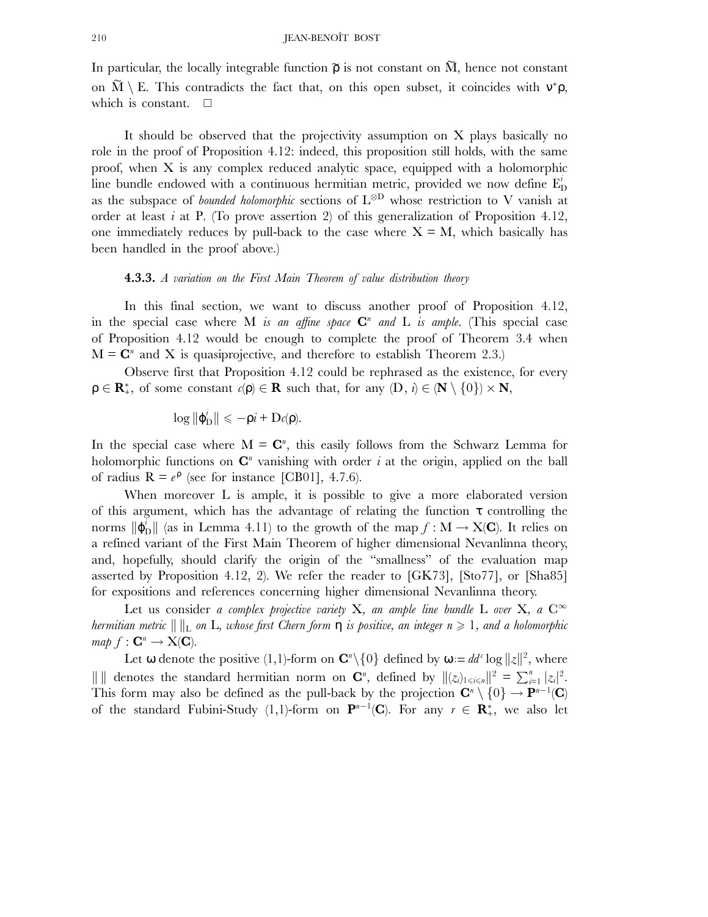In particular, the locally integrable function $\tilde{\rho}$ is not constant on $\tilde{M}$, hence not constant on $\tilde{M} \setminus E$. This contradicts the fact that, on this open subset, it coincides with $\nu^*\rho$, which is constant. □

It should be observed that the projectivity assumption on X plays basically no role in the proof of Proposition 4.12: indeed, this proposition still holds, with the same proof, when X is any complex reduced analytic space, equipped with a holomorphic line bundle endowed with a continuous hermitian metric, provided we now define $E^i_D$ as the subspace of *bounded holomorphic* sections of $L^{\otimes D}$ whose restriction to V vanish at order at least $i$ at P. (To prove assertion 2) of this generalization of Proposition 4.12, one immediately reduces by pull-back to the case where $X = M$, which basically has been handled in the proof above.)

#### **4.3.3.** *A variation on the First Main Theorem of value distribution theory*

In this final section, we want to discuss another proof of Proposition 4.12, in the special case where M *is an affine space* $\mathbf{C}^n$ *and* L *is ample*. (This special case of Proposition 4.12 would be enough to complete the proof of Theorem 3.4 when $M = \mathbf{C}^n$ and X is quasiprojective, and therefore to establish Theorem 2.3.)

Observe first that Proposition 4.12 could be rephrased as the existence, for every $\rho \in \mathbf{R}^*_+$, of some constant $c(\rho) \in \mathbf{R}$ such that, for any $(D, i) \in (\mathbf{N} \setminus \{0\}) \times \mathbf{N}$,

$$\log \|\varphi^i_D\| \leqslant -\rho i + Dc(\rho).$$

In the special case where $M = \mathbf{C}^n$, this easily follows from the Schwarz Lemma for holomorphic functions on $\mathbf{C}^n$ vanishing with order $i$ at the origin, applied on the ball of radius $R = e^\rho$ (see for instance [CB01], 4.7.6).

When moreover L is ample, it is possible to give a more elaborated version of this argument, which has the advantage of relating the function $\tau$ controlling the norms $\|\varphi^i_D\|$ (as in Lemma 4.11) to the growth of the map $f : M \to X(\mathbf{C})$. It relies on a refined variant of the First Main Theorem of higher dimensional Nevanlinna theory, and, hopefully, should clarify the origin of the "smallness" of the evaluation map asserted by Proposition 4.12, 2). We refer the reader to [GK73], [Sto77], or [Sha85] for expositions and references concerning higher dimensional Nevanlinna theory.

Let us consider *a complex projective variety* X*, an ample line bundle* L *over* X*, a* $C^\infty$ *hermitian metric* $\| \|_L$ *on* L*, whose first Chern form* $\eta$ *is positive, an integer* $n \geqslant 1$*, and a holomorphic map* $f : \mathbf{C}^n \to X(\mathbf{C})$.

Let $\omega$ denote the positive (1,1)-form on $\mathbf{C}^n \setminus \{0\}$ defined by $\omega := dd^c \log \|z\|^2$, where $\| \|$ denotes the standard hermitian norm on $\mathbf{C}^n$, defined by $\|(z_i)_{1\leqslant i\leqslant n}\|^2 = \sum_{i=1}^n |z_i|^2$. This form may also be defined as the pull-back by the projection $\mathbf{C}^n \setminus \{0\} \to \mathbf{P}^{n-1}(\mathbf{C})$ of the standard Fubini-Study (1,1)-form on $\mathbf{P}^{n-1}(\mathbf{C})$. For any $r \in \mathbf{R}^*_+$, we also let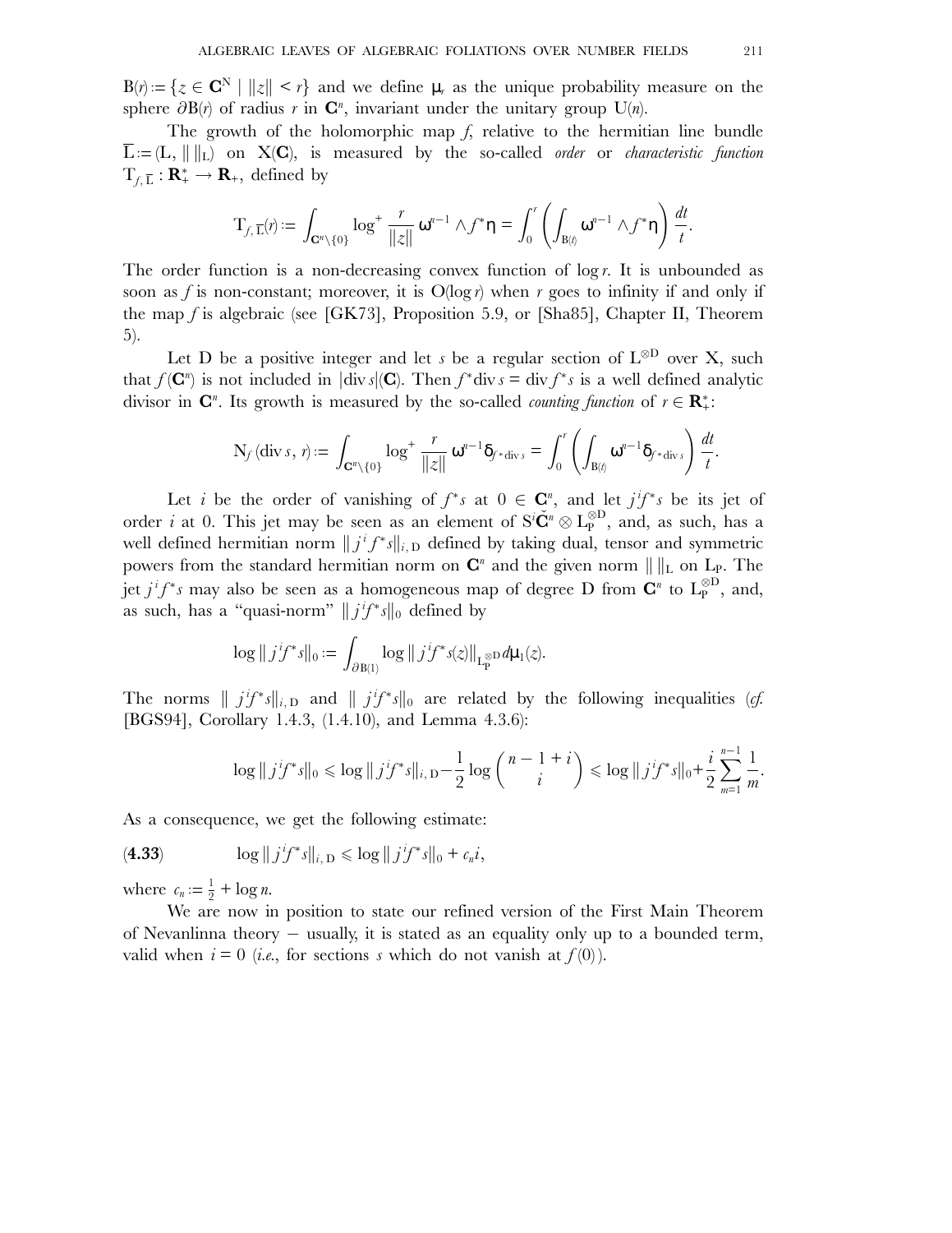$B(r) := \{z \in \mathbf{C}^N \mid \|z\| < r\}$ and we define $\mu_r$ as the unique probability measure on the sphere $\partial B(r)$ of radius $r$ in $\mathbf{C}^n$, invariant under the unitary group $U(n)$.

The growth of the holomorphic map $f$, relative to the hermitian line bundle $\overline{L} := (L, \| \|_L)$ on $X(\mathbf{C})$, is measured by the so-called *order* or *characteristic function* $T_{f,\overline{L}} : \mathbf{R}_+^* \to \mathbf{R}_+$, defined by

$$T_{f,\overline{L}}(r) := \int_{\mathbf{C}^n \setminus \{0\}} \log^+ \frac{r}{\|z\|}\, \omega^{n-1} \wedge f^*\eta = \int_0^r \left( \int_{B(t)} \omega^{n-1} \wedge f^*\eta \right) \frac{dt}{t}.$$

The order function is a non-decreasing convex function of $\log r$. It is unbounded as soon as $f$ is non-constant; moreover, it is $O(\log r)$ when $r$ goes to infinity if and only if the map $f$ is algebraic (see [GK73], Proposition 5.9, or [Sha85], Chapter II, Theorem 5).

Let D be a positive integer and let $s$ be a regular section of $L^{\otimes D}$ over X, such that $f(\mathbf{C}^n)$ is not included in $|\mathrm{div}\, s|(\mathbf{C})$. Then $f^*\mathrm{div}\, s = \mathrm{div}\, f^*s$ is a well defined analytic divisor in $\mathbf{C}^n$. Its growth is measured by the so-called *counting function* of $r \in \mathbf{R}_+^*$:

$$N_f(\mathrm{div}\, s, r) := \int_{\mathbf{C}^n \setminus \{0\}} \log^+ \frac{r}{\|z\|}\, \omega^{n-1} \delta_{f^*\mathrm{div}\, s} = \int_0^r \left( \int_{B(t)} \omega^{n-1} \delta_{f^*\mathrm{div}\, s} \right) \frac{dt}{t}.$$

Let $i$ be the order of vanishing of $f^*s$ at $0 \in \mathbf{C}^n$, and let $j^i f^*s$ be its jet of order $i$ at 0. This jet may be seen as an element of $S^i\check{\mathbf{C}}^n \otimes L_P^{\otimes D}$, and, as such, has a well defined hermitian norm $\|j^i f^*s\|_{i,D}$ defined by taking dual, tensor and symmetric powers from the standard hermitian norm on $\mathbf{C}^n$ and the given norm $\| \|_L$ on $L_P$. The jet $j^i f^*s$ may also be seen as a homogeneous map of degree D from $\mathbf{C}^n$ to $L_P^{\otimes D}$, and, as such, has a "quasi-norm" $\|j^i f^*s\|_0$ defined by

$$\log \|j^i f^*s\|_0 := \int_{\partial B(1)} \log \|j^i f^*s(z)\|_{L_P^{\otimes D}}\, d\mu_1(z).$$

The norms $\|j^i f^*s\|_{i,D}$ and $\|j^i f^*s\|_0$ are related by the following inequalities (*cf.* [BGS94], Corollary 1.4.3, (1.4.10), and Lemma 4.3.6):

$$\log \|j^i f^*s\|_0 \leqslant \log \|j^i f^*s\|_{i,D} - \frac{1}{2} \log \binom{n-1+i}{i} \leqslant \log \|j^i f^*s\|_0 + \frac{i}{2} \sum_{m=1}^{n-1} \frac{1}{m}.$$

As a consequence, we get the following estimate:

$$\log \|j^i f^*s\|_{i,D} \leqslant \log \|j^i f^*s\|_0 + c_n i, \tag{4.33}$$

where $c_n := \frac{1}{2} + \log n$.

We are now in position to state our refined version of the First Main Theorem of Nevanlinna theory – usually, it is stated as an equality only up to a bounded term, valid when $i = 0$ (*i.e.*, for sections $s$ which do not vanish at $f(0)$).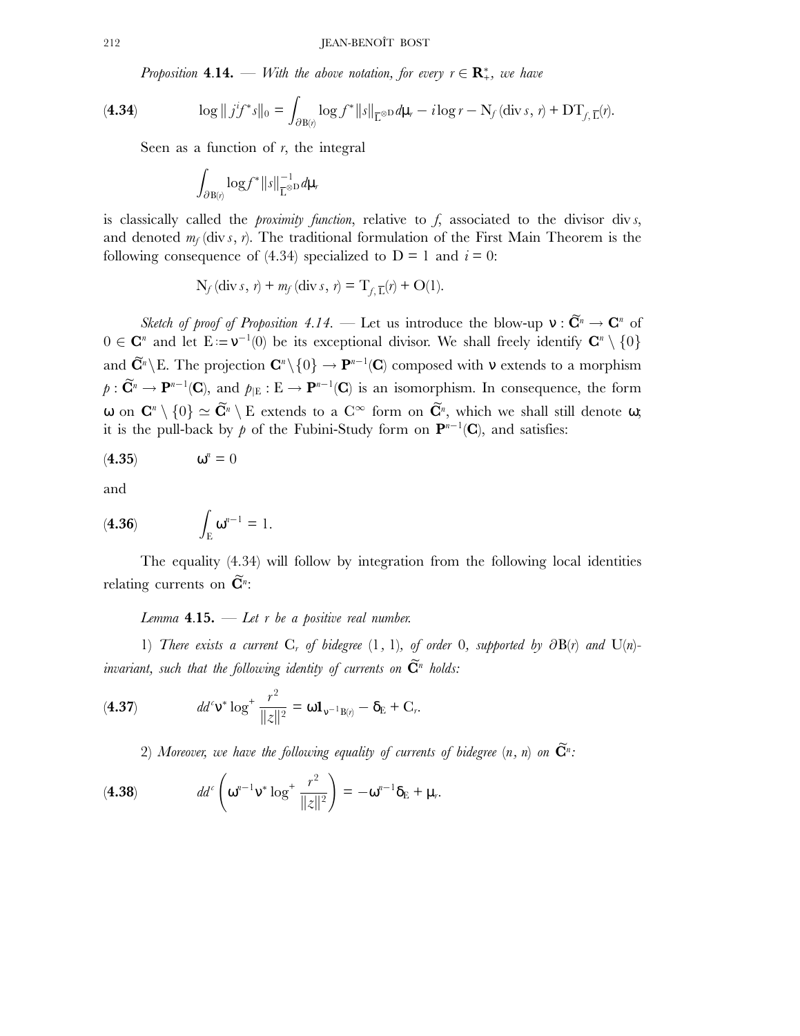*Proposition* **4.14.** — *With the above notation, for every* $r \in \mathbf{R}_+^*$, *we have*

$$\log \| j^i f^* s\|_0 = \int_{\partial \mathrm{B}(r)} \log f^* \|s\|_{\overline{\mathrm{L}}^{\otimes \mathrm{D}}} d\mu_r - i \log r - \mathrm{N}_f(\operatorname{div} s, r) + \mathrm{D}\mathrm{T}_{f, \overline{\mathrm{L}}}(r). \tag{4.34}$$

Seen as a function of $r$, the integral

$$\int_{\partial \mathrm{B}(r)} \log f^* \|s\|^{-1}_{\overline{\mathrm{L}}^{\otimes \mathrm{D}}} d\mu_r$$

is classically called the *proximity function*, relative to $f$, associated to the divisor $\operatorname{div} s$, and denoted $m_f(\operatorname{div} s, r)$. The traditional formulation of the First Main Theorem is the following consequence of (4.34) specialized to $\mathrm{D} = 1$ and $i = 0$:

$$\mathrm{N}_f(\operatorname{div} s, r) + m_f(\operatorname{div} s, r) = \mathrm{T}_{f, \overline{\mathrm{L}}}(r) + \mathrm{O}(1).$$

*Sketch of proof of Proposition 4.14.* — Let us introduce the blow-up $\nu : \widetilde{\mathbf{C}}^n \to \mathbf{C}^n$ of $0 \in \mathbf{C}^n$ and let $\mathrm{E} := \nu^{-1}(0)$ be its exceptional divisor. We shall freely identify $\mathbf{C}^n \setminus \{0\}$ and $\widetilde{\mathbf{C}}^n \setminus \mathrm{E}$. The projection $\mathbf{C}^n \setminus \{0\} \to \mathbf{P}^{n-1}(\mathbf{C})$ composed with $\nu$ extends to a morphism $p : \widetilde{\mathbf{C}}^n \to \mathbf{P}^{n-1}(\mathbf{C})$, and $p_{|\mathrm{E}} : \mathrm{E} \to \mathbf{P}^{n-1}(\mathbf{C})$ is an isomorphism. In consequence, the form $\omega$ on $\mathbf{C}^n \setminus \{0\} \simeq \widetilde{\mathbf{C}}^n \setminus \mathrm{E}$ extends to a $\mathrm{C}^\infty$ form on $\widetilde{\mathbf{C}}^n$, which we shall still denote $\omega$; it is the pull-back by $p$ of the Fubini-Study form on $\mathbf{P}^{n-1}(\mathbf{C})$, and satisfies:

$$\omega^n = 0 \tag{4.35}$$

and

$$\int_{\mathrm{E}} \omega^{n-1} = 1. \tag{4.36}$$

The equality (4.34) will follow by integration from the following local identities relating currents on $\widetilde{\mathbf{C}}^n$:

*Lemma* **4.15.** — *Let $r$ be a positive real number.*

1) *There exists a current $\mathrm{C}_r$ of bidegree $(1, 1)$, of order 0, supported by $\partial \mathrm{B}(r)$ and $\mathrm{U}(n)$-invariant, such that the following identity of currents on $\widetilde{\mathbf{C}}^n$ holds:*

$$dd^c \nu^* \log^+ \frac{r^2}{\|z\|^2} = \omega \mathbf{1}_{\nu^{-1}\mathrm{B}(r)} - \delta_{\mathrm{E}} + \mathrm{C}_r. \tag{4.37}$$

2) *Moreover, we have the following equality of currents of bidegree $(n, n)$ on $\widetilde{\mathbf{C}}^n$:*

$$dd^c \left( \omega^{n-1} \nu^* \log^+ \frac{r^2}{\|z\|^2} \right) = -\omega^{n-1} \delta_{\mathrm{E}} + \mu_r. \tag{4.38}$$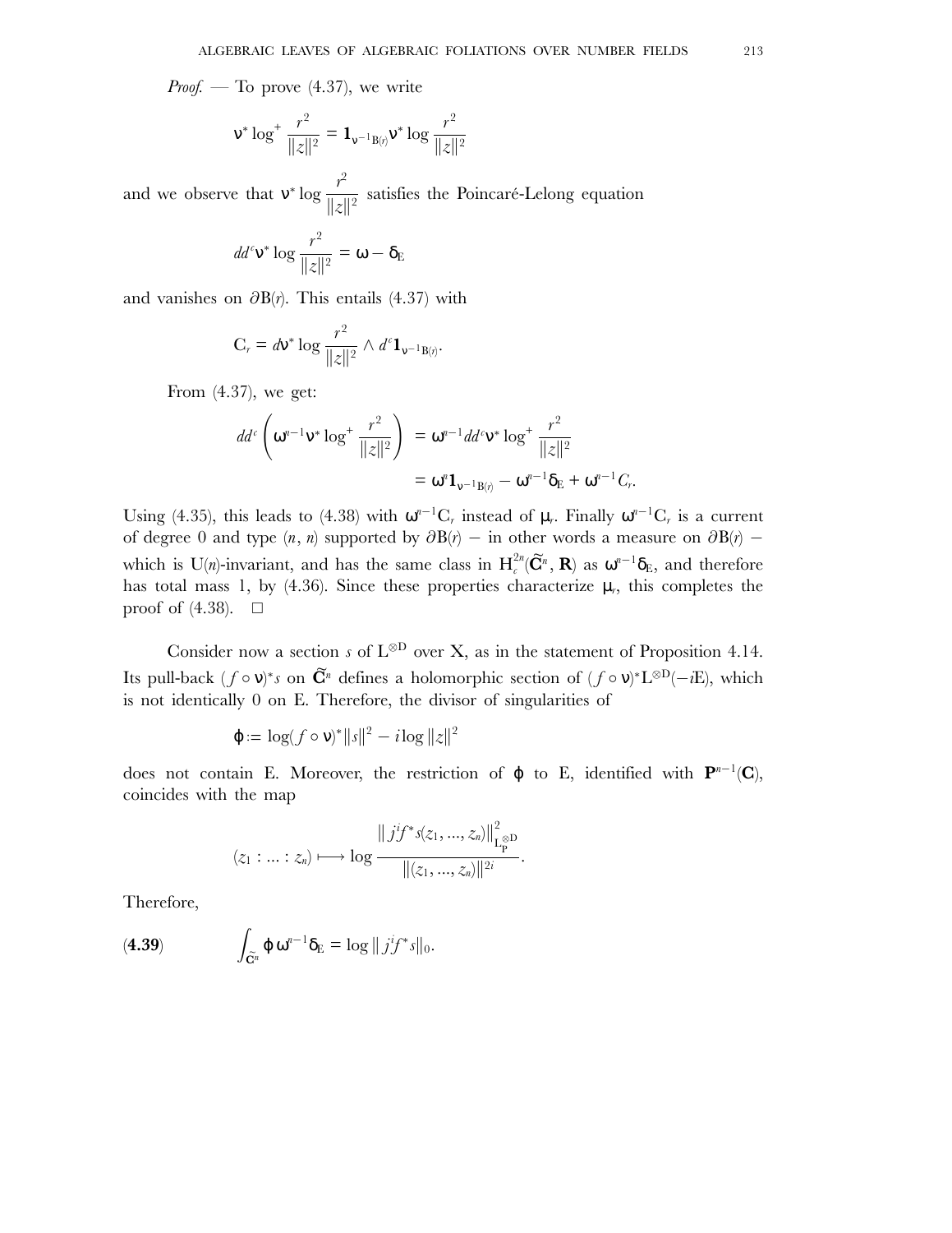*Proof.* — To prove (4.37), we write

$$\nu^* \log^+ \frac{r^2}{\|z\|^2} = \mathbf{1}_{\nu^{-1}\mathrm{B}(r)} \nu^* \log \frac{r^2}{\|z\|^2}$$

and we observe that $\nu^* \log \dfrac{r^2}{\|z\|^2}$ satisfies the Poincaré-Lelong equation

$$dd^c \nu^* \log \frac{r^2}{\|z\|^2} = \omega - \delta_{\mathrm{E}}$$

and vanishes on $\partial \mathrm{B}(r)$. This entails (4.37) with

$$\mathrm{C}_r = d\nu^* \log \frac{r^2}{\|z\|^2} \wedge d^c \mathbf{1}_{\nu^{-1}\mathrm{B}(r)}.$$

From (4.37), we get:

$$\begin{aligned} dd^c \left( \omega^{n-1} \nu^* \log^+ \frac{r^2}{\|z\|^2} \right) &= \omega^{n-1} dd^c \nu^* \log^+ \frac{r^2}{\|z\|^2} \\ &= \omega^n \mathbf{1}_{\nu^{-1}\mathrm{B}(r)} - \omega^{n-1} \delta_{\mathrm{E}} + \omega^{n-1} C_r. \end{aligned}$$

Using (4.35), this leads to (4.38) with $\omega^{n-1}\mathrm{C}_r$ instead of $\mu_r$. Finally $\omega^{n-1}\mathrm{C}_r$ is a current of degree 0 and type $(n, n)$ supported by $\partial \mathrm{B}(r)$ — in other words a measure on $\partial \mathrm{B}(r)$ — which is $\mathrm{U}(n)$-invariant, and has the same class in $\mathrm{H}^{2n}_c(\widetilde{\mathbf{C}}^n, \mathbf{R})$ as $\omega^{n-1}\delta_{\mathrm{E}}$, and therefore has total mass 1, by (4.36). Since these properties characterize $\mu_r$, this completes the proof of (4.38). $\square$

Consider now a section $s$ of $\mathrm{L}^{\otimes \mathrm{D}}$ over X, as in the statement of Proposition 4.14. Its pull-back $(f \circ \nu)^* s$ on $\widetilde{\mathbf{C}}^n$ defines a holomorphic section of $(f \circ \nu)^* \mathrm{L}^{\otimes \mathrm{D}}(-i\mathrm{E})$, which is not identically 0 on E. Therefore, the divisor of singularities of

$$\varphi := \log (f \circ \nu)^* \|s\|^2 - i \log \|z\|^2$$

does not contain E. Moreover, the restriction of $\varphi$ to E, identified with $\mathbf{P}^{n-1}(\mathbf{C})$, coincides with the map

$$(z_1 : \ldots : z_n) \longmapsto \log \frac{\| j^i f^* s(z_1, \ldots, z_n)\|^2_{\mathrm{L}_{\mathrm{P}}^{\otimes \mathrm{D}}}}{\|(z_1, \ldots, z_n)\|^{2i}}.$$

Therefore,

$$\int_{\widetilde{\mathbf{C}}^n} \varphi \, \omega^{n-1} \delta_{\mathrm{E}} = \log \| j^i f^* s\|_0. \tag{4.39}$$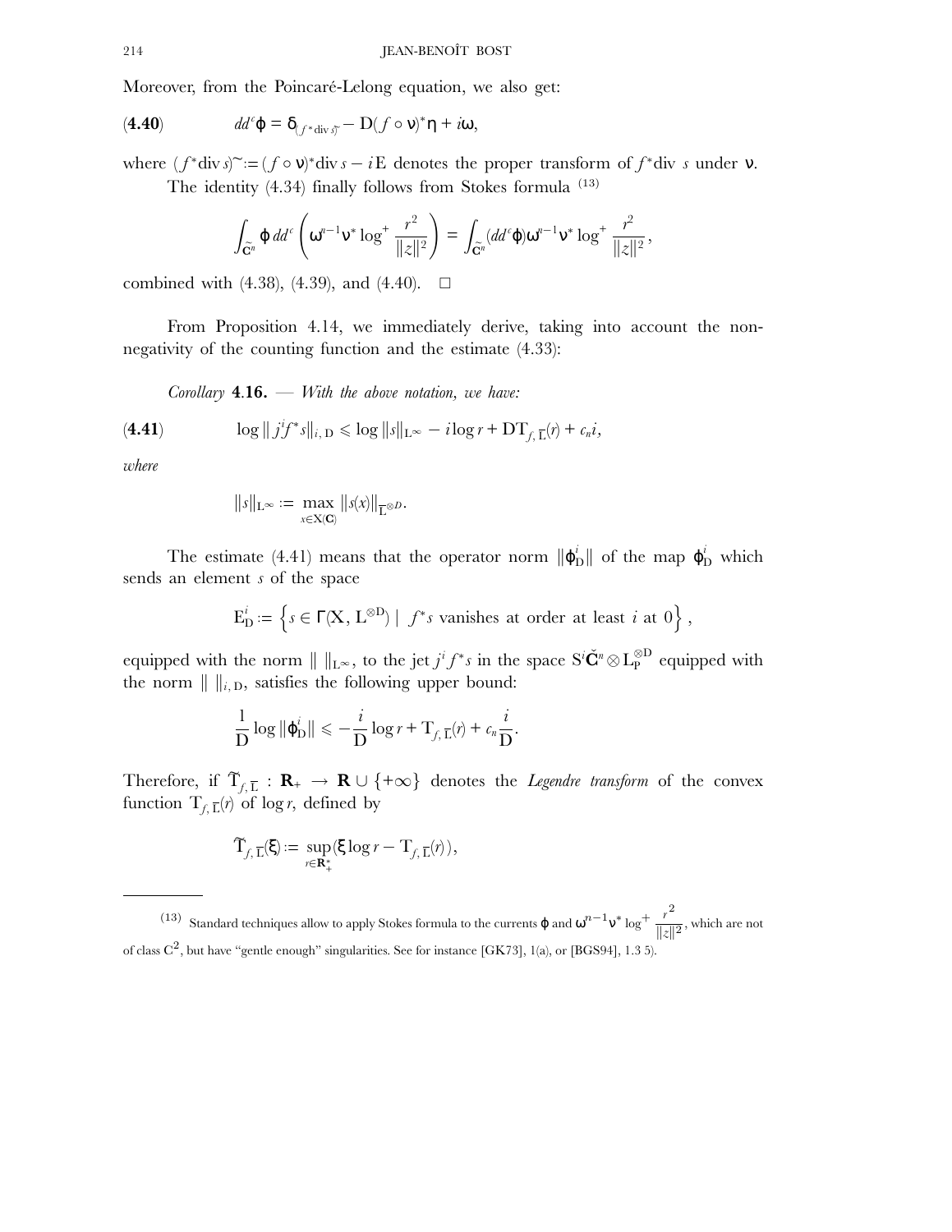Moreover, from the Poincaré-Lelong equation, we also get:

$$dd^c\varphi = \delta_{(f^*\operatorname{div} s)^\sim} - \mathrm{D}(f\circ\nu)^*\eta + i\omega, \tag{4.40}$$

where $(f^*\operatorname{div} s)^\sim := (f\circ\nu)^*\operatorname{div} s - i\mathrm{E}$ denotes the proper transform of $f^*\operatorname{div}\, s$ under $\nu$.

The identity (4.34) finally follows from Stokes formula [13]

$$\int_{\widetilde{\mathbf{C}}^n} \varphi\, dd^c\left(\omega^{n-1}\nu^*\log^+\frac{r^2}{\|z\|^2}\right) = \int_{\widetilde{\mathbf{C}}^n} (dd^c\varphi)\omega^{n-1}\nu^*\log^+\frac{r^2}{\|z\|^2},$$

combined with (4.38), (4.39), and (4.40). □

From Proposition 4.14, we immediately derive, taking into account the non-negativity of the counting function and the estimate (4.33):

*Corollary* **4.16.** — *With the above notation, we have:*

$$\log\|j^i f^* s\|_{i,\mathrm{D}} \leqslant \log\|s\|_{\mathrm{L}^\infty} - i\log r + \mathrm{D}\mathrm{T}_{f,\overline{\mathrm{L}}}(r) + c_n i, \tag{4.41}$$

*where*

$$\|s\|_{\mathrm{L}^\infty} := \max_{x\in \mathrm{X}(\mathbf{C})} \|s(x)\|_{\overline{\mathrm{L}}^{\otimes D}}.$$

The estimate (4.41) means that the operator norm $\|\varphi^i_{\mathrm{D}}\|$ of the map $\varphi^i_{\mathrm{D}}$ which sends an element $s$ of the space

$$\mathrm{E}^i_{\mathrm{D}} := \left\{ s\in\Gamma(\mathrm{X},\mathrm{L}^{\otimes \mathrm{D}}) \mid f^*s \text{ vanishes at order at least } i \text{ at } 0 \right\},$$

equipped with the norm $\|\ \|_{\mathrm{L}^\infty}$, to the jet $j^i f^* s$ in the space $\mathrm{S}^i\check{\mathbf{C}}^n\otimes \mathrm{L}_{\mathrm{P}}^{\otimes \mathrm{D}}$ equipped with the norm $\|\ \|_{i,\mathrm{D}}$, satisfies the following upper bound:

$$\frac{1}{\mathrm{D}}\log\|\varphi^i_{\mathrm{D}}\| \leqslant -\frac{i}{\mathrm{D}}\log r + \mathrm{T}_{f,\overline{\mathrm{L}}}(r) + c_n\frac{i}{\mathrm{D}}.$$

Therefore, if $\widetilde{\mathrm{T}}_{f,\overline{\mathrm{L}}} : \mathbf{R}_+ \to \mathbf{R}\cup\{+\infty\}$ denotes the *Legendre transform* of the convex function $\mathrm{T}_{f,\overline{\mathrm{L}}}(r)$ of $\log r$, defined by

$$\widetilde{\mathrm{T}}_{f,\overline{\mathrm{L}}}(\xi) := \sup_{r\in\mathbf{R}^*_+}(\xi\log r - \mathrm{T}_{f,\overline{\mathrm{L}}}(r)),$$

---

[13] Standard techniques allow to apply Stokes formula to the currents $\varphi$ and $\omega^{n-1}\nu^*\log^+\frac{r^2}{\|z\|^2}$, which are not of class $\mathrm{C}^2$, but have "gentle enough" singularities. See for instance [GK73], 1(a), or [BGS94], 1.3 5).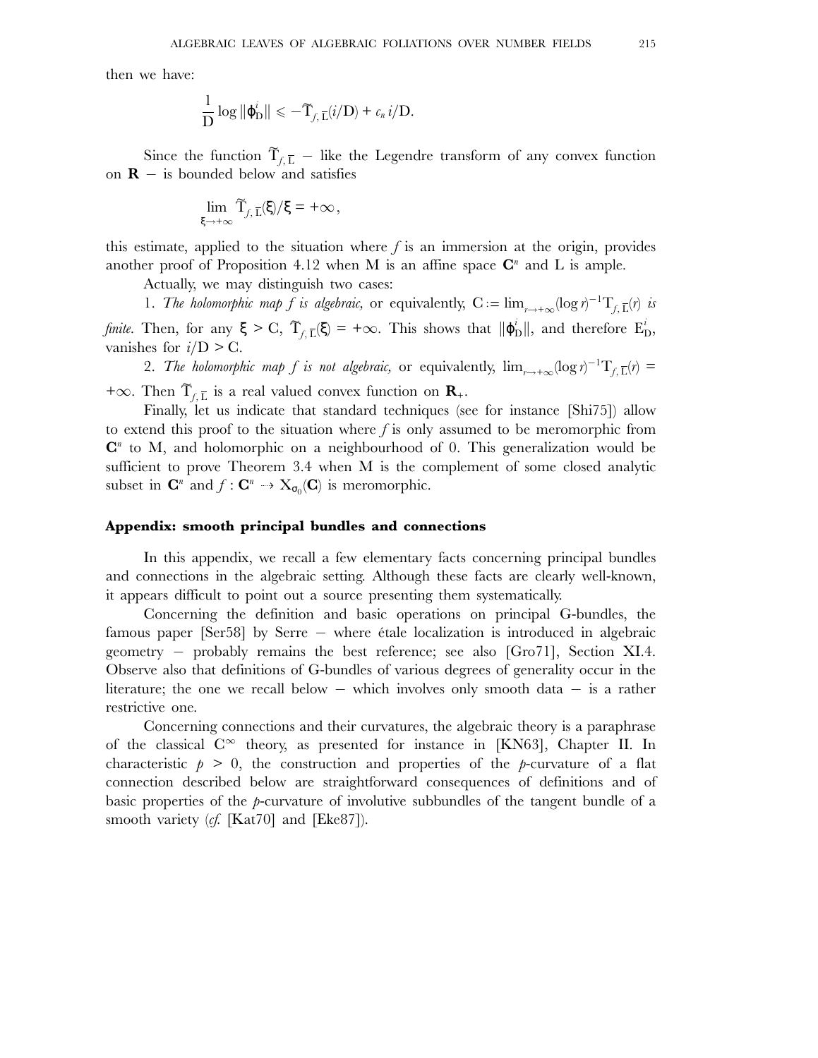then we have:

$$\frac{1}{\mathrm{D}} \log \|\varphi_{\mathrm{D}}^{i}\| \leqslant -\widetilde{\mathrm{T}}_{f,\overline{\mathrm{L}}}(i/\mathrm{D}) + c_n\, i/\mathrm{D}.$$

Since the function $\widetilde{\mathrm{T}}_{f,\overline{\mathrm{L}}}$ — like the Legendre transform of any convex function on $\mathbf{R}$ — is bounded below and satisfies

$$\lim_{\xi \to +\infty} \widetilde{\mathrm{T}}_{f,\overline{\mathrm{L}}}(\xi)/\xi = +\infty,$$

this estimate, applied to the situation where $f$ is an immersion at the origin, provides another proof of Proposition 4.12 when M is an affine space $\mathbf{C}^n$ and L is ample.

Actually, we may distinguish two cases:

1. *The holomorphic map $f$ is algebraic,* or equivalently, $\mathrm{C} := \lim_{r\to+\infty} (\log r)^{-1} \mathrm{T}_{f,\overline{\mathrm{L}}}(r)$ *is finite*. Then, for any $\xi > \mathrm{C}$, $\widetilde{\mathrm{T}}_{f,\overline{\mathrm{L}}}(\xi) = +\infty$. This shows that $\|\varphi_{\mathrm{D}}^{i}\|$, and therefore $\mathrm{E}_{\mathrm{D}}^{i}$, vanishes for $i/\mathrm{D} > \mathrm{C}$.

2. *The holomorphic map $f$ is not algebraic,* or equivalently, $\lim_{r\to+\infty} (\log r)^{-1} \mathrm{T}_{f,\overline{\mathrm{L}}}(r) = +\infty$. Then $\widetilde{\mathrm{T}}_{f,\overline{\mathrm{L}}}$ is a real valued convex function on $\mathbf{R}_{+}$.

Finally, let us indicate that standard techniques (see for instance [Shi75]) allow to extend this proof to the situation where $f$ is only assumed to be meromorphic from $\mathbf{C}^n$ to M, and holomorphic on a neighbourhood of 0. This generalization would be sufficient to prove Theorem 3.4 when M is the complement of some closed analytic subset in $\mathbf{C}^n$ and $f : \mathbf{C}^n \dashrightarrow \mathrm{X}_{\sigma_0}(\mathbf{C})$ is meromorphic.

## Appendix: smooth principal bundles and connections

In this appendix, we recall a few elementary facts concerning principal bundles and connections in the algebraic setting. Although these facts are clearly well-known, it appears difficult to point out a source presenting them systematically.

Concerning the definition and basic operations on principal G-bundles, the famous paper [Ser58] by Serre — where étale localization is introduced in algebraic geometry — probably remains the best reference; see also [Gro71], Section XI.4. Observe also that definitions of G-bundles of various degrees of generality occur in the literature; the one we recall below — which involves only smooth data — is a rather restrictive one.

Concerning connections and their curvatures, the algebraic theory is a paraphrase of the classical $\mathrm{C}^\infty$ theory, as presented for instance in [KN63], Chapter II. In characteristic $p > 0$, the construction and properties of the $p$-curvature of a flat connection described below are straightforward consequences of definitions and of basic properties of the $p$-curvature of involutive subbundles of the tangent bundle of a smooth variety (*cf.* [Kat70] and [Eke87]).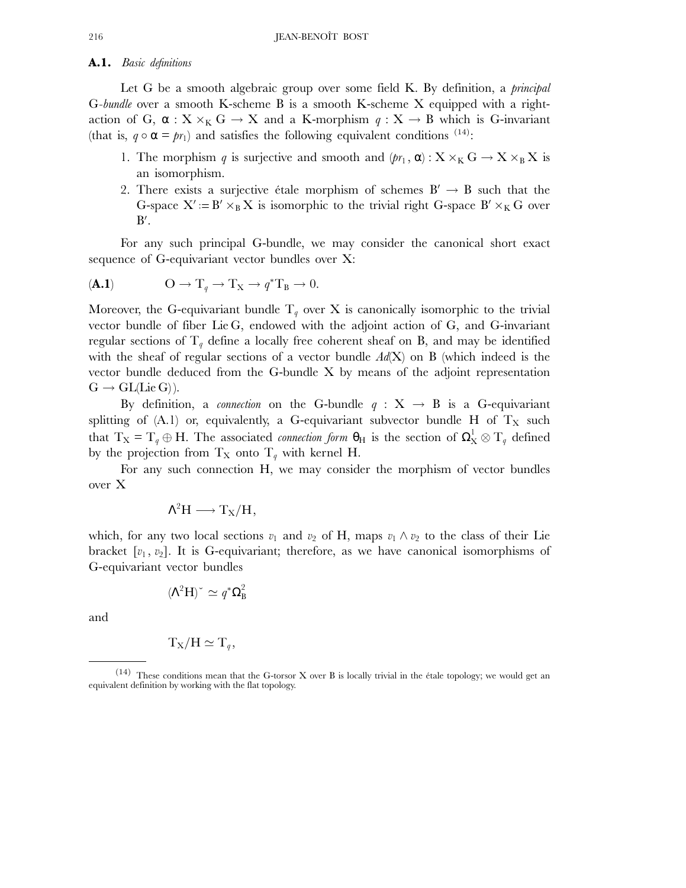### A.1. *Basic definitions*

Let $G$ be a smooth algebraic group over some field $K$. By definition, a *principal* $G$*-bundle* over a smooth $K$-scheme $B$ is a smooth $K$-scheme $X$ equipped with a right-action of $G$, $\alpha : X \times_K G \to X$ and a $K$-morphism $q : X \to B$ which is $G$-invariant (that is, $q \circ \alpha = pr_1$) and satisfies the following equivalent conditions [14]:

1. The morphism $q$ is surjective and smooth and $(pr_1, \alpha) : X \times_K G \to X \times_B X$ is an isomorphism.
2. There exists a surjective étale morphism of schemes $B' \to B$ such that the $G$-space $X' := B' \times_B X$ is isomorphic to the trivial right $G$-space $B' \times_K G$ over $B'$.

For any such principal $G$-bundle, we may consider the canonical short exact sequence of $G$-equivariant vector bundles over $X$:

$$\text{(A.1)} \qquad O \to T_q \to T_X \to q^* T_B \to 0.$$

Moreover, the $G$-equivariant bundle $T_q$ over $X$ is canonically isomorphic to the trivial vector bundle of fiber $\operatorname{Lie} G$, endowed with the adjoint action of $G$, and $G$-invariant regular sections of $T_q$ define a locally free coherent sheaf on $B$, and may be identified with the sheaf of regular sections of a vector bundle $Ad(X)$ on $B$ (which indeed is the vector bundle deduced from the $G$-bundle $X$ by means of the adjoint representation $G \to GL(\operatorname{Lie} G)$).

By definition, a *connection* on the $G$-bundle $q : X \to B$ is a $G$-equivariant splitting of (A.1) or, equivalently, a $G$-equivariant subvector bundle $H$ of $T_X$ such that $T_X = T_q \oplus H$. The associated *connection form* $\theta_H$ is the section of $\Omega^1_X \otimes T_q$ defined by the projection from $T_X$ onto $T_q$ with kernel $H$.

For any such connection $H$, we may consider the morphism of vector bundles over $X$

$$\Lambda^2 H \longrightarrow T_X/H,$$

which, for any two local sections $v_1$ and $v_2$ of $H$, maps $v_1 \wedge v_2$ to the class of their Lie bracket $[v_1, v_2]$. It is $G$-equivariant; therefore, as we have canonical isomorphisms of $G$-equivariant vector bundles

$$(\Lambda^2 H)^{\vee} \simeq q^* \Omega^2_B$$

and

$$T_X/H \simeq T_q,$$

[14] These conditions mean that the $G$-torsor $X$ over $B$ is locally trivial in the étale topology; we would get an equivalent definition by working with the flat topology.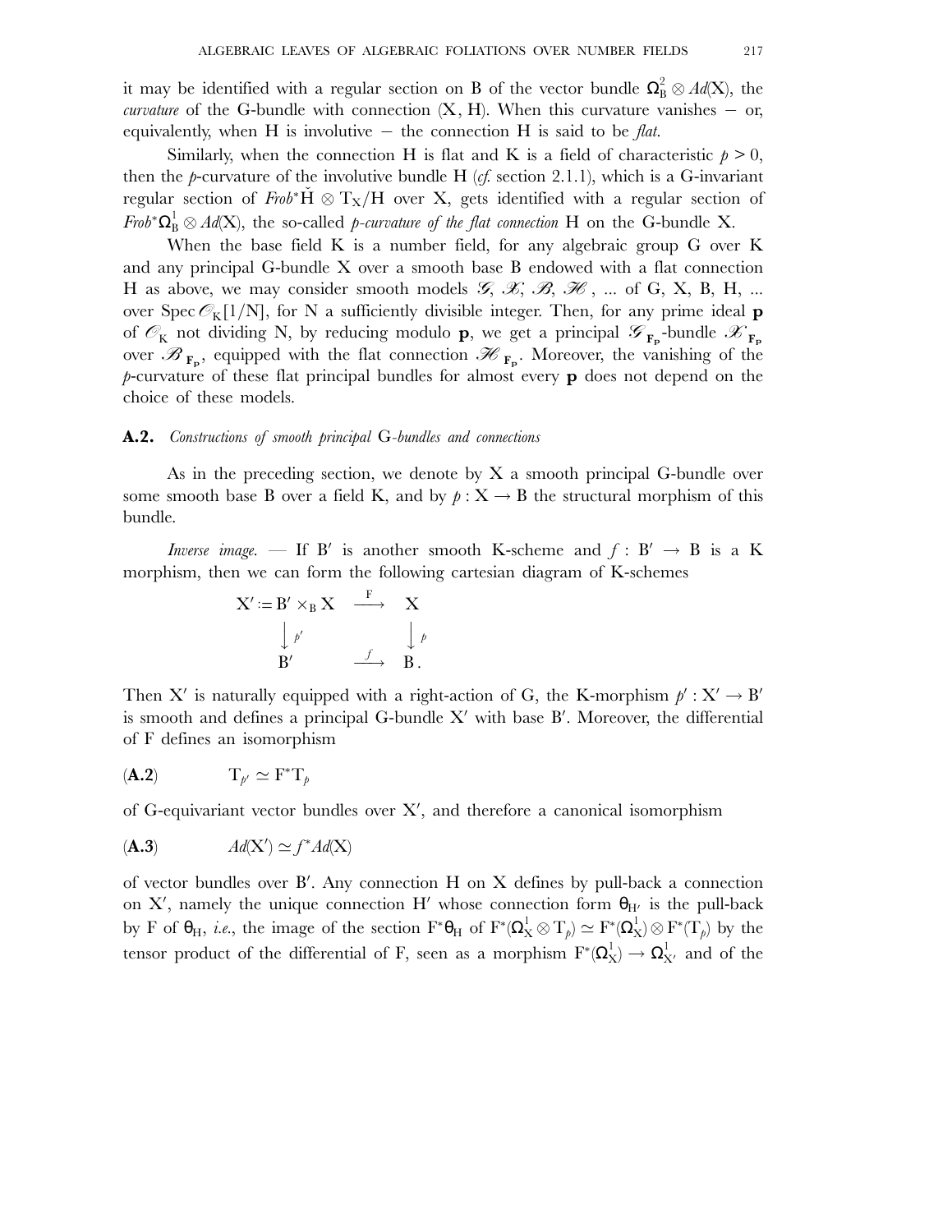it may be identified with a regular section on B of the vector bundle $\Omega^2_B \otimes Ad(X)$, the *curvature* of the G-bundle with connection $(X, H)$. When this curvature vanishes — or, equivalently, when H is involutive — the connection H is said to be *flat*.

Similarly, when the connection H is flat and K is a field of characteristic $p > 0$, then the $p$-curvature of the involutive bundle H (*cf.* section 2.1.1), which is a G-invariant regular section of $Frob^* \check{H} \otimes T_X/H$ over X, gets identified with a regular section of $Frob^* \Omega^1_B \otimes Ad(X)$, the so-called *p-curvature of the flat connection* H on the G-bundle X.

When the base field K is a number field, for any algebraic group G over K and any principal G-bundle X over a smooth base B endowed with a flat connection H as above, we may consider smooth models $\mathscr{G}, \mathscr{X}, \mathscr{B}, \mathscr{H}, \ldots$ of G, X, B, H, ... over $\operatorname{Spec} \mathscr{O}_K[1/N]$, for N a sufficiently divisible integer. Then, for any prime ideal $\mathbf{p}$ of $\mathscr{O}_K$ not dividing N, by reducing modulo $\mathbf{p}$, we get a principal $\mathscr{G}_{\mathbf{F}_\mathbf{p}}$-bundle $\mathscr{X}_{\mathbf{F}_\mathbf{p}}$ over $\mathscr{B}_{\mathbf{F}_\mathbf{p}}$, equipped with the flat connection $\mathscr{H}_{\mathbf{F}_\mathbf{p}}$. Moreover, the vanishing of the $p$-curvature of these flat principal bundles for almost every $\mathbf{p}$ does not depend on the choice of these models.

## A.2. *Constructions of smooth principal* G*-bundles and connections*

As in the preceding section, we denote by X a smooth principal G-bundle over some smooth base B over a field K, and by $p : X \to B$ the structural morphism of this bundle.

*Inverse image.* — If B′ is another smooth K-scheme and $f : B' \to B$ is a K morphism, then we can form the following cartesian diagram of K-schemes

$$\begin{array}{ccc} X' := B' \times_B X & \xrightarrow{F} & X \\ \downarrow p' & & \downarrow p \\ B' & \xrightarrow{f} & B. \end{array}$$

Then X′ is naturally equipped with a right-action of G, the K-morphism $p' : X' \to B'$ is smooth and defines a principal G-bundle X′ with base B′. Moreover, the differential of F defines an isomorphism

$$\textbf{(A.2)} \qquad T_{p'} \simeq F^* T_p$$

of G-equivariant vector bundles over X′, and therefore a canonical isomorphism

$$\textbf{(A.3)} \qquad Ad(X') \simeq f^* Ad(X)$$

of vector bundles over B′. Any connection H on X defines by pull-back a connection on X′, namely the unique connection H′ whose connection form $\theta_{H'}$ is the pull-back by F of $\theta_H$, *i.e.*, the image of the section $F^*\theta_H$ of $F^*(\Omega^1_X \otimes T_p) \simeq F^*(\Omega^1_X) \otimes F^*(T_p)$ by the tensor product of the differential of F, seen as a morphism $F^*(\Omega^1_X) \to \Omega^1_{X'}$ and of the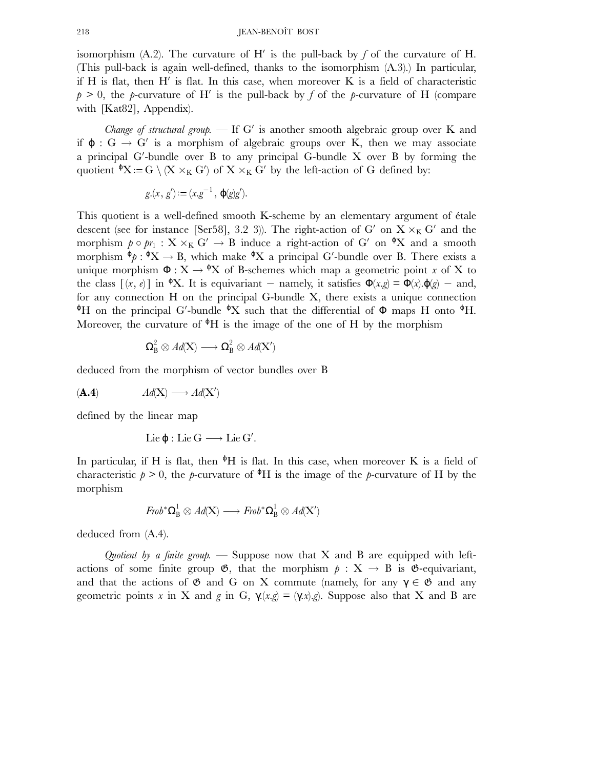isomorphism (A.2). The curvature of $H'$ is the pull-back by $f$ of the curvature of $H$. (This pull-back is again well-defined, thanks to the isomorphism (A.3).) In particular, if $H$ is flat, then $H'$ is flat. In this case, when moreover $K$ is a field of characteristic $p > 0$, the $p$-curvature of $H'$ is the pull-back by $f$ of the $p$-curvature of $H$ (compare with [Kat82], Appendix).

*Change of structural group.* — If $G'$ is another smooth algebraic group over $K$ and if $\varphi : G \to G'$ is a morphism of algebraic groups over $K$, then we may associate a principal $G'$-bundle over $B$ to any principal $G$-bundle $X$ over $B$ by forming the quotient ${}^{\varphi}X := G \backslash (X \times_K G')$ of $X \times_K G'$ by the left-action of $G$ defined by:

$$g.(x, g') := (x.g^{-1}, \varphi(g)g').$$

This quotient is a well-defined smooth $K$-scheme by an elementary argument of étale descent (see for instance [Ser58], 3.2 3)). The right-action of $G'$ on $X \times_K G'$ and the morphism $p \circ pr_1 : X \times_K G' \to B$ induce a right-action of $G'$ on ${}^{\varphi}X$ and a smooth morphism ${}^{\varphi}p : {}^{\varphi}X \to B$, which make ${}^{\varphi}X$ a principal $G'$-bundle over $B$. There exists a unique morphism $\Phi : X \to {}^{\varphi}X$ of $B$-schemes which map a geometric point $x$ of $X$ to the class $[(x, e)]$ in ${}^{\varphi}X$. It is equivariant − namely, it satisfies $\Phi(x.g) = \Phi(x).\varphi(g)$ − and, for any connection $H$ on the principal $G$-bundle $X$, there exists a unique connection ${}^{\varphi}H$ on the principal $G'$-bundle ${}^{\varphi}X$ such that the differential of $\Phi$ maps $H$ onto ${}^{\varphi}H$. Moreover, the curvature of ${}^{\varphi}H$ is the image of the one of $H$ by the morphism

$$\Omega^2_B \otimes Ad(X) \longrightarrow \Omega^2_B \otimes Ad(X')$$

deduced from the morphism of vector bundles over $B$

$$\textbf{(A.4)} \qquad Ad(X) \longrightarrow Ad(X')$$

defined by the linear map

$$\mathrm{Lie}\,\varphi : \mathrm{Lie}\,G \longrightarrow \mathrm{Lie}\,G'.$$

In particular, if $H$ is flat, then ${}^{\varphi}H$ is flat. In this case, when moreover $K$ is a field of characteristic $p > 0$, the $p$-curvature of ${}^{\varphi}H$ is the image of the $p$-curvature of $H$ by the morphism

$$Frob^*\Omega^1_B \otimes Ad(X) \longrightarrow Frob^*\Omega^1_B \otimes Ad(X')$$

deduced from (A.4).

*Quotient by a finite group.* — Suppose now that $X$ and $B$ are equipped with left-actions of some finite group $\mathfrak{G}$, that the morphism $p : X \to B$ is $\mathfrak{G}$-equivariant, and that the actions of $\mathfrak{G}$ and $G$ on $X$ commute (namely, for any $\gamma \in \mathfrak{G}$ and any geometric points $x$ in $X$ and $g$ in $G$, $\gamma.(x.g) = (\gamma.x).g$). Suppose also that $X$ and $B$ are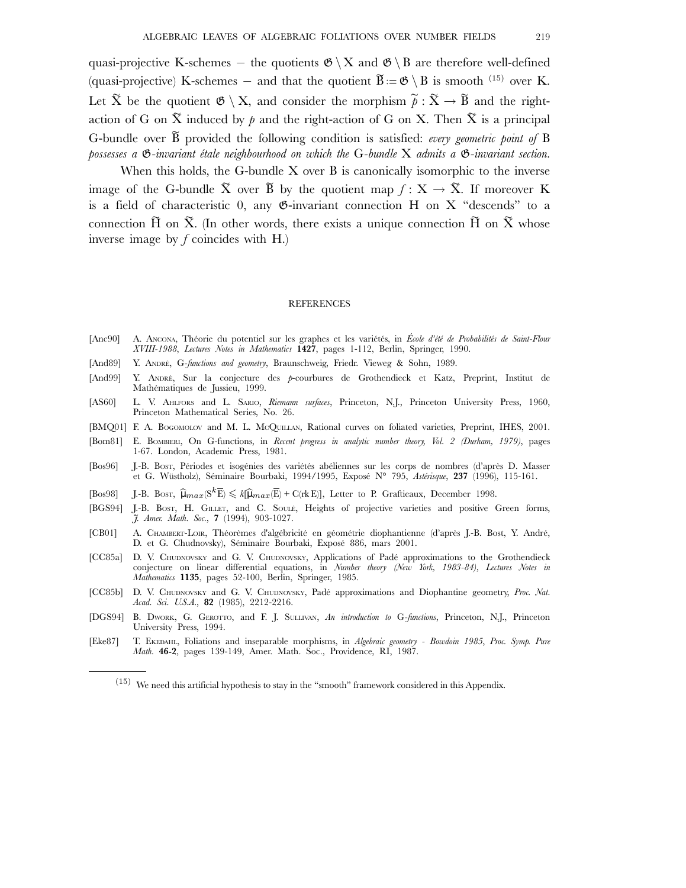quasi-projective K-schemes − the quotients $\mathfrak{G} \setminus X$ and $\mathfrak{G} \setminus B$ are therefore well-defined (quasi-projective) K-schemes − and that the quotient $\widetilde{B} := \mathfrak{G} \setminus B$ is smooth [15] over K. Let $\widetilde{X}$ be the quotient $\mathfrak{G} \setminus X$, and consider the morphism $\widetilde{p} : \widetilde{X} \to \widetilde{B}$ and the right-action of G on $\widetilde{X}$ induced by $p$ and the right-action of G on X. Then $\widetilde{X}$ is a principal G-bundle over $\widetilde{B}$ provided the following condition is satisfied: *every geometric point of* B *possesses a* $\mathfrak{G}$*-invariant étale neighbourhood on which the* G*-bundle* X *admits a* $\mathfrak{G}$*-invariant section*.

When this holds, the G-bundle X over B is canonically isomorphic to the inverse image of the G-bundle $\widetilde{X}$ over $\widetilde{B}$ by the quotient map $f : X \to \widetilde{X}$. If moreover K is a field of characteristic 0, any $\mathfrak{G}$-invariant connection H on X "descends" to a connection $\widetilde{H}$ on $\widetilde{X}$. (In other words, there exists a unique connection $\widetilde{H}$ on $\widetilde{X}$ whose inverse image by $f$ coincides with H.)

## REFERENCES

[Anc90] A. Ancona, Théorie du potentiel sur les graphes et les variétés, in *École d'été de Probabilités de Saint-Flour XVIII-1988*, *Lectures Notes in Mathematics* **1427**, pages 1-112, Berlin, Springer, 1990.

[And89] Y. André, *G-functions and geometry*, Braunschweig, Friedr. Vieweg & Sohn, 1989.

[And99] Y. André, Sur la conjecture des $p$-courbures de Grothendieck et Katz, Preprint, Institut de Mathématiques de Jussieu, 1999.

[AS60] L. V. Ahlfors and L. Sario, *Riemann surfaces*, Princeton, N.J., Princeton University Press, 1960, Princeton Mathematical Series, No. 26.

[BMQ01] F. A. Bogomolov and M. L. McQuillan, Rational curves on foliated varieties, Preprint, IHES, 2001.

[Bom81] E. Bombieri, On G-functions, in *Recent progress in analytic number theory, Vol. 2 (Durham, 1979)*, pages 1-67. London, Academic Press, 1981.

[Bos96] J.-B. Bost, Périodes et isogénies des variétés abéliennes sur les corps de nombres (d'après D. Masser et G. Wüstholz), Séminaire Bourbaki, 1994/1995, Exposé N° 795, *Astérisque*, **237** (1996), 115-161.

[Bos98] J.-B. Bost, $\widehat{\mu}_{max}(S^k\overline{E}) \leqslant k[\widehat{\mu}_{max}(\overline{E}) + C(\mathrm{rk}\, E)]$, Letter to P. Graftieaux, December 1998.

[BGS94] J.-B. Bost, H. Gillet, and C. Soulé, Heights of projective varieties and positive Green forms, *J. Amer. Math. Soc.*, **7** (1994), 903-1027.

[CB01] A. Chambert-Loir, Théorèmes d'algébricité en géométrie diophantienne (d'après J.-B. Bost, Y. André, D. et G. Chudnovsky), Séminaire Bourbaki, Exposé 886, mars 2001.

[CC85a] D. V. Chudnovsky and G. V. Chudnovsky, Applications of Padé approximations to the Grothendieck conjecture on linear differential equations, in *Number theory (New York, 1983-84)*, *Lectures Notes in Mathematics* **1135**, pages 52-100, Berlin, Springer, 1985.

[CC85b] D. V. Chudnovsky and G. V. Chudnovsky, Padé approximations and Diophantine geometry, *Proc. Nat. Acad. Sci. U.S.A.*, **82** (1985), 2212-2216.

[DGS94] B. Dwork, G. Gerotto, and F. J. Sullivan, *An introduction to G-functions*, Princeton, N.J., Princeton University Press, 1994.

[Eke87] T. Ekedahl, Foliations and inseparable morphisms, in *Algebraic geometry - Bowdoin 1985*, *Proc. Symp. Pure Math.* **46-2**, pages 139-149, Amer. Math. Soc., Providence, RI, 1987.

---

(15) We need this artificial hypothesis to stay in the "smooth" framework considered in this Appendix.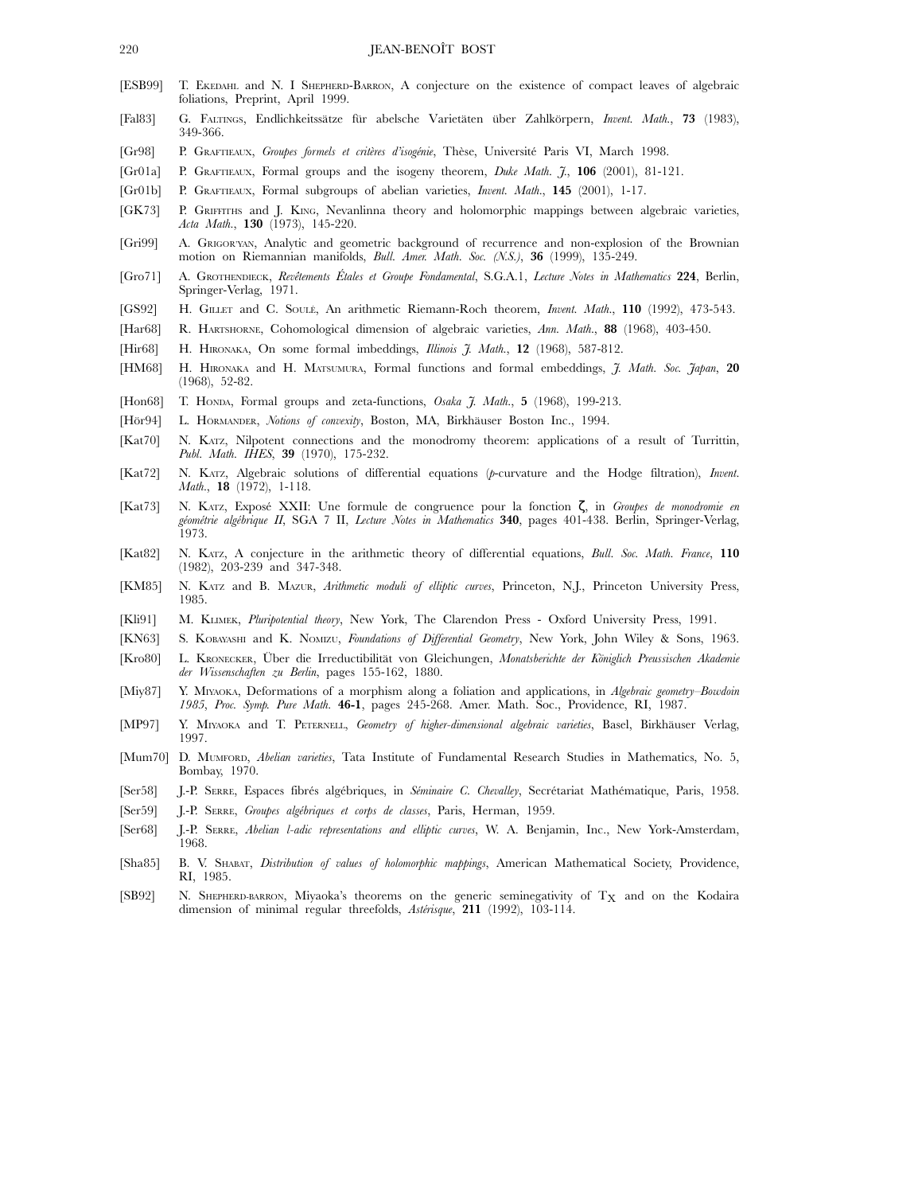[ESB99] T. Ekedahl and N. I Shepherd-Barron, A conjecture on the existence of compact leaves of algebraic foliations, Preprint, April 1999.

[Fal83] G. Faltings, Endlichkeitssätze für abelsche Varietäten über Zahlkörpern, *Invent. Math.*, **73** (1983), 349-366.

[Gr98] P. Graftieaux, *Groupes formels et critères d'isogénie*, Thèse, Université Paris VI, March 1998.

[Gr01a] P. Graftieaux, Formal groups and the isogeny theorem, *Duke Math. J.*, **106** (2001), 81-121.

[Gr01b] P. Graftieaux, Formal subgroups of abelian varieties, *Invent. Math.*, **145** (2001), 1-17.

[GK73] P. Griffiths and J. King, Nevanlinna theory and holomorphic mappings between algebraic varieties, *Acta Math.*, **130** (1973), 145-220.

[Gri99] A. Grigor'yan, Analytic and geometric background of recurrence and non-explosion of the Brownian motion on Riemannian manifolds, *Bull. Amer. Math. Soc. (N.S.)*, **36** (1999), 135-249.

[Gro71] A. Grothendieck, *Revêtements Étales et Groupe Fondamental*, S.G.A.1, *Lecture Notes in Mathematics* **224**, Berlin, Springer-Verlag, 1971.

[GS92] H. Gillet and C. Soulé, An arithmetic Riemann-Roch theorem, *Invent. Math.*, **110** (1992), 473-543.

[Har68] R. Hartshorne, Cohomological dimension of algebraic varieties, *Ann. Math.*, **88** (1968), 403-450.

[Hir68] H. Hironaka, On some formal imbeddings, *Illinois J. Math.*, **12** (1968), 587-812.

[HM68] H. Hironaka and H. Matsumura, Formal functions and formal embeddings, *J. Math. Soc. Japan*, **20** (1968), 52-82.

[Hon68] T. Honda, Formal groups and zeta-functions, *Osaka J. Math.*, **5** (1968), 199-213.

[Hör94] L. Hormander, *Notions of convexity*, Boston, MA, Birkhäuser Boston Inc., 1994.

[Kat70] N. Katz, Nilpotent connections and the monodromy theorem: applications of a result of Turrittin, *Publ. Math. IHES*, **39** (1970), 175-232.

[Kat72] N. Katz, Algebraic solutions of differential equations ($p$-curvature and the Hodge filtration), *Invent. Math.*, **18** (1972), 1-118.

[Kat73] N. Katz, Exposé XXII: Une formule de congruence pour la fonction $\zeta$, in *Groupes de monodromie en géométrie algébrique II*, SGA 7 II, *Lecture Notes in Mathematics* **340**, pages 401-438. Berlin, Springer-Verlag, 1973.

[Kat82] N. Katz, A conjecture in the arithmetic theory of differential equations, *Bull. Soc. Math. France*, **110** (1982), 203-239 and 347-348.

[KM85] N. Katz and B. Mazur, *Arithmetic moduli of elliptic curves*, Princeton, N.J., Princeton University Press, 1985.

[Kli91] M. Klimek, *Pluripotential theory*, New York, The Clarendon Press - Oxford University Press, 1991.

[KN63] S. Kobayashi and K. Nomizu, *Foundations of Differential Geometry*, New York, John Wiley & Sons, 1963.

[Kro80] L. Kronecker, Über die Irreductibilität von Gleichungen, *Monatsberichte der Königlich Preussischen Akademie der Wissenschaften zu Berlin*, pages 155-162, 1880.

[Miy87] Y. Miyaoka, Deformations of a morphism along a foliation and applications, in *Algebraic geometry–Bowdoin 1985*, *Proc. Symp. Pure Math.* **46-1**, pages 245-268. Amer. Math. Soc., Providence, RI, 1987.

[MP97] Y. Miyaoka and T. Peternell, *Geometry of higher-dimensional algebraic varieties*, Basel, Birkhäuser Verlag, 1997.

[Mum70] D. Mumford, *Abelian varieties*, Tata Institute of Fundamental Research Studies in Mathematics, No. 5, Bombay, 1970.

[Ser58] J.-P. Serre, Espaces fibrés algébriques, in *Séminaire C. Chevalley*, Secrétariat Mathématique, Paris, 1958.

[Ser59] J.-P. Serre, *Groupes algébriques et corps de classes*, Paris, Herman, 1959.

[Ser68] J.-P. Serre, *Abelian l-adic representations and elliptic curves*, W. A. Benjamin, Inc., New York-Amsterdam, 1968.

[Sha85] B. V. Shabat, *Distribution of values of holomorphic mappings*, American Mathematical Society, Providence, RI, 1985.

[SB92] N. Shepherd-Barron, Miyaoka's theorems on the generic seminegativity of $T_X$ and on the Kodaira dimension of minimal regular threefolds, *Astérisque*, **211** (1992), 103-114.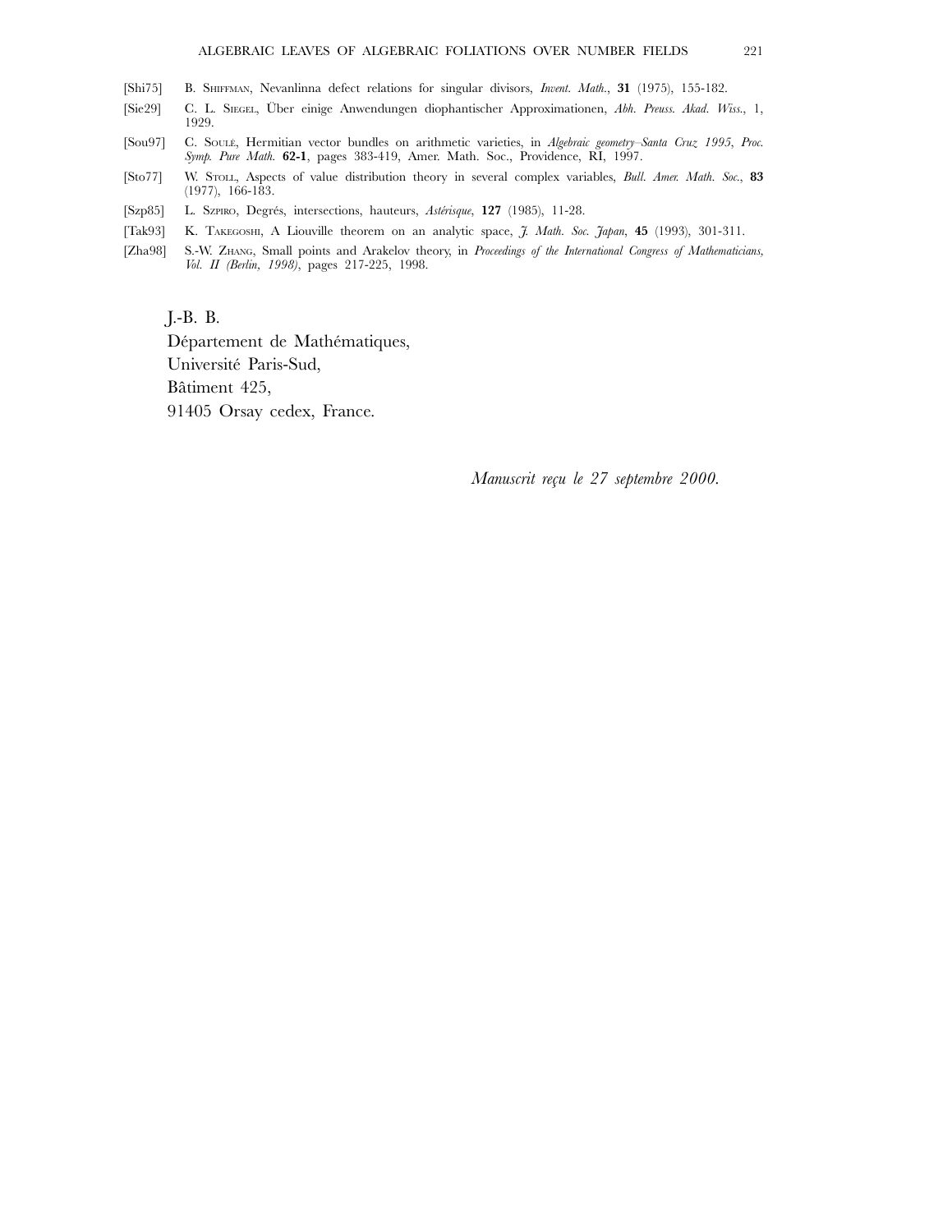[Shi75] B. Shiffman, Nevanlinna defect relations for singular divisors, *Invent. Math.*, **31** (1975), 155-182.

[Sie29] C. L. Siegel, Über einige Anwendungen diophantischer Approximationen, *Abh. Preuss. Akad. Wiss.*, 1, 1929.

[Sou97] C. Soulé, Hermitian vector bundles on arithmetic varieties, in *Algebraic geometry–Santa Cruz 1995*, *Proc. Symp. Pure Math.* **62-1**, pages 383-419, Amer. Math. Soc., Providence, RI, 1997.

[Sto77] W. Stoll, Aspects of value distribution theory in several complex variables, *Bull. Amer. Math. Soc.*, **83** (1977), 166-183.

[Szp85] L. Szpiro, Degrés, intersections, hauteurs, *Astérisque*, **127** (1985), 11-28.

[Tak93] K. Takegoshi, A Liouville theorem on an analytic space, *J. Math. Soc. Japan*, **45** (1993), 301-311.

[Zha98] S.-W. Zhang, Small points and Arakelov theory, in *Proceedings of the International Congress of Mathematicians, Vol. II (Berlin, 1998)*, pages 217-225, 1998.

J.-B. B.
Département de Mathématiques,
Université Paris-Sud,
Bâtiment 425,
91405 Orsay cedex, France.

*Manuscrit reçu le 27 septembre 2000.*